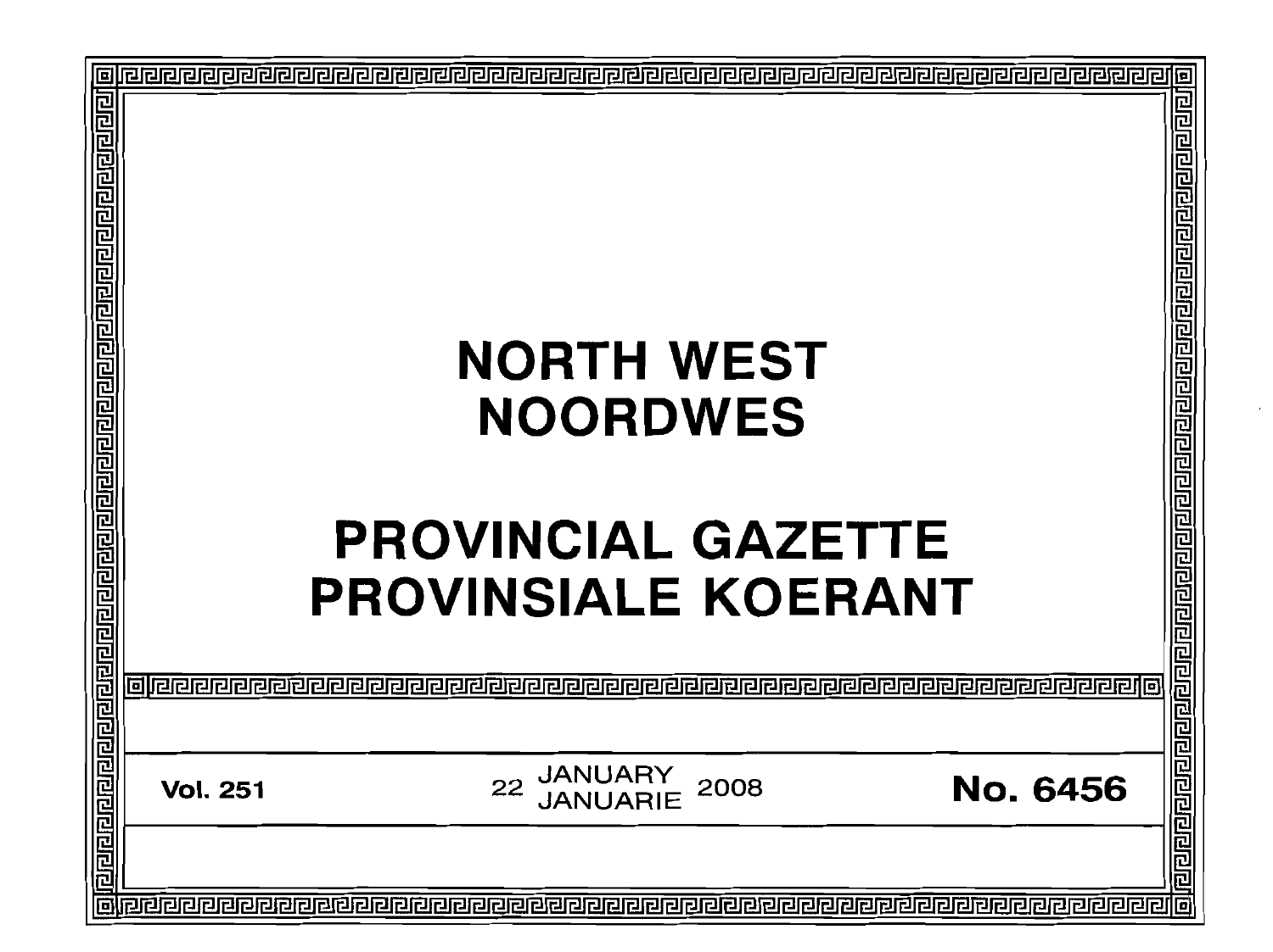# NORTH WEST
# NOORDWES

# PROVINCIAL GAZETTE
# PROVINSIALE KOERANT

**Vol. 251** 22 JANUARY / JANUARIE 2008 **No. 6456**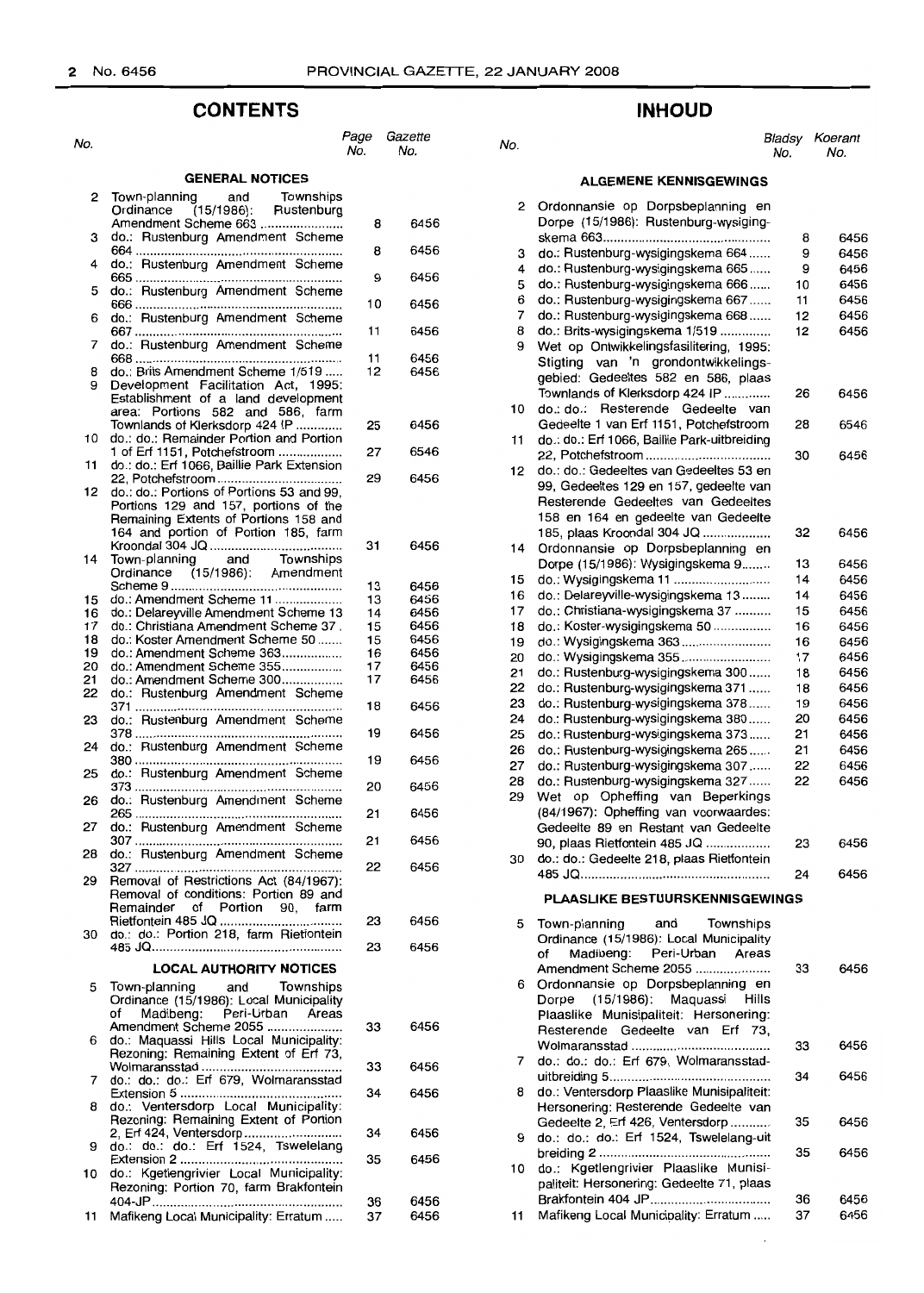## CONTENTS

| No. | | Page No. | Gazette No. |
|---|---|---|---|
| | **GENERAL NOTICES** | | |
| 2 | Town-planning and Townships Ordinance (15/1986): Rustenburg Amendment Scheme 663 | 8 | 6456 |
| 3 | do.: Rustenburg Amendment Scheme 664 | 8 | 6456 |
| 4 | do.: Rustenburg Amendment Scheme 665 | 9 | 6456 |
| 5 | do.: Rustenburg Amendment Scheme 666 | 10 | 6456 |
| 6 | do.: Rustenburg Amendment Scheme 667 | 11 | 6456 |
| 7 | do.: Rustenburg Amendment Scheme 668 | 11 | 6456 |
| 8 | do.: Brits Amendment Scheme 1/519 | 12 | 6456 |
| 9 | Development Facilitation Act, 1995: Establishment of a land development area: Portions 582 and 586, farm Townlands of Klerksdorp 424 IP | 25 | 6456 |
| 10 | do.: do.: Remainder Portion and Portion 1 of Erf 1151, Potchefstroom | 27 | 6546 |
| 11 | do.: do.: Erf 1066, Baillie Park Extension 22, Potchefstroom | 29 | 6456 |
| 12 | do.: do.: Portions of Portions 53 and 99, Portions 129 and 157, portions of the Remaining Extents of Portions 158 and 164 and portion of Portion 185, farm Kroondal 304 JQ | 31 | 6456 |
| 14 | Town-planning and Townships Ordinance (15/1986): Amendment Scheme 9 | 13 | 6456 |
| 15 | do.: Amendment Scheme 11 | 13 | 6456 |
| 16 | do.: Delareyville Amendment Scheme 13 | 14 | 6456 |
| 17 | do.: Christiana Amendment Scheme 37 | 15 | 6456 |
| 18 | do.: Koster Amendment Scheme 50 | 15 | 6456 |
| 19 | do.: Amendment Scheme 363 | 16 | 6456 |
| 20 | do.: Amendment Scheme 355 | 17 | 6456 |
| 21 | do.: Amendment Scheme 300 | 17 | 6456 |
| 22 | do.: Rustenburg Amendment Scheme 371 | 18 | 6456 |
| 23 | do.: Rustenburg Amendment Scheme 378 | 19 | 6456 |
| 24 | do.: Rustenburg Amendment Scheme 380 | 19 | 6456 |
| 25 | do.: Rustenburg Amendment Scheme 373 | 20 | 6456 |
| 26 | do.: Rustenburg Amendment Scheme 265 | 21 | 6456 |
| 27 | do.: Rustenburg Amendment Scheme 307 | 21 | 6456 |
| 28 | do.: Rustenburg Amendment Scheme 327 | 22 | 6456 |
| 29 | Removal of Restrictions Act (84/1967): Removal of conditions: Portion 89 and Remainder of Portion 90, farm Rietfontein 485 JQ | 23 | 6456 |
| 30 | do.: do.: Portion 218, farm Rietfontein 485 JQ | 23 | 6456 |
| | **LOCAL AUTHORITY NOTICES** | | |
| 5 | Town-planning and Townships Ordinance (15/1986): Local Municipality of Madibeng: Peri-Urban Areas Amendment Scheme 2055 | 33 | 6456 |
| 6 | do.: Maquassi Hills Local Municipality: Rezoning: Remaining Extent of Erf 73, Wolmaransstad | 33 | 6456 |
| 7 | do.: do.: do.: Erf 679, Wolmaransstad Extension 5 | 34 | 6456 |
| 8 | do.: Ventersdorp Local Municipality: Rezoning: Remaining Extent of Portion 2, Erf 424, Ventersdorp | 34 | 6456 |
| 9 | do.: do.: do.: Erf 1524, Tswelelang Extension 2 | 35 | 6456 |
| 10 | do.: Kgetlengrivier Local Municipality: Rezoning: Portion 70, farm Brakfontein 404-JP | 36 | 6456 |
| 11 | Mafikeng Local Municipality: Erratum | 37 | 6456 |

## INHOUD

| No. | | Bladsy No. | Koerant No. |
|---|---|---|---|
| | **ALGEMENE KENNISGEWINGS** | | |
| 2 | Ordonnansie op Dorpsbeplanning en Dorpe (15/1986): Rustenburg-wysigingskema 663 | 8 | 6456 |
| 3 | do.: Rustenburg-wysigingskema 664 | 9 | 6456 |
| 4 | do.: Rustenburg-wysigingskema 665 | 9 | 6456 |
| 5 | do.: Rustenburg-wysigingskema 666 | 10 | 6456 |
| 6 | do.: Rustenburg-wysigingskema 667 | 11 | 6456 |
| 7 | do.: Rustenburg-wysigingskema 668 | 12 | 6456 |
| 8 | do.: Brits-wysigingskema 1/519 | 12 | 6456 |
| 9 | Wet op Ontwikkelingsfasilitering, 1995: Stigting van 'n grondontwikkelingsgebied: Gedeeltes 582 en 586, plaas Townlands of Klerksdorp 424 IP | 26 | 6456 |
| 10 | do.: do.: Resterende Gedeelte van Gedeelte 1 van Erf 1151, Potchefstroom | 28 | 6546 |
| 11 | do.: do.: Erf 1066, Baillie Park-uitbreiding 22, Potchefstroom | 30 | 6456 |
| 12 | do.: do.: Gedeeltes van Gedeeltes 53 en 99, Gedeeltes 129 en 157, gedeelte van Resterende Gedeeltes van Gedeeltes 158 en 164 en gedeelte van Gedeelte 185, plaas Kroondal 304 JQ | 32 | 6456 |
| 14 | Ordonnansie op Dorpsbeplanning en Dorpe (15/1986): Wysigingskema 9 | 13 | 6456 |
| 15 | do.: Wysigingskema 11 | 14 | 6456 |
| 16 | do.: Delareyville-wysigingskema 13 | 14 | 6456 |
| 17 | do.: Christiana-wysigingskema 37 | 15 | 6456 |
| 18 | do.: Koster-wysigingskema 50 | 16 | 6456 |
| 19 | do.: Wysigingskema 363 | 16 | 6456 |
| 20 | do.: Wysigingskema 355 | 17 | 6456 |
| 21 | do.: Rustenburg-wysigingskema 300 | 18 | 6456 |
| 22 | do.: Rustenburg-wysigingskema 371 | 18 | 6456 |
| 23 | do.: Rustenburg-wysigingskema 378 | 19 | 6456 |
| 24 | do.: Rustenburg-wysigingskema 380 | 20 | 6456 |
| 25 | do.: Rustenburg-wysigingskema 373 | 21 | 6456 |
| 26 | do.: Rustenburg-wysigingskema 265 | 21 | 6456 |
| 27 | do.: Rustenburg-wysigingskema 307 | 22 | 6456 |
| 28 | do.: Rustenburg-wysigingskema 327 | 22 | 6456 |
| 29 | Wet op Opheffing van Beperkings (84/1967): Opheffing van voorwaardes: Gedeelte 89 en Restant van Gedeelte 90, plaas Rietfontein 485 JQ | 23 | 6456 |
| 30 | do.: do.: Gedeelte 218, plaas Rietfontein 485 JQ | 24 | 6456 |
| | **PLAASLIKE BESTUURSKENNISGEWINGS** | | |
| 5 | Town-planning and Townships Ordinance (15/1986): Local Municipality of Madibeng: Peri-Urban Areas Amendment Scheme 2055 | 33 | 6456 |
| 6 | Ordonnansie op Dorpsbeplanning en Dorpe (15/1986): Maquassi Hills Plaaslike Munisipaliteit: Hersonering: Resterende Gedeelte van Erf 73, Wolmaransstad | 33 | 6456 |
| 7 | do.: do.: Erf 679, Wolmaransstad-uitbreiding 5 | 34 | 6456 |
| 8 | do.: Ventersdorp Plaaslike Munisipaliteit: Hersonering: Resterende Gedeelte van Gedeelte 2, Erf 426, Ventersdorp | 35 | 6456 |
| 9 | do.: do.: do.: Erf 1524, Tswelelang-uitbreiding 2 | 35 | 6456 |
| 10 | do.: Kgetlengrivier Plaaslike Munisipaliteit: Hersonering: Gedeelte 71, plaas Brakfontein 404 JP | 36 | 6456 |
| 11 | Mafikeng Local Municipality: Erratum | 37 | 6456 |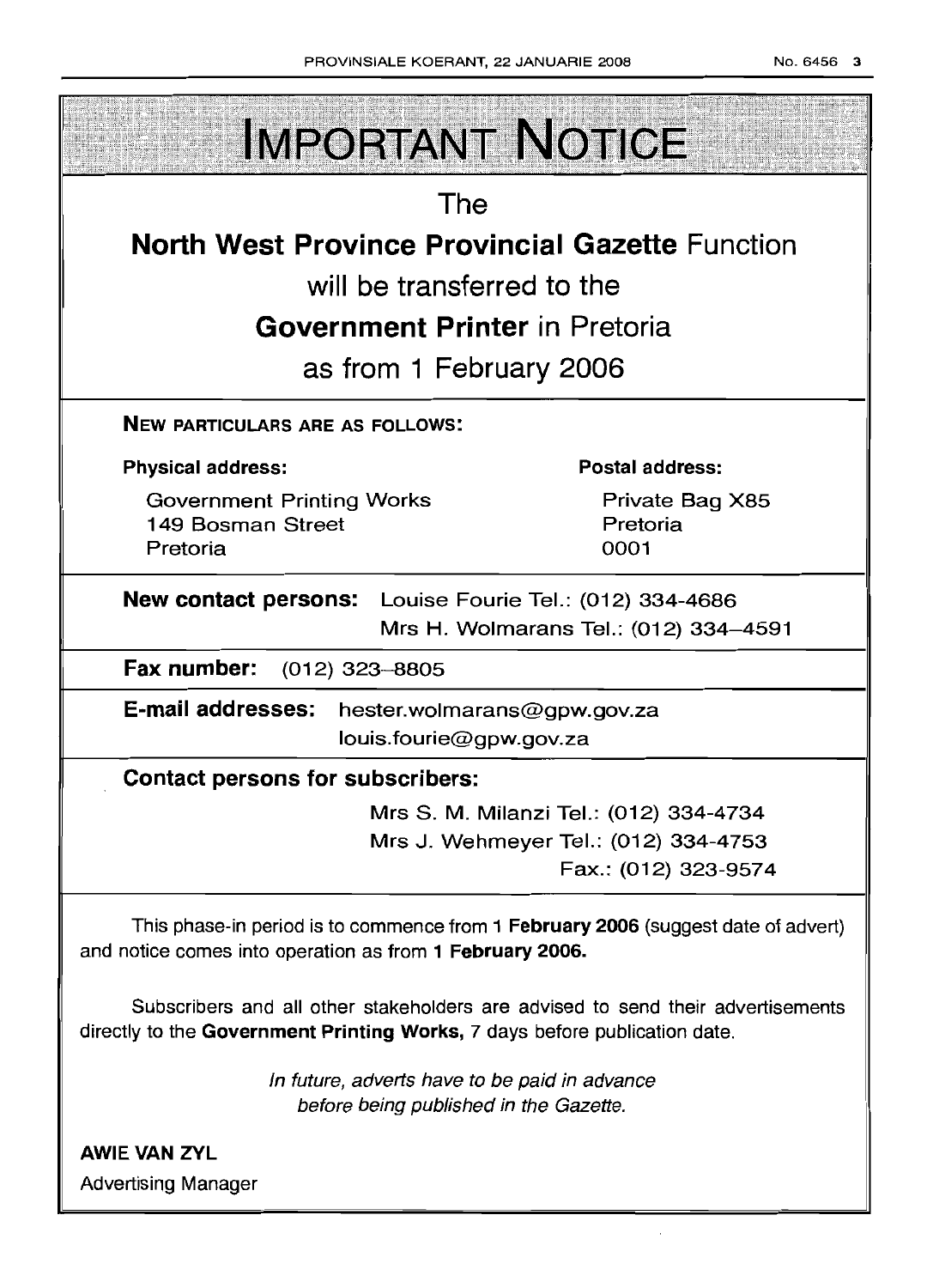# IMPORTANT NOTICE

The

**North West Province Provincial Gazette** Function

will be transferred to the

**Government Printer** in Pretoria

as from 1 February 2006

**NEW PARTICULARS ARE AS FOLLOWS:**

**Physical address:**

Government Printing Works
149 Bosman Street
Pretoria

**Postal address:**

Private Bag X85
Pretoria
0001

**New contact persons:** Louise Fourie Tel.: (012) 334-4686
Mrs H. Wolmarans Tel.: (012) 334–4591

**Fax number:** (012) 323–8805

**E-mail addresses:** hester.wolmarans@gpw.gov.za
louis.fourie@gpw.gov.za

**Contact persons for subscribers:**

Mrs S. M. Milanzi Tel.: (012) 334-4734
Mrs J. Wehmeyer Tel.: (012) 334-4753
Fax.: (012) 323-9574

This phase-in period is to commence from 1 **February 2006** (suggest date of advert) and notice comes into operation as from **1 February 2006.**

Subscribers and all other stakeholders are advised to send their advertisements directly to the **Government Printing Works,** 7 days before publication date.

*In future, adverts have to be paid in advance before being published in the Gazette.*

**AWIE VAN ZYL**

Advertising Manager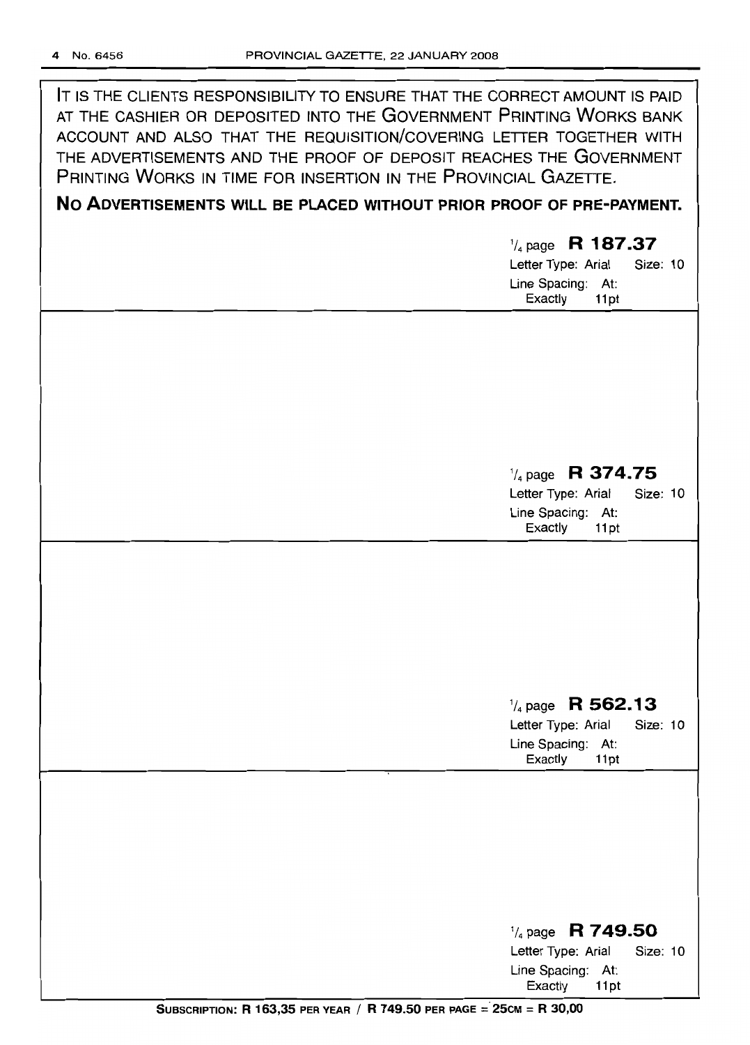IT IS THE CLIENTS RESPONSIBILITY TO ENSURE THAT THE CORRECT AMOUNT IS PAID AT THE CASHIER OR DEPOSITED INTO THE GOVERNMENT PRINTING WORKS BANK ACCOUNT AND ALSO THAT THE REQUISITION/COVERING LETTER TOGETHER WITH THE ADVERTISEMENTS AND THE PROOF OF DEPOSIT REACHES THE GOVERNMENT PRINTING WORKS IN TIME FOR INSERTION IN THE PROVINCIAL GAZETTE.

**NO ADVERTISEMENTS WILL BE PLACED WITHOUT PRIOR PROOF OF PRE-PAYMENT.**

1/4 page **R 187.37**
Letter Type: Arial Size: 10
Line Spacing: At: Exactly 11pt

1/4 page **R 374.75**
Letter Type: Arial Size: 10
Line Spacing: At: Exactly 11pt

1/4 page **R 562.13**
Letter Type: Arial Size: 10
Line Spacing: At: Exactly 11pt

1/4 page **R 749.50**
Letter Type: Arial Size: 10
Line Spacing: At: Exactly 11pt

**SUBSCRIPTION: R 163,35 PER YEAR / R 749.50 PER PAGE = 25CM = R 30,00**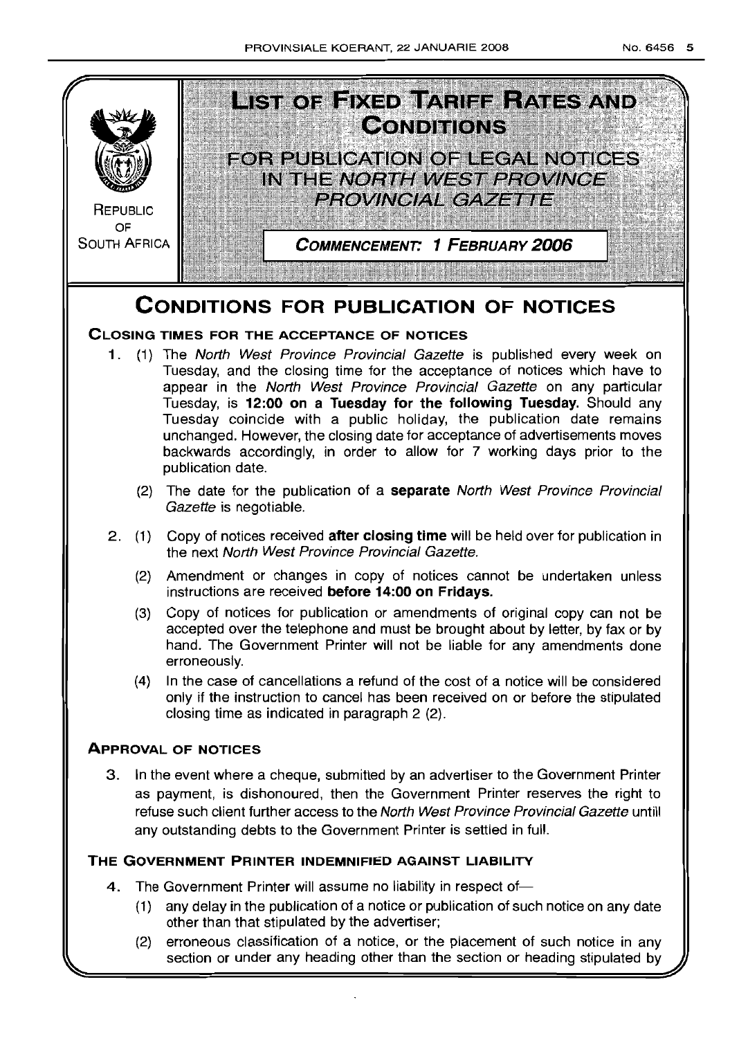# LIST OF FIXED TARIFF RATES AND CONDITIONS

## FOR PUBLICATION OF LEGAL NOTICES IN THE *NORTH WEST PROVINCE PROVINCIAL GAZETTE*

REPUBLIC OF SOUTH AFRICA

**COMMENCEMENT: 1 FEBRUARY 2006**

# CONDITIONS FOR PUBLICATION OF NOTICES

## CLOSING TIMES FOR THE ACCEPTANCE OF NOTICES

1. (1) The *North West Province Provincial Gazette* is published every week on Tuesday, and the closing time for the acceptance of notices which have to appear in the *North West Province Provincial Gazette* on any particular Tuesday, is **12:00 on a Tuesday for the following Tuesday.** Should any Tuesday coincide with a public holiday, the publication date remains unchanged. However, the closing date for acceptance of advertisements moves backwards accordingly, in order to allow for 7 working days prior to the publication date.

   (2) The date for the publication of a **separate** *North West Province Provincial Gazette* is negotiable.

2. (1) Copy of notices received **after closing time** will be held over for publication in the next *North West Province Provincial Gazette.*

   (2) Amendment or changes in copy of notices cannot be undertaken unless instructions are received **before 14:00 on Fridays.**

   (3) Copy of notices for publication or amendments of original copy can not be accepted over the telephone and must be brought about by letter, by fax or by hand. The Government Printer will not be liable for any amendments done erroneously.

   (4) In the case of cancellations a refund of the cost of a notice will be considered only if the instruction to cancel has been received on or before the stipulated closing time as indicated in paragraph 2 (2).

## APPROVAL OF NOTICES

3. In the event where a cheque, submitted by an advertiser to the Government Printer as payment, is dishonoured, then the Government Printer reserves the right to refuse such client further access to the *North West Province Provincial Gazette* untill any outstanding debts to the Government Printer is settled in full.

## THE GOVERNMENT PRINTER INDEMNIFIED AGAINST LIABILITY

4. The Government Printer will assume no liability in respect of—

   (1) any delay in the publication of a notice or publication of such notice on any date other than that stipulated by the advertiser;

   (2) erroneous classification of a notice, or the placement of such notice in any section or under any heading other than the section or heading stipulated by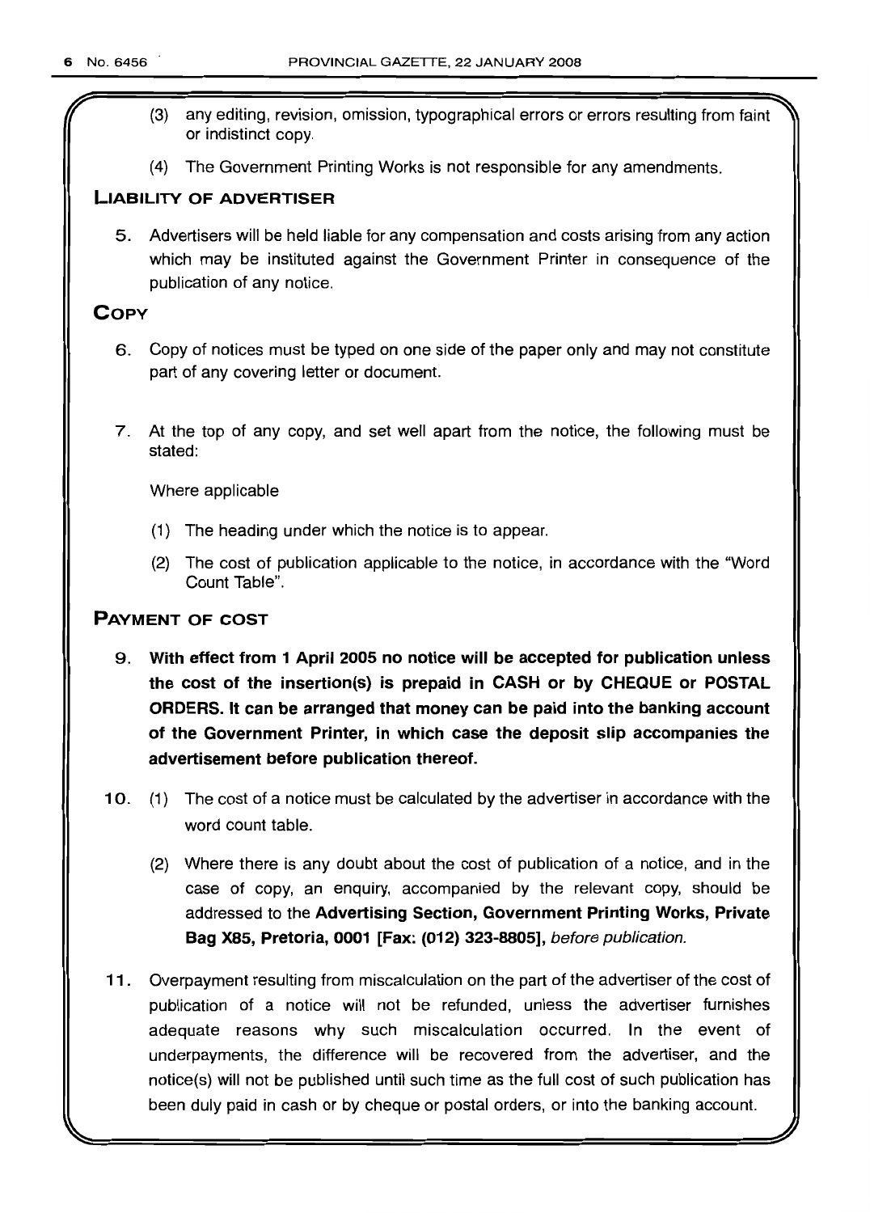(3) any editing, revision, omission, typographical errors or errors resulting from faint or indistinct copy.

(4) The Government Printing Works is not responsible for any amendments.

## LIABILITY OF ADVERTISER

5. Advertisers will be held liable for any compensation and costs arising from any action which may be instituted against the Government Printer in consequence of the publication of any notice.

## COPY

6. Copy of notices must be typed on one side of the paper only and may not constitute part of any covering letter or document.

7. At the top of any copy, and set well apart from the notice, the following must be stated:

   Where applicable

   (1) The heading under which the notice is to appear.

   (2) The cost of publication applicable to the notice, in accordance with the "Word Count Table".

## PAYMENT OF COST

9. **With effect from 1 April 2005 no notice will be accepted for publication unless the cost of the insertion(s) is prepaid in CASH or by CHEQUE or POSTAL ORDERS. It can be arranged that money can be paid into the banking account of the Government Printer, in which case the deposit slip accompanies the advertisement before publication thereof.**

10. (1) The cost of a notice must be calculated by the advertiser in accordance with the word count table.

    (2) Where there is any doubt about the cost of publication of a notice, and in the case of copy, an enquiry, accompanied by the relevant copy, should be addressed to the **Advertising Section, Government Printing Works, Private Bag X85, Pretoria, 0001 [Fax: (012) 323-8805],** *before publication.*

11. Overpayment resulting from miscalculation on the part of the advertiser of the cost of publication of a notice will not be refunded, unless the advertiser furnishes adequate reasons why such miscalculation occurred. In the event of underpayments, the difference will be recovered from the advertiser, and the notice(s) will not be published until such time as the full cost of such publication has been duly paid in cash or by cheque or postal orders, or into the banking account.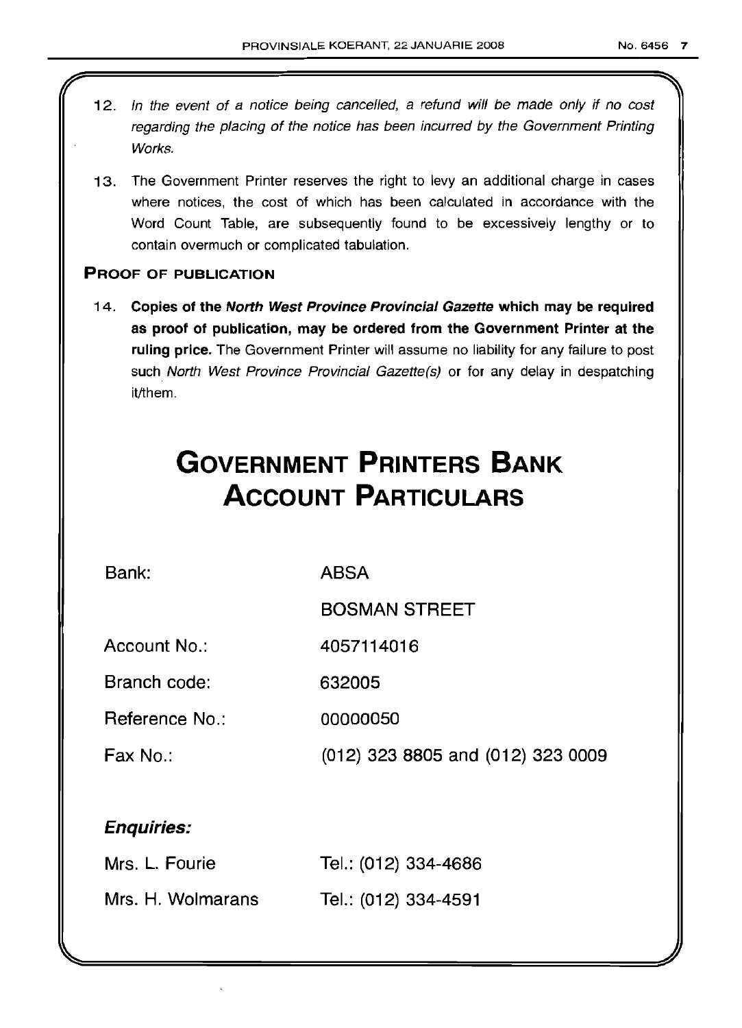12. *In the event of a notice being cancelled, a refund will be made only if no cost regarding the placing of the notice has been incurred by the Government Printing Works.*

13. The Government Printer reserves the right to levy an additional charge in cases where notices, the cost of which has been calculated in accordance with the Word Count Table, are subsequently found to be excessively lengthy or to contain overmuch or complicated tabulation.

**PROOF OF PUBLICATION**

14. **Copies of the *North West Province Provincial Gazette* which may be required as proof of publication, may be ordered from the Government Printer at the ruling price.** The Government Printer will assume no liability for any failure to post such *North West Province Provincial Gazette(s)* or for any delay in despatching it/them.

# GOVERNMENT PRINTERS BANK ACCOUNT PARTICULARS

| | |
|---|---|
| Bank: | ABSA |
| | BOSMAN STREET |
| Account No.: | 4057114016 |
| Branch code: | 632005 |
| Reference No.: | 00000050 |
| Fax No.: | (012) 323 8805 and (012) 323 0009 |

***Enquiries:***

| | |
|---|---|
| Mrs. L. Fourie | Tel.: (012) 334-4686 |
| Mrs. H. Wolmarans | Tel.: (012) 334-4591 |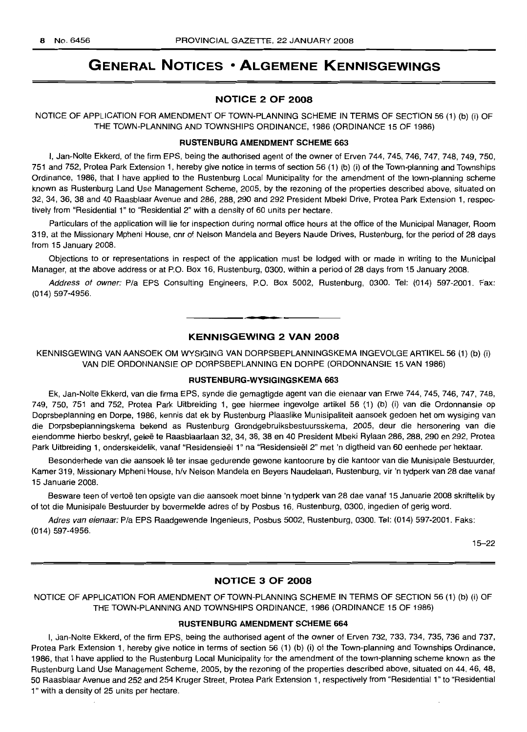# GENERAL NOTICES • ALGEMENE KENNISGEWINGS

## NOTICE 2 OF 2008

NOTICE OF APPLICATION FOR AMENDMENT OF TOWN-PLANNING SCHEME IN TERMS OF SECTION 56 (1) (b) (i) OF THE TOWN-PLANNING AND TOWNSHIPS ORDINANCE, 1986 (ORDINANCE 15 OF 1986)

### RUSTENBURG AMENDMENT SCHEME 663

I, Jan-Nolte Ekkerd, of the firm EPS, being the authorised agent of the owner of Erven 744, 745, 746, 747, 748, 749, 750, 751 and 752, Protea Park Extension 1, hereby give notice in terms of section 56 (1) (b) (i) of the Town-planning and Townships Ordinance, 1986, that I have applied to the Rustenburg Local Municipality for the amendment of the town-planning scheme known as Rustenburg Land Use Management Scheme, 2005, by the rezoning of the properties described above, situated on 32, 34, 36, 38 and 40 Raasblaar Avenue and 286, 288, 290 and 292 President Mbeki Drive, Protea Park Extension 1, respectively from "Residential 1" to "Residential 2" with a density of 60 units per hectare.

Particulars of the application will lie for inspection during normal office hours at the office of the Municipal Manager, Room 319, at the Missionary Mpheni House, cnr of Nelson Mandela and Beyers Naude Drives, Rustenburg, for the period of 28 days from 15 January 2008.

Objections to or representations in respect of the application must be lodged with or made in writing to the Municipal Manager, at the above address or at P.O. Box 16, Rustenburg, 0300, within a period of 28 days from 15 January 2008.

*Address of owner:* P/a EPS Consulting Engineers, P.O. Box 5002, Rustenburg, 0300. Tel: (014) 597-2001. Fax: (014) 597-4956.

---

## KENNISGEWING 2 VAN 2008

KENNISGEWING VAN AANSOEK OM WYSIGING VAN DORPSBEPLANNINGSKEMA INGEVOLGE ARTIKEL 56 (1) (b) (i) VAN DIE ORDONNANSIE OP DORPSBEPLANNING EN DORPE (ORDONNANSIE 15 VAN 1986)

### RUSTENBURG-WYSIGINGSKEMA 663

Ek, Jan-Nolte Ekkerd, van die firma EPS, synde die gemagtigde agent van die eienaar van Erwe 744, 745, 746, 747, 748, 749, 750, 751 and 752, Protea Park Uitbreiding 1, gee hiermee ingevolge artikel 56 (1) (b) (i) van die Ordonnansie op Doprsbeplanning en Dorpe, 1986, kennis dat ek by Rustenburg Plaaslike Munisipaliteit aansoek gedoen het om wysiging van die Dorpsbeplanningskema bekend as Rustenburg Grondgebruiksbestuursskema, 2005, deur die hersonering van die eiendomme hierbo beskryf, geleë te Raasblaarlaan 32, 34, 36, 38 en 40 President Mbeki Rylaan 286, 288, 290 en 292, Protea Park Uitbreiding 1, onderskeidelik, vanaf "Residensieël 1" na "Residensieël 2" met 'n digtheid van 60 eenhede per hektaar.

Besonderhede van die aansoek lê ter insae gedurende gewone kantoorure by die kantoor van die Munisipale Bestuurder, Kamer 319, Missionary Mpheni House, h/v Nelson Mandela en Beyers Naudelaan, Rustenburg, vir 'n tydperk van 28 dae vanaf 15 Januarie 2008.

Besware teen of vertoë ten opsigte van die aansoek moet binne 'n tydperk van 28 dae vanaf 15 Januarie 2008 skriftelik by of tot die Munisipale Bestuurder by bovermelde adres of by Posbus 16, Rustenburg, 0300, ingedien of gerig word.

*Adres van eienaar:* P/a EPS Raadgewende Ingenieurs, Posbus 5002, Rustenburg, 0300. Tel: (014) 597-2001. Faks: (014) 597-4956.

15–22

---

## NOTICE 3 OF 2008

NOTICE OF APPLICATION FOR AMENDMENT OF TOWN-PLANNING SCHEME IN TERMS OF SECTION 56 (1) (b) (i) OF THE TOWN-PLANNING AND TOWNSHIPS ORDINANCE, 1986 (ORDINANCE 15 OF 1986)

### RUSTENBURG AMENDMENT SCHEME 664

I, Jan-Nolte Ekkerd, of the firm EPS, being the authorised agent of the owner of Erven 732, 733, 734, 735, 736 and 737, Protea Park Extension 1, hereby give notice in terms of section 56 (1) (b) (i) of the Town-planning and Townships Ordinance, 1986, that I have applied to the Rustenburg Local Municipality for the amendment of the town-planning scheme known as the Rustenburg Land Use Management Scheme, 2005, by the rezoning of the properties described above, situated on 44, 46, 48, 50 Raasblaar Avenue and 252 and 254 Kruger Street, Protea Park Extension 1, respectively from "Residential 1" to "Residential 1" with a density of 25 units per hectare.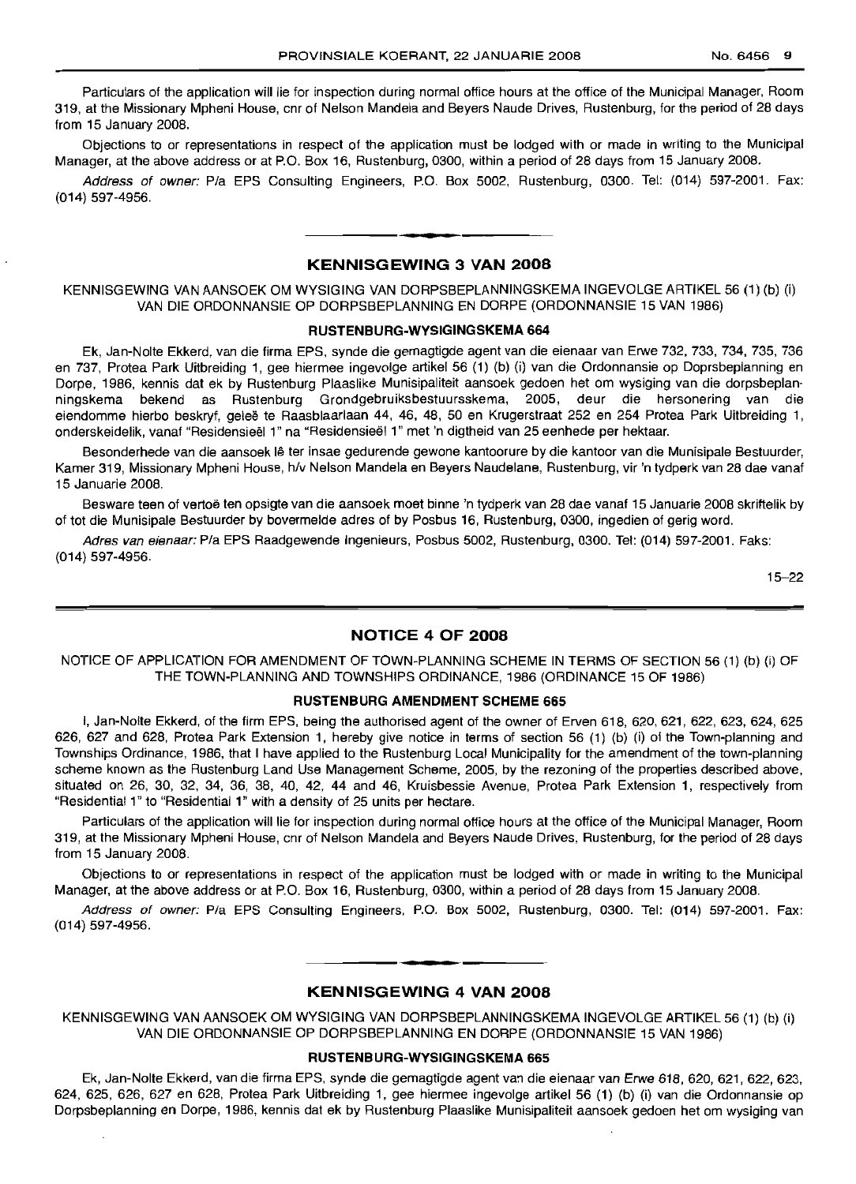Particulars of the application will lie for inspection during normal office hours at the office of the Municipal Manager, Room 319, at the Missionary Mpheni House, cnr of Nelson Mandela and Beyers Naude Drives, Rustenburg, for the period of 28 days from 15 January 2008.

Objections to or representations in respect of the application must be lodged with or made in writing to the Municipal Manager, at the above address or at P.O. Box 16, Rustenburg, 0300, within a period of 28 days from 15 January 2008.

*Address of owner:* P/a EPS Consulting Engineers, P.O. Box 5002, Rustenburg, 0300. Tel: (014) 597-2001. Fax: (014) 597-4956.

## KENNISGEWING 3 VAN 2008

KENNISGEWING VAN AANSOEK OM WYSIGING VAN DORPSBEPLANNINGSKEMA INGEVOLGE ARTIKEL 56 (1) (b) (i) VAN DIE ORDONNANSIE OP DORPSBEPLANNING EN DORPE (ORDONNANSIE 15 VAN 1986)

### RUSTENBURG-WYSIGINGSKEMA 664

Ek, Jan-Nolte Ekkerd, van die firma EPS, synde die gemagtigde agent van die eienaar van Erwe 732, 733, 734, 735, 736 en 737, Protea Park Uitbreiding 1, gee hiermee ingevolge artikel 56 (1) (b) (i) van die Ordonnansie op Doprsbeplanning en Dorpe, 1986, kennis dat ek by Rustenburg Plaaslike Munisipaliteit aansoek gedoen het om wysiging van die dorpsbeplanningskema bekend as Rustenburg Grondgebruiksbestuursskema, 2005, deur die hersonering van die eiendomme hierbo beskryf, geleë te Raasblaarlaan 44, 46, 48, 50 en Krugerstraat 252 en 254 Protea Park Uitbreiding 1, onderskeidelik, vanaf "Residensieël 1" na "Residensieël 1" met 'n digtheid van 25 eenhede per hektaar.

Besonderhede van die aansoek lê ter insae gedurende gewone kantoorure by die kantoor van die Munisipale Bestuurder, Kamer 319, Missionary Mpheni House, h/v Nelson Mandela en Beyers Naudelane, Rustenburg, vir 'n tydperk van 28 dae vanaf 15 Januarie 2008.

Besware teen of vertoë ten opsigte van die aansoek moet binne 'n tydperk van 28 dae vanaf 15 Januarie 2008 skriftelik by of tot die Munisipale Bestuurder by bovermelde adres of by Posbus 16, Rustenburg, 0300, ingedien of gerig word.

*Adres van eienaar:* P/a EPS Raadgewende Ingenieurs, Posbus 5002, Rustenburg, 0300. Tel: (014) 597-2001. Faks: (014) 597-4956.

15–22

## NOTICE 4 OF 2008

NOTICE OF APPLICATION FOR AMENDMENT OF TOWN-PLANNING SCHEME IN TERMS OF SECTION 56 (1) (b) (i) OF THE TOWN-PLANNING AND TOWNSHIPS ORDINANCE, 1986 (ORDINANCE 15 OF 1986)

### RUSTENBURG AMENDMENT SCHEME 665

I, Jan-Nolte Ekkerd, of the firm EPS, being the authorised agent of the owner of Erven 618, 620, 621, 622, 623, 624, 625 626, 627 and 628, Protea Park Extension 1, hereby give notice in terms of section 56 (1) (b) (i) of the Town-planning and Townships Ordinance, 1986, that I have applied to the Rustenburg Local Municipality for the amendment of the town-planning scheme known as the Rustenburg Land Use Management Scheme, 2005, by the rezoning of the properties described above, situated on 26, 30, 32, 34, 36, 38, 40, 42, 44 and 46, Kruisbessie Avenue, Protea Park Extension 1, respectively from "Residential 1" to "Residential 1" with a density of 25 units per hectare.

Particulars of the application will lie for inspection during normal office hours at the office of the Municipal Manager, Room 319, at the Missionary Mpheni House, cnr of Nelson Mandela and Beyers Naude Drives, Rustenburg, for the period of 28 days from 15 January 2008.

Objections to or representations in respect of the application must be lodged with or made in writing to the Municipal Manager, at the above address or at P.O. Box 16, Rustenburg, 0300, within a period of 28 days from 15 January 2008.

*Address of owner:* P/a EPS Consulting Engineers, P.O. Box 5002, Rustenburg, 0300. Tel: (014) 597-2001. Fax: (014) 597-4956.

## KENNISGEWING 4 VAN 2008

KENNISGEWING VAN AANSOEK OM WYSIGING VAN DORPSBEPLANNINGSKEMA INGEVOLGE ARTIKEL 56 (1) (b) (i) VAN DIE ORDONNANSIE OP DORPSBEPLANNING EN DORPE (ORDONNANSIE 15 VAN 1986)

### RUSTENBURG-WYSIGINGSKEMA 665

Ek, Jan-Nolte Ekkerd, van die firma EPS, synde die gemagtigde agent van die eienaar van Erwe 618, 620, 621, 622, 623, 624, 625, 626, 627 en 628, Protea Park Uitbreiding 1, gee hiermee ingevolge artikel 56 (1) (b) (i) van die Ordonnansie op Dorpsbeplanning en Dorpe, 1986, kennis dat ek by Rustenburg Plaaslike Munisipaliteit aansoek gedoen het om wysiging van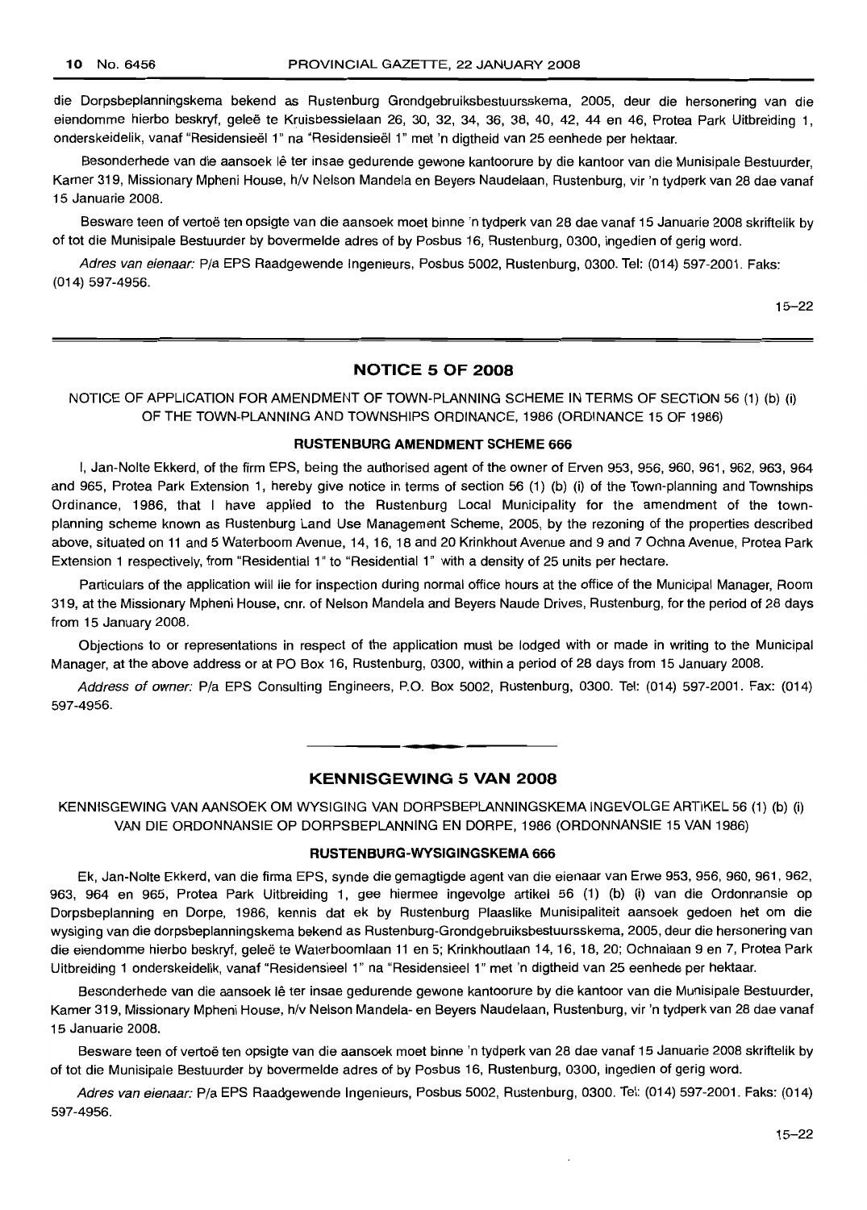die Dorpsbeplanningskema bekend as Rustenburg Grondgebruiksbestuursskema, 2005, deur die hersonering van die eiendomme hierbo beskryf, geleë te Kruisbessielaan 26, 30, 32, 34, 36, 38, 40, 42, 44 en 46, Protea Park Uitbreiding 1, onderskeidelik, vanaf "Residensieël 1" na "Residensieël 1" met 'n digtheid van 25 eenhede per hektaar.

Besonderhede van die aansoek lê ter insae gedurende gewone kantoorure by die kantoor van die Munisipale Bestuurder, Kamer 319, Missionary Mpheni House, h/v Nelson Mandela en Beyers Naudelaan, Rustenburg, vir 'n tydperk van 28 dae vanaf 15 Januarie 2008.

Besware teen of vertoë ten opsigte van die aansoek moet binne 'n tydperk van 28 dae vanaf 15 Januarie 2008 skriftelik by of tot die Munisipale Bestuurder by bovermelde adres of by Posbus 16, Rustenburg, 0300, ingedien of gerig word.

*Adres van eienaar:* P/a EPS Raadgewende Ingenieurs, Posbus 5002, Rustenburg, 0300. Tel: (014) 597-2001. Faks: (014) 597-4956.

15–22

## NOTICE 5 OF 2008

NOTICE OF APPLICATION FOR AMENDMENT OF TOWN-PLANNING SCHEME IN TERMS OF SECTION 56 (1) (b) (i) OF THE TOWN-PLANNING AND TOWNSHIPS ORDINANCE, 1986 (ORDINANCE 15 OF 1986)

### RUSTENBURG AMENDMENT SCHEME 666

I, Jan-Nolte Ekkerd, of the firm EPS, being the authorised agent of the owner of Erven 953, 956, 960, 961, 962, 963, 964 and 965, Protea Park Extension 1, hereby give notice in terms of section 56 (1) (b) (i) of the Town-planning and Townships Ordinance, 1986, that I have applied to the Rustenburg Local Municipality for the amendment of the town-planning scheme known as Rustenburg Land Use Management Scheme, 2005, by the rezoning of the properties described above, situated on 11 and 5 Waterboom Avenue, 14, 16, 18 and 20 Krinkhout Avenue and 9 and 7 Ochna Avenue, Protea Park Extension 1 respectively, from "Residential 1" to "Residential 1" with a density of 25 units per hectare.

Particulars of the application will lie for inspection during normal office hours at the office of the Municipal Manager, Room 319, at the Missionary Mpheni House, cnr. of Nelson Mandela and Beyers Naude Drives, Rustenburg, for the period of 28 days from 15 January 2008.

Objections to or representations in respect of the application must be lodged with or made in writing to the Municipal Manager, at the above address or at PO Box 16, Rustenburg, 0300, within a period of 28 days from 15 January 2008.

*Address of owner:* P/a EPS Consulting Engineers, P.O. Box 5002, Rustenburg, 0300. Tel: (014) 597-2001. Fax: (014) 597-4956.

## KENNISGEWING 5 VAN 2008

KENNISGEWING VAN AANSOEK OM WYSIGING VAN DORPSBEPLANNINGSKEMA INGEVOLGE ARTIKEL 56 (1) (b) (i) VAN DIE ORDONNANSIE OP DORPSBEPLANNING EN DORPE, 1986 (ORDONNANSIE 15 VAN 1986)

### RUSTENBURG-WYSIGINGSKEMA 666

Ek, Jan-Nolte Ekkerd, van die firma EPS, synde die gemagtigde agent van die eienaar van Erwe 953, 956, 960, 961, 962, 963, 964 en 965, Protea Park Uitbreiding 1, gee hiermee ingevolge artikel 56 (1) (b) (i) van die Ordonnansie op Dorpsbeplanning en Dorpe, 1986, kennis dat ek by Rustenburg Plaaslike Munisipaliteit aansoek gedoen het om die wysiging van die dorpsbeplanningskema bekend as Rustenburg-Grondgebruiksbestuursskema, 2005, deur die hersonering van die eiendomme hierbo beskryf, geleë te Waterboomlaan 11 en 5; Krinkhoutlaan 14, 16, 18, 20; Ochnalaan 9 en 7, Protea Park Uitbreiding 1 onderskeidelik, vanaf "Residensieel 1" na "Residensieel 1" met 'n digtheid van 25 eenhede per hektaar.

Besonderhede van die aansoek lê ter insae gedurende gewone kantoorure by die kantoor van die Munisipale Bestuurder, Kamer 319, Missionary Mpheni House, h/v Nelson Mandela- en Beyers Naudelaan, Rustenburg, vir 'n tydperk van 28 dae vanaf 15 Januarie 2008.

Besware teen of vertoë ten opsigte van die aansoek moet binne 'n tydperk van 28 dae vanaf 15 Januarie 2008 skriftelik by of tot die Munisipale Bestuurder by bovermelde adres of by Posbus 16, Rustenburg, 0300, ingedien of gerig word.

*Adres van eienaar:* P/a EPS Raadgewende Ingenieurs, Posbus 5002, Rustenburg, 0300. Tel: (014) 597-2001. Faks: (014) 597-4956.

15–22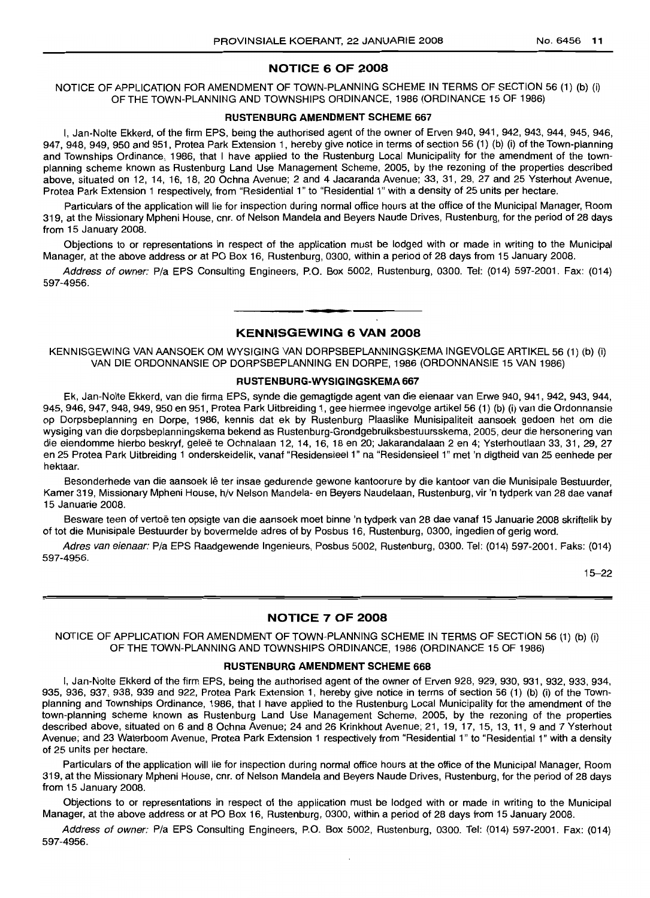## NOTICE 6 OF 2008

NOTICE OF APPLICATION FOR AMENDMENT OF TOWN-PLANNING SCHEME IN TERMS OF SECTION 56 (1) (b) (i) OF THE TOWN-PLANNING AND TOWNSHIPS ORDINANCE, 1986 (ORDINANCE 15 OF 1986)

### RUSTENBURG AMENDMENT SCHEME 667

I, Jan-Nolte Ekkerd, of the firm EPS, being the authorised agent of the owner of Erven 940, 941, 942, 943, 944, 945, 946, 947, 948, 949, 950 and 951, Protea Park Extension 1, hereby give notice in terms of section 56 (1) (b) (i) of the Town-planning and Townships Ordinance, 1986, that I have applied to the Rustenburg Local Municipality for the amendment of the town-planning scheme known as Rustenburg Land Use Management Scheme, 2005, by the rezoning of the properties described above, situated on 12, 14, 16, 18, 20 Ochna Avenue; 2 and 4 Jacaranda Avenue; 33, 31, 29, 27 and 25 Ysterhout Avenue, Protea Park Extension 1 respectively, from "Residential 1" to "Residential 1" with a density of 25 units per hectare.

Particulars of the application will lie for inspection during normal office hours at the office of the Municipal Manager, Room 319, at the Missionary Mpheni House, cnr. of Nelson Mandela and Beyers Naude Drives, Rustenburg, for the period of 28 days from 15 January 2008.

Objections to or representations in respect of the application must be lodged with or made in writing to the Municipal Manager, at the above address or at PO Box 16, Rustenburg, 0300, within a period of 28 days from 15 January 2008.

*Address of owner:* P/a EPS Consulting Engineers, P.O. Box 5002, Rustenburg, 0300. Tel: (014) 597-2001. Fax: (014) 597-4956.

---

## KENNISGEWING 6 VAN 2008

KENNISGEWING VAN AANSOEK OM WYSIGING VAN DORPSBEPLANNINGSKEMA INGEVOLGE ARTIKEL 56 (1) (b) (i) VAN DIE ORDONNANSIE OP DORPSBEPLANNING EN DORPE, 1986 (ORDONNANSIE 15 VAN 1986)

### RUSTENBURG-WYSIGINGSKEMA 667

Ek, Jan-Nolte Ekkerd, van die firma EPS, synde die gemagtigde agent van die eienaar van Erwe 940, 941, 942, 943, 944, 945, 946, 947, 948, 949, 950 en 951, Protea Park Uitbreiding 1, gee hiermee ingevolge artikel 56 (1) (b) (i) van die Ordonnansie op Dorpsbeplanning en Dorpe, 1986, kennis dat ek by Rustenburg Plaaslike Munisipaliteit aansoek gedoen het om die wysiging van die dorpsbeplanningskema bekend as Rustenburg-Grondgebruiksbestuursskema, 2005, deur die hersonering van die eiendomme hierbo beskryf, geleë te Ochnalaan 12, 14, 16, 18 en 20; Jakarandalaan 2 en 4; Ysterhoutlaan 33, 31, 29, 27 en 25 Protea Park Uitbreiding 1 onderskeidelik, vanaf "Residensieel 1" na "Residensieel 1" met 'n digtheid van 25 eenhede per hektaar.

Besonderhede van die aansoek lê ter insae gedurende gewone kantoorure by die kantoor van die Munisipale Bestuurder, Kamer 319, Missionary Mpheni House, h/v Nelson Mandela- en Beyers Naudelaan, Rustenburg, vir 'n tydperk van 28 dae vanaf 15 Januarie 2008.

Besware teen of vertoë ten opsigte van die aansoek moet binne 'n tydperk van 28 dae vanaf 15 Januarie 2008 skriftelik by of tot die Munisipale Bestuurder by bovermelde adres of by Posbus 16, Rustenburg, 0300, ingedien of gerig word.

*Adres van eienaar:* P/a EPS Raadgewende Ingenieurs, Posbus 5002, Rustenburg, 0300. Tel: (014) 597-2001. Faks: (014) 597-4956.

15–22

---

## NOTICE 7 OF 2008

NOTICE OF APPLICATION FOR AMENDMENT OF TOWN-PLANNING SCHEME IN TERMS OF SECTION 56 (1) (b) (i) OF THE TOWN-PLANNING AND TOWNSHIPS ORDINANCE, 1986 (ORDINANCE 15 OF 1986)

### RUSTENBURG AMENDMENT SCHEME 668

I, Jan-Nolte Ekkerd of the firm EPS, being the authorised agent of the owner of Erven 928, 929, 930, 931, 932, 933, 934, 935, 936, 937, 938, 939 and 922, Protea Park Extension 1, hereby give notice in terms of section 56 (1) (b) (i) of the Town-planning and Townships Ordinance, 1986, that I have applied to the Rustenburg Local Municipality for the amendment of the town-planning scheme known as Rustenburg Land Use Management Scheme, 2005, by the rezoning of the properties described above, situated on 6 and 8 Ochna Avenue; 24 and 26 Krinkhout Avenue; 21, 19, 17, 15, 13, 11, 9 and 7 Ysterhout Avenue; and 23 Waterboom Avenue, Protea Park Extension 1 respectively from "Residential 1" to "Residential 1" with a density of 25 units per hectare.

Particulars of the application will lie for inspection during normal office hours at the office of the Municipal Manager, Room 319, at the Missionary Mpheni House, cnr. of Nelson Mandela and Beyers Naude Drives, Rustenburg, for the period of 28 days from 15 January 2008.

Objections to or representations in respect of the application must be lodged with or made in writing to the Municipal Manager, at the above address or at PO Box 16, Rustenburg, 0300, within a period of 28 days from 15 January 2008.

*Address of owner:* P/a EPS Consulting Engineers, P.O. Box 5002, Rustenburg, 0300. Tel: (014) 597-2001. Fax: (014) 597-4956.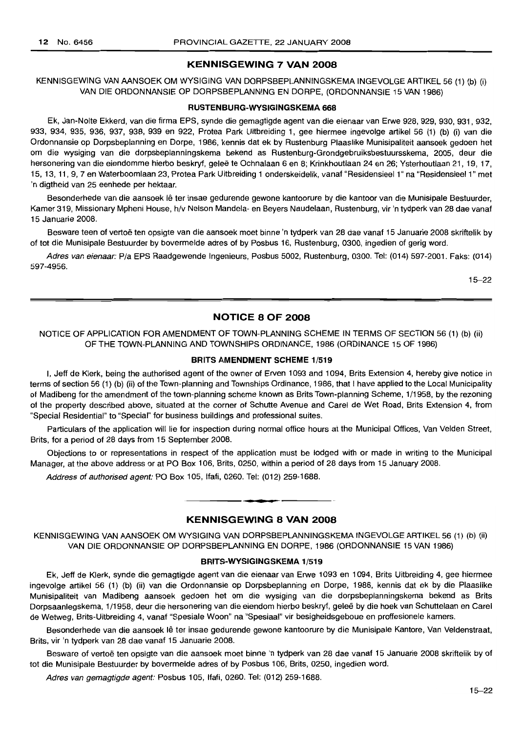## KENNISGEWING 7 VAN 2008

KENNISGEWING VAN AANSOEK OM WYSIGING VAN DORPSBEPLANNINGSKEMA INGEVOLGE ARTIKEL 56 (1) (b) (i) VAN DIE ORDONNANSIE OP DORPSBEPLANNING EN DORPE, (ORDONNANSIE 15 VAN 1986)

### RUSTENBURG-WYSIGINGSKEMA 668

Ek, Jan-Nolte Ekkerd, van die firma EPS, synde die gemagtigde agent van die eienaar van Erwe 928, 929, 930, 931, 932, 933, 934, 935, 936, 937, 938, 939 en 922, Protea Park Uitbreiding 1, gee hiermee ingevolge artikel 56 (1) (b) (i) van die Ordonnansie op Dorpsbeplanning en Dorpe, 1986, kennis dat ek by Rustenburg Plaaslike Munisipaliteit aansoek gedoen het om die wysiging van die dorpsbeplanningskema bekend as Rustenburg-Grondgebruiksbestuursskema, 2005, deur die hersonering van die eiendomme hierbo beskryf, geleë te Ochnalaan 6 en 8; Krinkhoutlaan 24 en 26; Ysterhoutlaan 21, 19, 17, 15, 13, 11, 9, 7 en Waterboomlaan 23, Protea Park Uitbreiding 1 onderskeidelik, vanaf "Residensieel 1" na "Residensieel 1" met 'n digtheid van 25 eenhede per hektaar.

Besonderhede van die aansoek lê ter insae gedurende gewone kantoorure by die kantoor van die Munisipale Bestuurder, Kamer 319, Missionary Mpheni House, h/v Nelson Mandela- en Beyers Naudelaan, Rustenburg, vir 'n tydperk van 28 dae vanaf 15 Januarie 2008.

Besware teen of vertoë ten opsigte van die aansoek moet binne 'n tydperk van 28 dae vanaf 15 Januarie 2008 skriftelik by of tot die Munisipale Bestuurder by bovermelde adres of by Posbus 16, Rustenburg, 0300, ingedien of gerig word.

*Adres van eienaar:* P/a EPS Raadgewende Ingenieurs, Posbus 5002, Rustenburg, 0300. Tel: (014) 597-2001. Faks: (014) 597-4956.

15–22

---

## NOTICE 8 OF 2008

NOTICE OF APPLICATION FOR AMENDMENT OF TOWN-PLANNING SCHEME IN TERMS OF SECTION 56 (1) (b) (ii) OF THE TOWN-PLANNING AND TOWNSHIPS ORDINANCE, 1986 (ORDINANCE 15 OF 1986)

### BRITS AMENDMENT SCHEME 1/519

I, Jeff de Klerk, being the authorised agent of the owner of Erven 1093 and 1094, Brits Extension 4, hereby give notice in terms of section 56 (1) (b) (ii) of the Town-planning and Townships Ordinance, 1986, that I have applied to the Local Municipality of Madibeng for the amendment of the town-planning scheme known as Brits Town-planning Scheme, 1/1958, by the rezoning of the property described above, situated at the corner of Schutte Avenue and Carel de Wet Road, Brits Extension 4, from "Special Residential" to "Special" for business buildings and professional suites.

Particulars of the application will lie for inspection during normal office hours at the Municipal Offices, Van Velden Street, Brits, for a period of 28 days from 15 September 2008.

Objections to or representations in respect of the application must be lodged with or made in writing to the Municipal Manager, at the above address or at PO Box 106, Brits, 0250, within a period of 28 days from 15 January 2008.

*Address of authorised agent:* PO Box 105, Ifafi, 0260. Tel: (012) 259-1688.

---

## KENNISGEWING 8 VAN 2008

KENNISGEWING VAN AANSOEK OM WYSIGING VAN DORPSBEPLANNINGSKEMA INGEVOLGE ARTIKEL 56 (1) (b) (ii) VAN DIE ORDONNANSIE OP DORPSBEPLANNING EN DORPE, 1986 (ORDONNANSIE 15 VAN 1986)

### BRITS-WYSIGINGSKEMA 1/519

Ek, Jeff de Klerk, synde die gemagtigde agent van die eienaar van Erwe 1093 en 1094, Brits Uitbreiding 4, gee hiermee ingevolge artikel 56 (1) (b) (ii) van die Ordonnansie op Dorpsbeplanning en Dorpe, 1986, kennis dat ek by die Plaaslike Munisipaliteit van Madibeng aansoek gedoen het om die wysiging van die dorpsbeplanningskema bekend as Brits Dorpsaanlegskema, 1/1958, deur die hersonering van die eiendom hierbo beskryf, geleë by die hoek van Schuttelaan en Carel de Wetweg, Brits-Uitbreiding 4, vanaf "Spesiale Woon" na "Spesiaal" vir besigheidsgeboue en proffesionele kamers.

Besonderhede van die aansoek lê ter insae gedurende gewone kantoorure by die Munisipale Kantore, Van Veldenstraat, Brits, vir 'n tydperk van 28 dae vanaf 15 Januarie 2008.

Besware of vertoë ten opsigte van die aansoek moet binne 'n tydperk van 28 dae vanaf 15 Januarie 2008 skriftelik by of tot die Munisipale Bestuurder by bovermelde adres of by Posbus 106, Brits, 0250, ingedien word.

*Adres van gemagtigde agent:* Posbus 105, Ifafi, 0260. Tel: (012) 259-1688.

15–22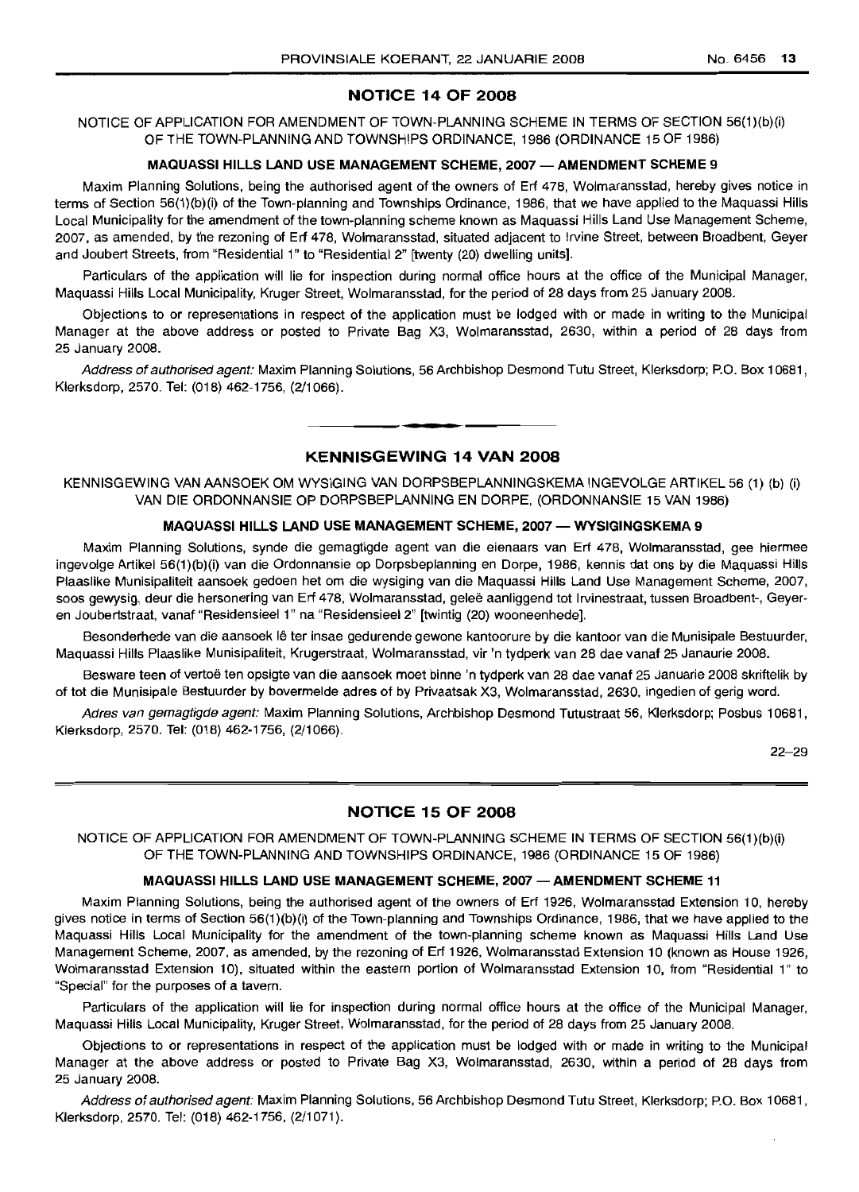## NOTICE 14 OF 2008

NOTICE OF APPLICATION FOR AMENDMENT OF TOWN-PLANNING SCHEME IN TERMS OF SECTION 56(1)(b)(i) OF THE TOWN-PLANNING AND TOWNSHIPS ORDINANCE, 1986 (ORDINANCE 15 OF 1986)

**MAQUASSI HILLS LAND USE MANAGEMENT SCHEME, 2007 — AMENDMENT SCHEME 9**

Maxim Planning Solutions, being the authorised agent of the owners of Erf 478, Wolmaransstad, hereby gives notice in terms of Section 56(1)(b)(i) of the Town-planning and Townships Ordinance, 1986, that we have applied to the Maquassi Hills Local Municipality for the amendment of the town-planning scheme known as Maquassi Hills Land Use Management Scheme, 2007, as amended, by the rezoning of Erf 478, Wolmaransstad, situated adjacent to Irvine Street, between Broadbent, Geyer and Joubert Streets, from "Residential 1" to "Residential 2" [twenty (20) dwelling units].

Particulars of the application will lie for inspection during normal office hours at the office of the Municipal Manager, Maquassi Hills Local Municipality, Kruger Street, Wolmaransstad, for the period of 28 days from 25 January 2008.

Objections to or representations in respect of the application must be lodged with or made in writing to the Municipal Manager at the above address or posted to Private Bag X3, Wolmaransstad, 2630, within a period of 28 days from 25 January 2008.

*Address of authorised agent:* Maxim Planning Solutions, 56 Archbishop Desmond Tutu Street, Klerksdorp; P.O. Box 10681, Klerksdorp, 2570. Tel: (018) 462-1756, (2/1066).

## KENNISGEWING 14 VAN 2008

KENNISGEWING VAN AANSOEK OM WYSIGING VAN DORPSBEPLANNINGSKEMA INGEVOLGE ARTIKEL 56 (1) (b) (i) VAN DIE ORDONNANSIE OP DORPSBEPLANNING EN DORPE, (ORDONNANSIE 15 VAN 1986)

**MAQUASSI HILLS LAND USE MANAGEMENT SCHEME, 2007 — WYSIGINGSKEMA 9**

Maxim Planning Solutions, synde die gemagtigde agent van die eienaars van Erf 478, Wolmaransstad, gee hiermee ingevolge Artikel 56(1)(b)(i) van die Ordonnansie op Dorpsbeplanning en Dorpe, 1986, kennis dat ons by die Maquassi Hills Plaaslike Munisipaliteit aansoek gedoen het om die wysiging van die Maquassi Hills Land Use Management Scheme, 2007, soos gewysig, deur die hersonering van Erf 478, Wolmaransstad, geleë aanliggend tot Irvinestraat, tussen Broadbent-, Geyer- en Joubertstraat, vanaf "Residensieel 1" na "Residensieel 2" [twintig (20) wooneenhede].

Besonderhede van die aansoek lê ter insae gedurende gewone kantoorure by die kantoor van die Munisipale Bestuurder, Maquassi Hills Plaaslike Munisipaliteit, Krugerstraat, Wolmaransstad, vir 'n tydperk van 28 dae vanaf 25 Janaurie 2008.

Besware teen of vertoë ten opsigte van die aansoek moet binne 'n tydperk van 28 dae vanaf 25 Januarie 2008 skriftelik by of tot die Munisipale Bestuurder by bovermelde adres of by Privaatsak X3, Wolmaransstad, 2630, ingedien of gerig word.

*Adres van gemagtigde agent:* Maxim Planning Solutions, Archbishop Desmond Tutustraat 56, Klerksdorp; Posbus 10681, Klerksdorp, 2570. Tel: (018) 462-1756, (2/1066).

22–29

## NOTICE 15 OF 2008

NOTICE OF APPLICATION FOR AMENDMENT OF TOWN-PLANNING SCHEME IN TERMS OF SECTION 56(1)(b)(i) OF THE TOWN-PLANNING AND TOWNSHIPS ORDINANCE, 1986 (ORDINANCE 15 OF 1986)

**MAQUASSI HILLS LAND USE MANAGEMENT SCHEME, 2007 — AMENDMENT SCHEME 11**

Maxim Planning Solutions, being the authorised agent of the owners of Erf 1926, Wolmaransstad Extension 10, hereby gives notice in terms of Section 56(1)(b)(i) of the Town-planning and Townships Ordinance, 1986, that we have applied to the Maquassi Hills Local Municipality for the amendment of the town-planning scheme known as Maquassi Hills Land Use Management Scheme, 2007, as amended, by the rezoning of Erf 1926, Wolmaransstad Extension 10 (known as House 1926, Wolmaransstad Extension 10), situated within the eastern portion of Wolmaransstad Extension 10, from "Residential 1" to "Special" for the purposes of a tavern.

Particulars of the application will lie for inspection during normal office hours at the office of the Municipal Manager, Maquassi Hills Local Municipality, Kruger Street, Wolmaransstad, for the period of 28 days from 25 January 2008.

Objections to or representations in respect of the application must be lodged with or made in writing to the Municipal Manager at the above address or posted to Private Bag X3, Wolmaransstad, 2630, within a period of 28 days from 25 January 2008.

*Address of authorised agent:* Maxim Planning Solutions, 56 Archbishop Desmond Tutu Street, Klerksdorp; P.O. Box 10681, Klerksdorp, 2570. Tel: (018) 462-1756, (2/1071).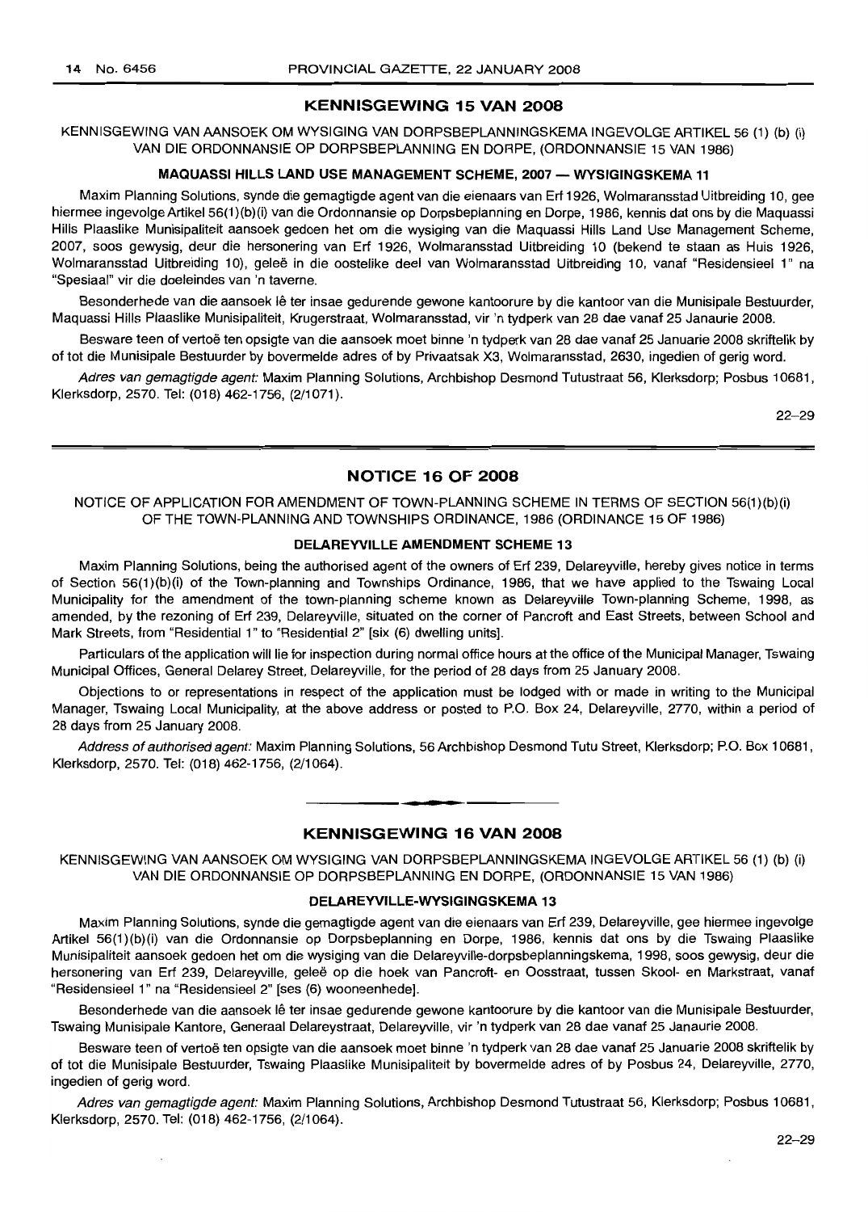## KENNISGEWING 15 VAN 2008

KENNISGEWING VAN AANSOEK OM WYSIGING VAN DORPSBEPLANNINGSKEMA INGEVOLGE ARTIKEL 56 (1) (b) (i) VAN DIE ORDONNANSIE OP DORPSBEPLANNING EN DORPE, (ORDONNANSIE 15 VAN 1986)

### MAQUASSI HILLS LAND USE MANAGEMENT SCHEME, 2007 — WYSIGINGSKEMA 11

Maxim Planning Solutions, synde die gemagtigde agent van die eienaars van Erf 1926, Wolmaransstad Uitbreiding 10, gee hiermee ingevolge Artikel 56(1)(b)(i) van die Ordonnansie op Dorpsbeplanning en Dorpe, 1986, kennis dat ons by die Maquassi Hills Plaaslike Munisipaliteit aansoek gedoen het om die wysiging van die Maquassi Hills Land Use Management Scheme, 2007, soos gewysig, deur die hersonering van Erf 1926, Wolmaransstad Uitbreiding 10 (bekend te staan as Huis 1926, Wolmaransstad Uitbreiding 10), geleë in die oostelike deel van Wolmaransstad Uitbreiding 10, vanaf "Residensieel 1" na "Spesiaal" vir die doeleindes van 'n taverne.

Besonderhede van die aansoek lê ter insae gedurende gewone kantoorure by die kantoor van die Munisipale Bestuurder, Maquassi Hills Plaaslike Munisipaliteit, Krugerstraat, Wolmaransstad, vir 'n tydperk van 28 dae vanaf 25 Janaurie 2008.

Besware teen of vertoë ten opsigte van die aansoek moet binne 'n tydperk van 28 dae vanaf 25 Januarie 2008 skriftelik by of tot die Munisipale Bestuurder by bovermelde adres of by Privaatsak X3, Wolmaransstad, 2630, ingedien of gerig word.

*Adres van gemagtigde agent:* Maxim Planning Solutions, Archbishop Desmond Tutustraat 56, Klerksdorp; Posbus 10681, Klerksdorp, 2570. Tel: (018) 462-1756, (2/1071).

22–29

## NOTICE 16 OF 2008

NOTICE OF APPLICATION FOR AMENDMENT OF TOWN-PLANNING SCHEME IN TERMS OF SECTION 56(1)(b)(i) OF THE TOWN-PLANNING AND TOWNSHIPS ORDINANCE, 1986 (ORDINANCE 15 OF 1986)

### DELAREYVILLE AMENDMENT SCHEME 13

Maxim Planning Solutions, being the authorised agent of the owners of Erf 239, Delareyville, hereby gives notice in terms of Section 56(1)(b)(i) of the Town-planning and Townships Ordinance, 1986, that we have applied to the Tswaing Local Municipality for the amendment of the town-planning scheme known as Delareyville Town-planning Scheme, 1998, as amended, by the rezoning of Erf 239, Delareyville, situated on the corner of Pancroft and East Streets, between School and Mark Streets, from "Residential 1" to "Residential 2" [six (6) dwelling units].

Particulars of the application will lie for inspection during normal office hours at the office of the Municipal Manager, Tswaing Municipal Offices, General Delarey Street, Delareyville, for the period of 28 days from 25 January 2008.

Objections to or representations in respect of the application must be lodged with or made in writing to the Municipal Manager, Tswaing Local Municipality, at the above address or posted to P.O. Box 24, Delareyville, 2770, within a period of 28 days from 25 January 2008.

*Address of authorised agent:* Maxim Planning Solutions, 56 Archbishop Desmond Tutu Street, Klerksdorp; P.O. Box 10681, Klerksdorp, 2570. Tel: (018) 462-1756, (2/1064).

## KENNISGEWING 16 VAN 2008

KENNISGEWING VAN AANSOEK OM WYSIGING VAN DORPSBEPLANNINGSKEMA INGEVOLGE ARTIKEL 56 (1) (b) (i) VAN DIE ORDONNANSIE OP DORPSBEPLANNING EN DORPE, (ORDONNANSIE 15 VAN 1986)

### DELAREYVILLE-WYSIGINGSKEMA 13

Maxim Planning Solutions, synde die gemagtigde agent van die eienaars van Erf 239, Delareyville, gee hiermee ingevolge Artikel 56(1)(b)(i) van die Ordonnansie op Dorpsbeplanning en Dorpe, 1986, kennis dat ons by die Tswaing Plaaslike Munisipaliteit aansoek gedoen het om die wysiging van die Delareyville-dorpsbeplanningskema, 1998, soos gewysig, deur die hersonering van Erf 239, Delareyville, geleë op die hoek van Pancroft- en Oosstraat, tussen Skool- en Markstraat, vanaf "Residensieel 1" na "Residensieel 2" [ses (6) wooneenhede].

Besonderhede van die aansoek lê ter insae gedurende gewone kantoorure by die kantoor van die Munisipale Bestuurder, Tswaing Munisipale Kantore, Generaal Delareystraat, Delareyville, vir 'n tydperk van 28 dae vanaf 25 Janaurie 2008.

Besware teen of vertoë ten opsigte van die aansoek moet binne 'n tydperk van 28 dae vanaf 25 Januarie 2008 skriftelik by of tot die Munisipale Bestuurder, Tswaing Plaaslike Munisipaliteit by bovermelde adres of by Posbus 24, Delareyville, 2770, ingedien of gerig word.

*Adres van gemagtigde agent:* Maxim Planning Solutions, Archbishop Desmond Tutustraat 56, Klerksdorp; Posbus 10681, Klerksdorp, 2570. Tel: (018) 462-1756, (2/1064).

22–29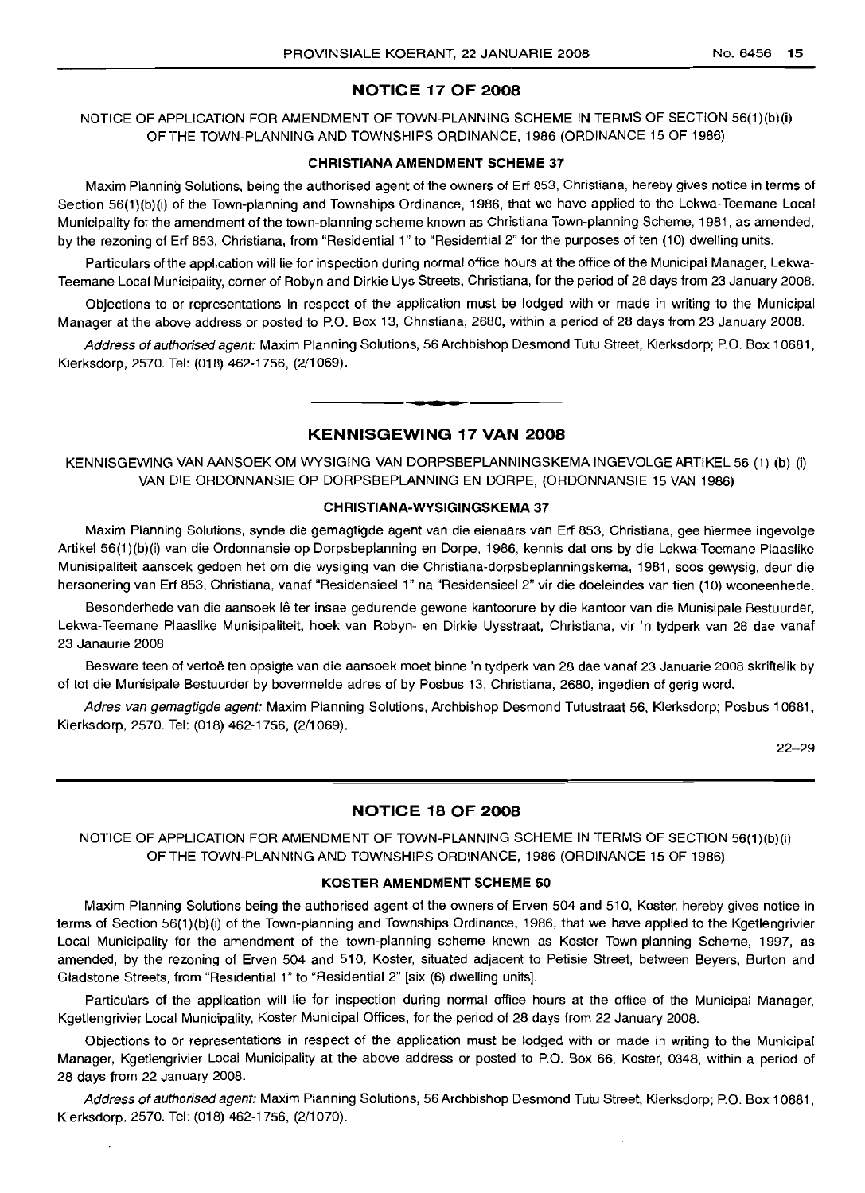## NOTICE 17 OF 2008

NOTICE OF APPLICATION FOR AMENDMENT OF TOWN-PLANNING SCHEME IN TERMS OF SECTION 56(1)(b)(i) OF THE TOWN-PLANNING AND TOWNSHIPS ORDINANCE, 1986 (ORDINANCE 15 OF 1986)

### CHRISTIANA AMENDMENT SCHEME 37

Maxim Planning Solutions, being the authorised agent of the owners of Erf 853, Christiana, hereby gives notice in terms of Section 56(1)(b)(i) of the Town-planning and Townships Ordinance, 1986, that we have applied to the Lekwa-Teemane Local Municipality for the amendment of the town-planning scheme known as Christiana Town-planning Scheme, 1981, as amended, by the rezoning of Erf 853, Christiana, from "Residential 1" to "Residential 2" for the purposes of ten (10) dwelling units.

Particulars of the application will lie for inspection during normal office hours at the office of the Municipal Manager, Lekwa-Teemane Local Municipality, corner of Robyn and Dirkie Uys Streets, Christiana, for the period of 28 days from 23 January 2008.

Objections to or representations in respect of the application must be lodged with or made in writing to the Municipal Manager at the above address or posted to P.O. Box 13, Christiana, 2680, within a period of 28 days from 23 January 2008.

*Address of authorised agent:* Maxim Planning Solutions, 56 Archbishop Desmond Tutu Street, Klerksdorp; P.O. Box 10681, Klerksdorp, 2570. Tel: (018) 462-1756, (2/1069).

---

## KENNISGEWING 17 VAN 2008

KENNISGEWING VAN AANSOEK OM WYSIGING VAN DORPSBEPLANNINGSKEMA INGEVOLGE ARTIKEL 56 (1) (b) (i) VAN DIE ORDONNANSIE OP DORPSBEPLANNING EN DORPE, (ORDONNANSIE 15 VAN 1986)

### CHRISTIANA-WYSIGINGSKEMA 37

Maxim Planning Solutions, synde die gemagtigde agent van die eienaars van Erf 853, Christiana, gee hiermee ingevolge Artikel 56(1)(b)(i) van die Ordonnansie op Dorpsbeplanning en Dorpe, 1986, kennis dat ons by die Lekwa-Teemane Plaaslike Munisipaliteit aansoek gedoen het om die wysiging van die Christiana-dorpsbeplanningskema, 1981, soos gewysig, deur die hersonering van Erf 853, Christiana, vanaf "Residensieel 1" na "Residensieel 2" vir die doeleindes van tien (10) wooneenhede.

Besonderhede van die aansoek lê ter insae gedurende gewone kantoorure by die kantoor van die Munisipale Bestuurder, Lekwa-Teemane Plaaslike Munisipaliteit, hoek van Robyn- en Dirkie Uysstraat, Christiana, vir 'n tydperk van 28 dae vanaf 23 Janaurie 2008.

Besware teen of vertoë ten opsigte van die aansoek moet binne 'n tydperk van 28 dae vanaf 23 Januarie 2008 skriftelik by of tot die Munisipale Bestuurder by bovermelde adres of by Posbus 13, Christiana, 2680, ingedien of gerig word.

*Adres van gemagtigde agent:* Maxim Planning Solutions, Archbishop Desmond Tutustraat 56, Klerksdorp; Posbus 10681, Klerksdorp, 2570. Tel: (018) 462-1756, (2/1069).

22–29

---

## NOTICE 18 OF 2008

NOTICE OF APPLICATION FOR AMENDMENT OF TOWN-PLANNING SCHEME IN TERMS OF SECTION 56(1)(b)(i) OF THE TOWN-PLANNING AND TOWNSHIPS ORDINANCE, 1986 (ORDINANCE 15 OF 1986)

### KOSTER AMENDMENT SCHEME 50

Maxim Planning Solutions being the authorised agent of the owners of Erven 504 and 510, Koster, hereby gives notice in terms of Section 56(1)(b)(i) of the Town-planning and Townships Ordinance, 1986, that we have applied to the Kgetlengrivier Local Municipality for the amendment of the town-planning scheme known as Koster Town-planning Scheme, 1997, as amended, by the rezoning of Erven 504 and 510, Koster, situated adjacent to Petisie Street, between Beyers, Burton and Gladstone Streets, from "Residential 1" to "Residential 2" [six (6) dwelling units].

Particulars of the application will lie for inspection during normal office hours at the office of the Municipal Manager, Kgetlengrivier Local Municipality, Koster Municipal Offices, for the period of 28 days from 22 January 2008.

Objections to or representations in respect of the application must be lodged with or made in writing to the Municipal Manager, Kgetlengrivier Local Municipality at the above address or posted to P.O. Box 66, Koster, 0348, within a period of 28 days from 22 January 2008.

*Address of authorised agent:* Maxim Planning Solutions, 56 Archbishop Desmond Tutu Street, Klerksdorp; P.O. Box 10681, Klerksdorp, 2570. Tel: (018) 462-1756, (2/1070).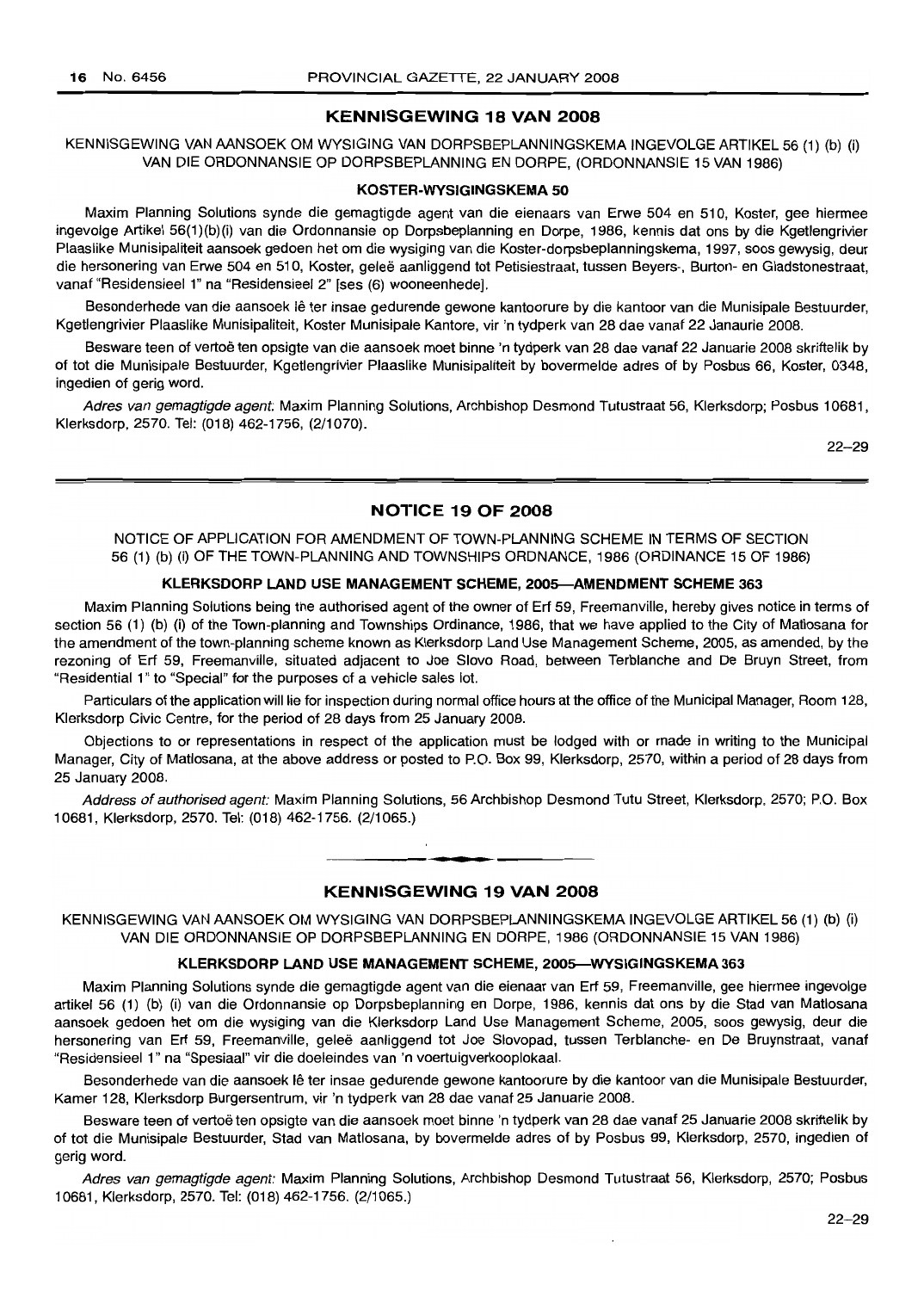## KENNISGEWING 18 VAN 2008

KENNISGEWING VAN AANSOEK OM WYSIGING VAN DORPSBEPLANNINGSKEMA INGEVOLGE ARTIKEL 56 (1) (b) (i) VAN DIE ORDONNANSIE OP DORPSBEPLANNING EN DORPE, (ORDONNANSIE 15 VAN 1986)

### KOSTER-WYSIGINGSKEMA 50

Maxim Planning Solutions synde die gemagtigde agent van die eienaars van Erwe 504 en 510, Koster, gee hiermee ingevolge Artikel 56(1)(b)(i) van die Ordonnansie op Dorpsbeplanning en Dorpe, 1986, kennis dat ons by die Kgetlengrivier Plaaslike Munisipaliteit aansoek gedoen het om die wysiging van die Koster-dorpsbeplanningskema, 1997, soos gewysig, deur die hersonering van Erwe 504 en 510, Koster, geleë aanliggend tot Petisiestraat, tussen Beyers-, Burton- en Gladstonestraat, vanaf "Residensieel 1" na "Residensieel 2" [ses (6) wooneenhede].

Besonderhede van die aansoek lê ter insae gedurende gewone kantoorure by die kantoor van die Munisipale Bestuurder, Kgetlengrivier Plaaslike Munisipaliteit, Koster Munisipale Kantore, vir 'n tydperk van 28 dae vanaf 22 Janaurie 2008.

Besware teen of vertoë ten opsigte van die aansoek moet binne 'n tydperk van 28 dae vanaf 22 Januarie 2008 skriftelik by of tot die Munisipale Bestuurder, Kgetlengrivier Plaaslike Munisipaliteit by bovermelde adres of by Posbus 66, Koster, 0348, ingedien of gerig word.

*Adres van gemagtigde agent:* Maxim Planning Solutions, Archbishop Desmond Tutustraat 56, Klerksdorp; Posbus 10681, Klerksdorp, 2570. Tel: (018) 462-1756, (2/1070).

22–29

## NOTICE 19 OF 2008

NOTICE OF APPLICATION FOR AMENDMENT OF TOWN-PLANNING SCHEME IN TERMS OF SECTION 56 (1) (b) (i) OF THE TOWN-PLANNING AND TOWNSHIPS ORDNANCE, 1986 (ORDINANCE 15 OF 1986)

### KLERKSDORP LAND USE MANAGEMENT SCHEME, 2005—AMENDMENT SCHEME 363

Maxim Planning Solutions being the authorised agent of the owner of Erf 59, Freemanville, hereby gives notice in terms of section 56 (1) (b) (i) of the Town-planning and Townships Ordinance, 1986, that we have applied to the City of Matlosana for the amendment of the town-planning scheme known as Klerksdorp Land Use Management Scheme, 2005, as amended, by the rezoning of Erf 59, Freemanville, situated adjacent to Joe Slovo Road, between Terblanche and De Bruyn Street, from "Residential 1" to "Special" for the purposes of a vehicle sales lot.

Particulars of the application will lie for inspection during normal office hours at the office of the Municipal Manager, Room 128, Klerksdorp Civic Centre, for the period of 28 days from 25 January 2008.

Objections to or representations in respect of the application must be lodged with or made in writing to the Municipal Manager, City of Matlosana, at the above address or posted to P.O. Box 99, Klerksdorp, 2570, within a period of 28 days from 25 January 2008.

*Address of authorised agent:* Maxim Planning Solutions, 56 Archbishop Desmond Tutu Street, Klerksdorp, 2570; P.O. Box 10681, Klerksdorp, 2570. Tel: (018) 462-1756. (2/1065.)

## KENNISGEWING 19 VAN 2008

KENNISGEWING VAN AANSOEK OM WYSIGING VAN DORPSBEPLANNINGSKEMA INGEVOLGE ARTIKEL 56 (1) (b) (i) VAN DIE ORDONNANSIE OP DORPSBEPLANNING EN DORPE, 1986 (ORDONNANSIE 15 VAN 1986)

### KLERKSDORP LAND USE MANAGEMENT SCHEME, 2005—WYSIGINGSKEMA 363

Maxim Planning Solutions synde die gemagtigde agent van die eienaar van Erf 59, Freemanville, gee hiermee ingevolge artikel 56 (1) (b) (i) van die Ordonnansie op Dorpsbeplanning en Dorpe, 1986, kennis dat ons by die Stad van Matlosana aansoek gedoen het om die wysiging van die Klerksdorp Land Use Management Scheme, 2005, soos gewysig, deur die hersonering van Erf 59, Freemanville, geleë aanliggend tot Joe Slovopad, tussen Terblanche- en De Bruynstraat, vanaf "Residensieel 1" na "Spesiaal" vir die doeleindes van 'n voertuigverkooplokaal.

Besonderhede van die aansoek lê ter insae gedurende gewone kantoorure by die kantoor van die Munisipale Bestuurder, Kamer 128, Klerksdorp Burgersentrum, vir 'n tydperk van 28 dae vanaf 25 Januarie 2008.

Besware teen of vertoë ten opsigte van die aansoek moet binne 'n tydperk van 28 dae vanaf 25 Januarie 2008 skriftelik by of tot die Munisipale Bestuurder, Stad van Matlosana, by bovermelde adres of by Posbus 99, Klerksdorp, 2570, ingedien of gerig word.

*Adres van gemagtigde agent:* Maxim Planning Solutions, Archbishop Desmond Tutustraat 56, Klerksdorp, 2570; Posbus 10681, Klerksdorp, 2570. Tel: (018) 462-1756. (2/1065.)

22–29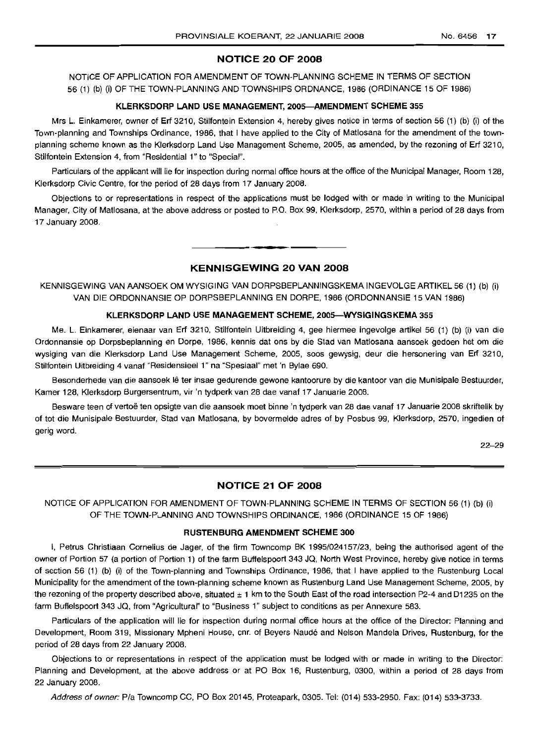## NOTICE 20 OF 2008

NOTICE OF APPLICATION FOR AMENDMENT OF TOWN-PLANNING SCHEME IN TERMS OF SECTION 56 (1) (b) (i) OF THE TOWN-PLANNING AND TOWNSHIPS ORDNANCE, 1986 (ORDINANCE 15 OF 1986)

### KLERKSDORP LAND USE MANAGEMENT, 2005—AMENDMENT SCHEME 355

Mrs L. Einkamerer, owner of Erf 3210, Stilfontein Extension 4, hereby gives notice in terms of section 56 (1) (b) (i) of the Town-planning and Townships Ordinance, 1986, that I have applied to the City of Matlosana for the amendment of the town-planning scheme known as the Klerksdorp Land Use Management Scheme, 2005, as amended, by the rezoning of Erf 3210, Stilfontein Extension 4, from "Residential 1" to "Special".

Particulars of the applicant will lie for inspection during normal office hours at the office of the Municipal Manager, Room 128, Klerksdorp Civic Centre, for the period of 28 days from 17 January 2008.

Objections to or representations in respect of the applications must be lodged with or made in writing to the Municipal Manager, City of Matlosana, at the above address or posted to P.O. Box 99, Klerksdorp, 2570, within a period of 28 days from 17 January 2008.

---

## KENNISGEWING 20 VAN 2008

KENNISGEWING VAN AANSOEK OM WYSIGING VAN DORPSBEPLANNINGSKEMA INGEVOLGE ARTIKEL 56 (1) (b) (i) VAN DIE ORDONNANSIE OP DORPSBEPLANNING EN DORPE, 1986 (ORDONNANSIE 15 VAN 1986)

### KLERKSDORP LAND USE MANAGEMENT SCHEME, 2005—WYSIGINGSKEMA 355

Me. L. Einkamerer, eienaar van Erf 3210, Stilfontein Uitbreiding 4, gee hiermee ingevolge artikel 56 (1) (b) (i) van die Ordonnansie op Dorpsbeplanning en Dorpe, 1986, kennis dat ons by die Stad van Matlosana aansoek gedoen het om die wysiging van die Klerksdorp Land Use Management Scheme, 2005, soos gewysig, deur die hersonering van Erf 3210, Stilfontein Uitbreiding 4 vanaf "Residensieel 1" na "Spesiaal" met 'n Bylae 690.

Besonderhede van die aansoek lê ter insae gedurende gewone kantoorure by die kantoor van die Munisipale Bestuurder, Kamer 128, Klerksdorp Burgersentrum, vir 'n tydperk van 28 dae vanaf 17 Januarie 2008.

Besware teen of vertoë ten opsigte van die aansoek moet binne 'n tydperk van 28 dae vanaf 17 Januarie 2008 skriftelik by of tot die Munisipale Bestuurder, Stad van Matlosana, by bovermelde adres of by Posbus 99, Klerksdorp, 2570, ingedien of gerig word.

22–29

---

## NOTICE 21 OF 2008

NOTICE OF APPLICATION FOR AMENDMENT OF TOWN-PLANNING SCHEME IN TERMS OF SECTION 56 (1) (b) (i) OF THE TOWN-PLANNING AND TOWNSHIPS ORDINANCE, 1986 (ORDINANCE 15 OF 1986)

### RUSTENBURG AMENDMENT SCHEME 300

I, Petrus Christiaan Cornelius de Jager, of the firm Towncomp BK 1995/024157/23, being the authorised agent of the owner of Portion 57 (a portion of Portion 1) of the farm Buffelspoort 343 JQ, North West Province, hereby give notice in terms of section 56 (1) (b) (i) of the Town-planning and Townships Ordinance, 1986, that I have applied to the Rustenburg Local Municipality for the amendment of the town-planning scheme known as Rustenburg Land Use Management Scheme, 2005, by the rezoning of the property described above, situated ± 1 km to the South East of the road intersection P2-4 and D1235 on the farm Buffelspoort 343 JQ, from "Agricultural" to "Business 1" subject to conditions as per Annexure 583.

Particulars of the application will lie for inspection during normal office hours at the office of the Director: Planning and Development, Room 319, Missionary Mpheni House, cnr. of Beyers Naudé and Nelson Mandela Drives, Rustenburg, for the period of 28 days from 22 January 2008.

Objections to or representations in respect of the application must be lodged with or made in writing to the Director: Planning and Development, at the above address or at PO Box 16, Rustenburg, 0300, within a period of 28 days from 22 January 2008.

*Address of owner:* P/a Towncomp CC, PO Box 20145, Proteapark, 0305. Tel: (014) 533-2950. Fax: (014) 533-3733.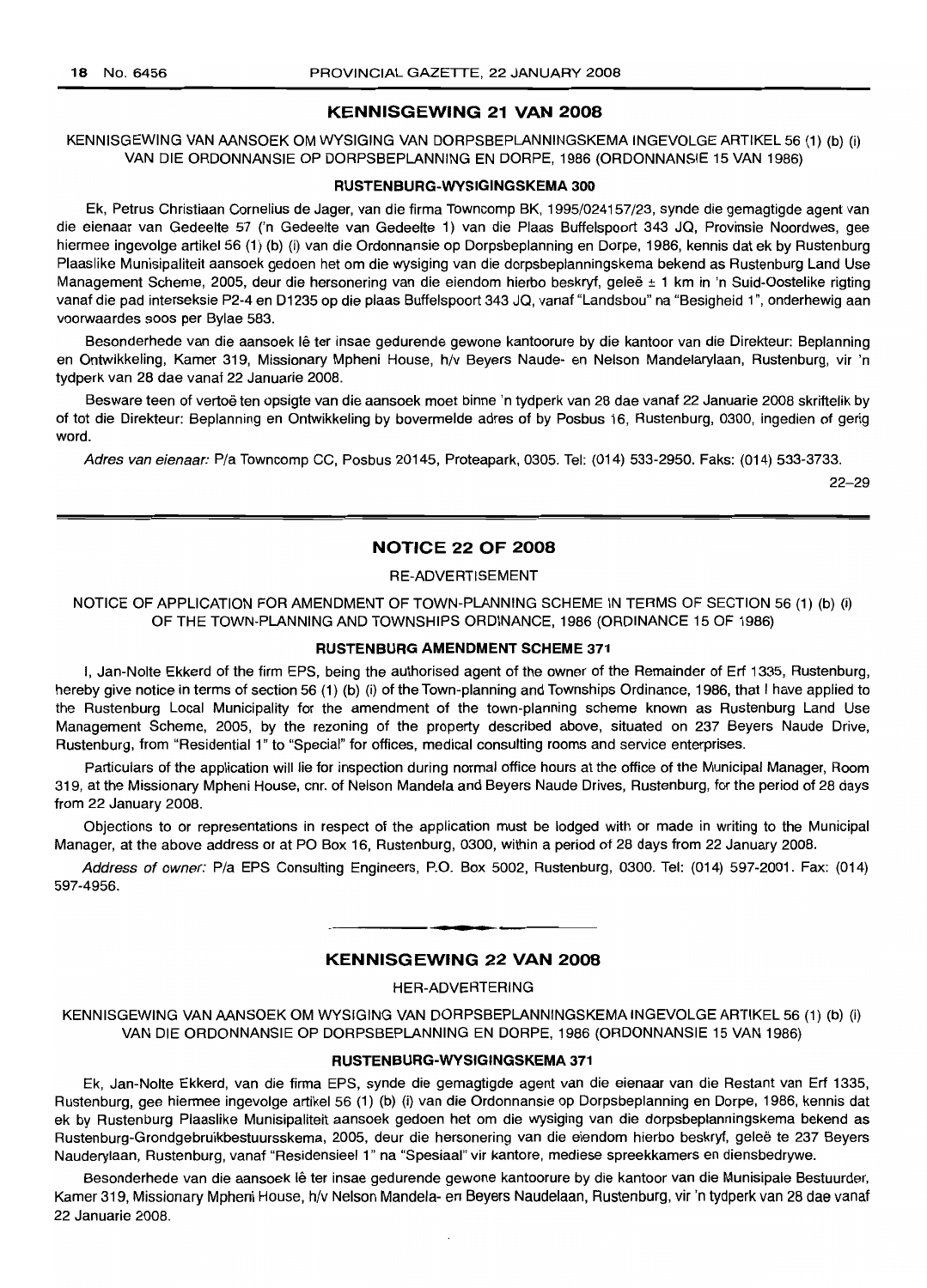## KENNISGEWING 21 VAN 2008

KENNISGEWING VAN AANSOEK OM WYSIGING VAN DORPSBEPLANNINGSKEMA INGEVOLGE ARTIKEL 56 (1) (b) (i) VAN DIE ORDONNANSIE OP DORPSBEPLANNING EN DORPE, 1986 (ORDONNANSIE 15 VAN 1986)

### RUSTENBURG-WYSIGINGSKEMA 300

Ek, Petrus Christiaan Cornelius de Jager, van die firma Towncomp BK, 1995/024157/23, synde die gemagtigde agent van die eienaar van Gedeelte 57 ('n Gedeelte van Gedeelte 1) van die Plaas Buffelspoort 343 JQ, Provinsie Noordwes, gee hiermee ingevolge artikel 56 (1) (b) (i) van die Ordonnansie op Dorpsbeplanning en Dorpe, 1986, kennis dat ek by Rustenburg Plaaslike Munisipaliteit aansoek gedoen het om die wysiging van die dorpsbeplanningskema bekend as Rustenburg Land Use Management Scheme, 2005, deur die hersonering van die eiendom hierbo beskryf, geleë ± 1 km in 'n Suid-Oostelike rigting vanaf die pad interseksie P2-4 en D1235 op die plaas Buffelspoort 343 JQ, vanaf "Landsbou" na "Besigheid 1", onderhewig aan voorwaardes soos per Bylae 583.

Besonderhede van die aansoek lê ter insae gedurende gewone kantoorure by die kantoor van die Direkteur: Beplanning en Ontwikkeling, Kamer 319, Missionary Mpheni House, h/v Beyers Naude- en Nelson Mandelarylaan, Rustenburg, vir 'n tydperk van 28 dae vanaf 22 Januarie 2008.

Besware teen of vertoë ten opsigte van die aansoek moet binne 'n tydperk van 28 dae vanaf 22 Januarie 2008 skriftelik by of tot die Direkteur: Beplanning en Ontwikkeling by bovermelde adres of by Posbus 16, Rustenburg, 0300, ingedien of gerig word.

*Adres van eienaar:* P/a Towncomp CC, Posbus 20145, Proteapark, 0305. Tel: (014) 533-2950. Faks: (014) 533-3733.

22–29

## NOTICE 22 OF 2008

RE-ADVERTISEMENT

NOTICE OF APPLICATION FOR AMENDMENT OF TOWN-PLANNING SCHEME IN TERMS OF SECTION 56 (1) (b) (i) OF THE TOWN-PLANNING AND TOWNSHIPS ORDINANCE, 1986 (ORDINANCE 15 OF 1986)

### RUSTENBURG AMENDMENT SCHEME 371

I, Jan-Nolte Ekkerd of the firm EPS, being the authorised agent of the owner of the Remainder of Erf 1335, Rustenburg, hereby give notice in terms of section 56 (1) (b) (i) of the Town-planning and Townships Ordinance, 1986, that I have applied to the Rustenburg Local Municipality for the amendment of the town-planning scheme known as Rustenburg Land Use Management Scheme, 2005, by the rezoning of the property described above, situated on 237 Beyers Naude Drive, Rustenburg, from "Residential 1" to "Special" for offices, medical consulting rooms and service enterprises.

Particulars of the application will lie for inspection during normal office hours at the office of the Municipal Manager, Room 319, at the Missionary Mpheni House, cnr. of Nelson Mandela and Beyers Naude Drives, Rustenburg, for the period of 28 days from 22 January 2008.

Objections to or representations in respect of the application must be lodged with or made in writing to the Municipal Manager, at the above address or at PO Box 16, Rustenburg, 0300, within a period of 28 days from 22 January 2008.

*Address of owner:* P/a EPS Consulting Engineers, P.O. Box 5002, Rustenburg, 0300. Tel: (014) 597-2001. Fax: (014) 597-4956.

## KENNISGEWING 22 VAN 2008

HER-ADVERTERING

KENNISGEWING VAN AANSOEK OM WYSIGING VAN DORPSBEPLANNINGSKEMA INGEVOLGE ARTIKEL 56 (1) (b) (i) VAN DIE ORDONNANSIE OP DORPSBEPLANNING EN DORPE, 1986 (ORDONNANSIE 15 VAN 1986)

### RUSTENBURG-WYSIGINGSKEMA 371

Ek, Jan-Nolte Ekkerd, van die firma EPS, synde die gemagtigde agent van die eienaar van die Restant van Erf 1335, Rustenburg, gee hiermee ingevolge artikel 56 (1) (b) (i) van die Ordonnansie op Dorpsbeplanning en Dorpe, 1986, kennis dat ek by Rustenburg Plaaslike Munisipaliteit aansoek gedoen het om die wysiging van die dorpsbeplanningskema bekend as Rustenburg-Grondgebruikbestuursskema, 2005, deur die hersonering van die eiendom hierbo beskryf, geleë te 237 Beyers Nauderylaan, Rustenburg, vanaf "Residensieel 1" na "Spesiaal" vir kantore, mediese spreekkamers en diensbedrywe.

Besonderhede van die aansoek lê ter insae gedurende gewone kantoorure by die kantoor van die Munisipale Bestuurder, Kamer 319, Missionary Mpheni House, h/v Nelson Mandela- en Beyers Naudelaan, Rustenburg, vir 'n tydperk van 28 dae vanaf 22 Januarie 2008.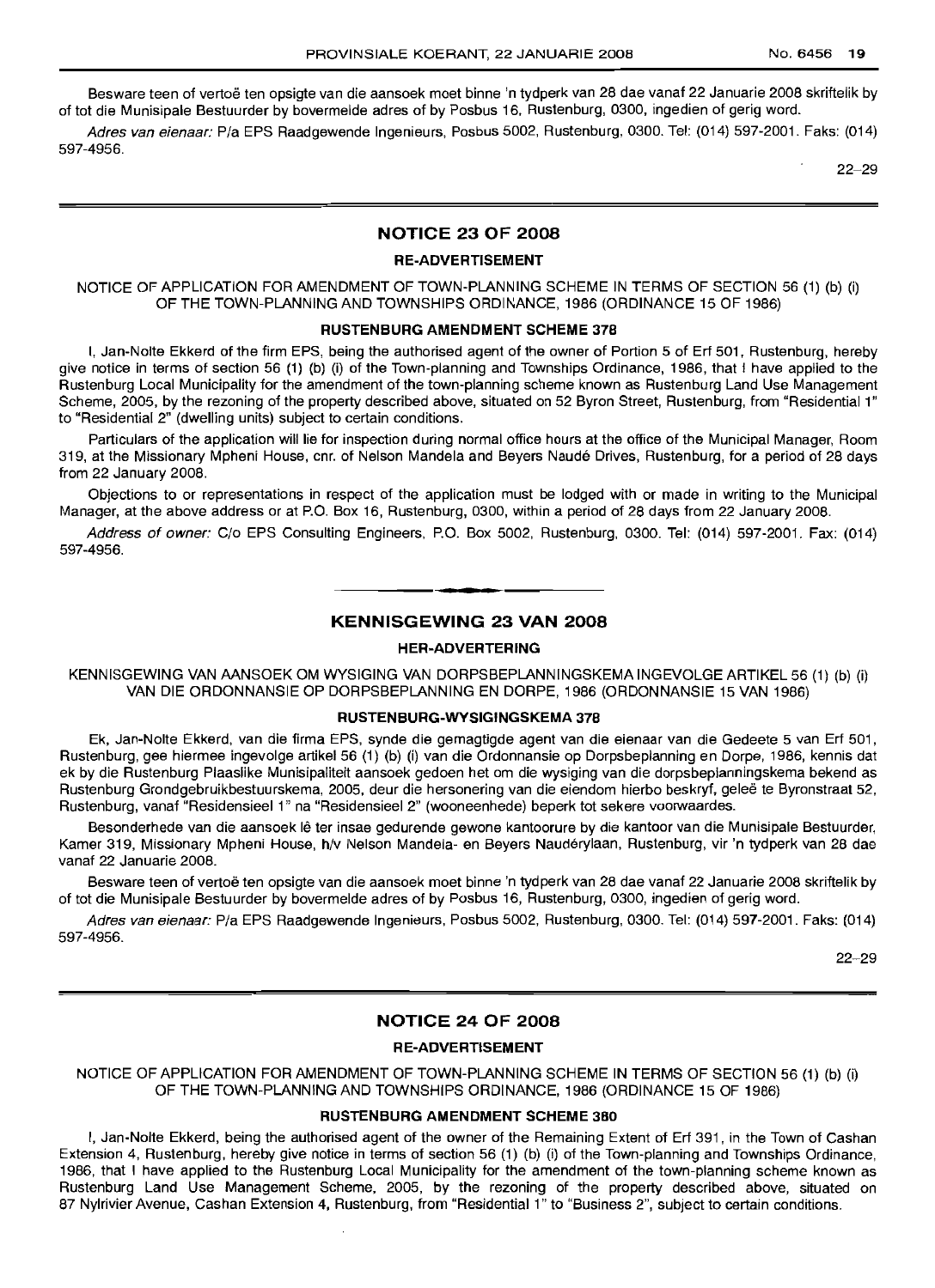Besware teen of vertoë ten opsigte van die aansoek moet binne 'n tydperk van 28 dae vanaf 22 Januarie 2008 skriftelik by of tot die Munisipale Bestuurder by bovermelde adres of by Posbus 16, Rustenburg, 0300, ingedien of gerig word.

*Adres van eienaar:* P/a EPS Raadgewende Ingenieurs, Posbus 5002, Rustenburg, 0300. Tel: (014) 597-2001. Faks: (014) 597-4956.

22–29

## NOTICE 23 OF 2008

### RE-ADVERTISEMENT

NOTICE OF APPLICATION FOR AMENDMENT OF TOWN-PLANNING SCHEME IN TERMS OF SECTION 56 (1) (b) (i) OF THE TOWN-PLANNING AND TOWNSHIPS ORDINANCE, 1986 (ORDINANCE 15 OF 1986)

### RUSTENBURG AMENDMENT SCHEME 378

I, Jan-Nolte Ekkerd of the firm EPS, being the authorised agent of the owner of Portion 5 of Erf 501, Rustenburg, hereby give notice in terms of section 56 (1) (b) (i) of the Town-planning and Townships Ordinance, 1986, that I have applied to the Rustenburg Local Municipality for the amendment of the town-planning scheme known as Rustenburg Land Use Management Scheme, 2005, by the rezoning of the property described above, situated on 52 Byron Street, Rustenburg, from "Residential 1" to "Residential 2" (dwelling units) subject to certain conditions.

Particulars of the application will lie for inspection during normal office hours at the office of the Municipal Manager, Room 319, at the Missionary Mpheni House, cnr. of Nelson Mandela and Beyers Naudé Drives, Rustenburg, for a period of 28 days from 22 January 2008.

Objections to or representations in respect of the application must be lodged with or made in writing to the Municipal Manager, at the above address or at P.O. Box 16, Rustenburg, 0300, within a period of 28 days from 22 January 2008.

*Address of owner:* C/o EPS Consulting Engineers, P.O. Box 5002, Rustenburg, 0300. Tel: (014) 597-2001. Fax: (014) 597-4956.

## KENNISGEWING 23 VAN 2008

### HER-ADVERTERING

KENNISGEWING VAN AANSOEK OM WYSIGING VAN DORPSBEPLANNINGSKEMA INGEVOLGE ARTIKEL 56 (1) (b) (i) VAN DIE ORDONNANSIE OP DORPSBEPLANNING EN DORPE, 1986 (ORDONNANSIE 15 VAN 1986)

### RUSTENBURG-WYSIGINGSKEMA 378

Ek, Jan-Nolte Ekkerd, van die firma EPS, synde die gemagtigde agent van die eienaar van die Gedeete 5 van Erf 501, Rustenburg, gee hiermee ingevolge artikel 56 (1) (b) (i) van die Ordonnansie op Dorpsbeplanning en Dorpe, 1986, kennis dat ek by die Rustenburg Plaaslike Munisipaliteit aansoek gedoen het om die wysiging van die dorpsbeplanningskema bekend as Rustenburg Grondgebruikbestuurskema, 2005, deur die hersonering van die eiendom hierbo beskryf, geleë te Byronstraat 52, Rustenburg, vanaf "Residensieel 1" na "Residensieel 2" (wooneenhede) beperk tot sekere voorwaardes.

Besonderhede van die aansoek lê ter insae gedurende gewone kantoorure by die kantoor van die Munisipale Bestuurder, Kamer 319, Missionary Mpheni House, h/v Nelson Mandela- en Beyers Naudérylaan, Rustenburg, vir 'n tydperk van 28 dae vanaf 22 Januarie 2008.

Besware teen of vertoë ten opsigte van die aansoek moet binne 'n tydperk van 28 dae vanaf 22 Januarie 2008 skriftelik by of tot die Munisipale Bestuurder by bovermelde adres of by Posbus 16, Rustenburg, 0300, ingedien of gerig word.

*Adres van eienaar:* P/a EPS Raadgewende Ingenieurs, Posbus 5002, Rustenburg, 0300. Tel: (014) 597-2001. Faks: (014) 597-4956.

22–29

## NOTICE 24 OF 2008

### RE-ADVERTISEMENT

NOTICE OF APPLICATION FOR AMENDMENT OF TOWN-PLANNING SCHEME IN TERMS OF SECTION 56 (1) (b) (i) OF THE TOWN-PLANNING AND TOWNSHIPS ORDINANCE, 1986 (ORDINANCE 15 OF 1986)

### RUSTENBURG AMENDMENT SCHEME 380

I, Jan-Nolte Ekkerd, being the authorised agent of the owner of the Remaining Extent of Erf 391, in the Town of Cashan Extension 4, Rustenburg, hereby give notice in terms of section 56 (1) (b) (i) of the Town-planning and Townships Ordinance, 1986, that I have applied to the Rustenburg Local Municipality for the amendment of the town-planning scheme known as Rustenburg Land Use Management Scheme, 2005, by the rezoning of the property described above, situated on 87 Nylrivier Avenue, Cashan Extension 4, Rustenburg, from "Residential 1" to "Business 2", subject to certain conditions.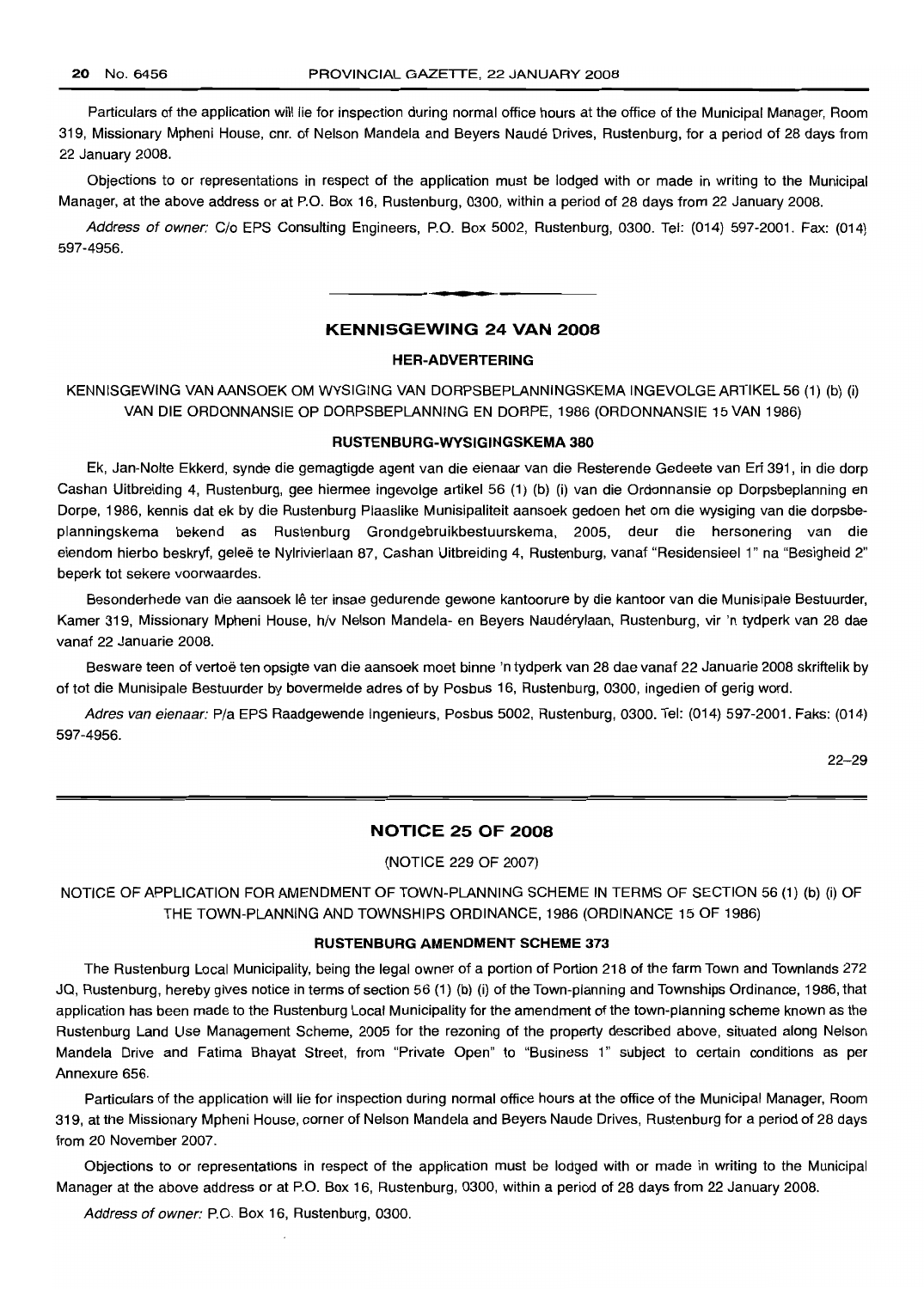Particulars of the application will lie for inspection during normal office hours at the office of the Municipal Manager, Room 319, Missionary Mpheni House, cnr. of Nelson Mandela and Beyers Naudé Drives, Rustenburg, for a period of 28 days from 22 January 2008.

Objections to or representations in respect of the application must be lodged with or made in writing to the Municipal Manager, at the above address or at P.O. Box 16, Rustenburg, 0300, within a period of 28 days from 22 January 2008.

*Address of owner:* C/o EPS Consulting Engineers, P.O. Box 5002, Rustenburg, 0300. Tel: (014) 597-2001. Fax: (014) 597-4956.

---

## KENNISGEWING 24 VAN 2008

### HER-ADVERTERING

KENNISGEWING VAN AANSOEK OM WYSIGING VAN DORPSBEPLANNINGSKEMA INGEVOLGE ARTIKEL 56 (1) (b) (i) VAN DIE ORDONNANSIE OP DORPSBEPLANNING EN DORPE, 1986 (ORDONNANSIE 15 VAN 1986)

### RUSTENBURG-WYSIGINGSKEMA 380

Ek, Jan-Nolte Ekkerd, synde die gemagtigde agent van die eienaar van die Resterende Gedeete van Erf 391, in die dorp Cashan Uitbreiding 4, Rustenburg, gee hiermee ingevolge artikel 56 (1) (b) (i) van die Ordonnansie op Dorpsbeplanning en Dorpe, 1986, kennis dat ek by die Rustenburg Plaaslike Munisipaliteit aansoek gedoen het om die wysiging van die dorpsbeplanningskema bekend as Rustenburg Grondgebruikbestuurskema, 2005, deur die hersonering van die eiendom hierbo beskryf, geleë te Nylrivierlaan 87, Cashan Uitbreiding 4, Rustenburg, vanaf "Residensieel 1" na "Besigheid 2" beperk tot sekere voorwaardes.

Besonderhede van die aansoek lê ter insae gedurende gewone kantoorure by die kantoor van die Munisipale Bestuurder, Kamer 319, Missionary Mpheni House, h/v Nelson Mandela- en Beyers Naudérylaan, Rustenburg, vir 'n tydperk van 28 dae vanaf 22 Januarie 2008.

Besware teen of vertoë ten opsigte van die aansoek moet binne 'n tydperk van 28 dae vanaf 22 Januarie 2008 skriftelik by of tot die Munisipale Bestuurder by bovermelde adres of by Posbus 16, Rustenburg, 0300, ingedien of gerig word.

*Adres van eienaar:* P/a EPS Raadgewende Ingenieurs, Posbus 5002, Rustenburg, 0300. Tel: (014) 597-2001. Faks: (014) 597-4956.

22–29

---

## NOTICE 25 OF 2008

(NOTICE 229 OF 2007)

NOTICE OF APPLICATION FOR AMENDMENT OF TOWN-PLANNING SCHEME IN TERMS OF SECTION 56 (1) (b) (i) OF THE TOWN-PLANNING AND TOWNSHIPS ORDINANCE, 1986 (ORDINANCE 15 OF 1986)

### RUSTENBURG AMENDMENT SCHEME 373

The Rustenburg Local Municipality, being the legal owner of a portion of Portion 218 of the farm Town and Townlands 272 JQ, Rustenburg, hereby gives notice in terms of section 56 (1) (b) (i) of the Town-planning and Townships Ordinance, 1986, that application has been made to the Rustenburg Local Municipality for the amendment of the town-planning scheme known as the Rustenburg Land Use Management Scheme, 2005 for the rezoning of the property described above, situated along Nelson Mandela Drive and Fatima Bhayat Street, from "Private Open" to "Business 1" subject to certain conditions as per Annexure 656.

Particulars of the application will lie for inspection during normal office hours at the office of the Municipal Manager, Room 319, at the Missionary Mpheni House, corner of Nelson Mandela and Beyers Naude Drives, Rustenburg for a period of 28 days from 20 November 2007.

Objections to or representations in respect of the application must be lodged with or made in writing to the Municipal Manager at the above address or at P.O. Box 16, Rustenburg, 0300, within a period of 28 days from 22 January 2008.

*Address of owner:* P.O. Box 16, Rustenburg, 0300.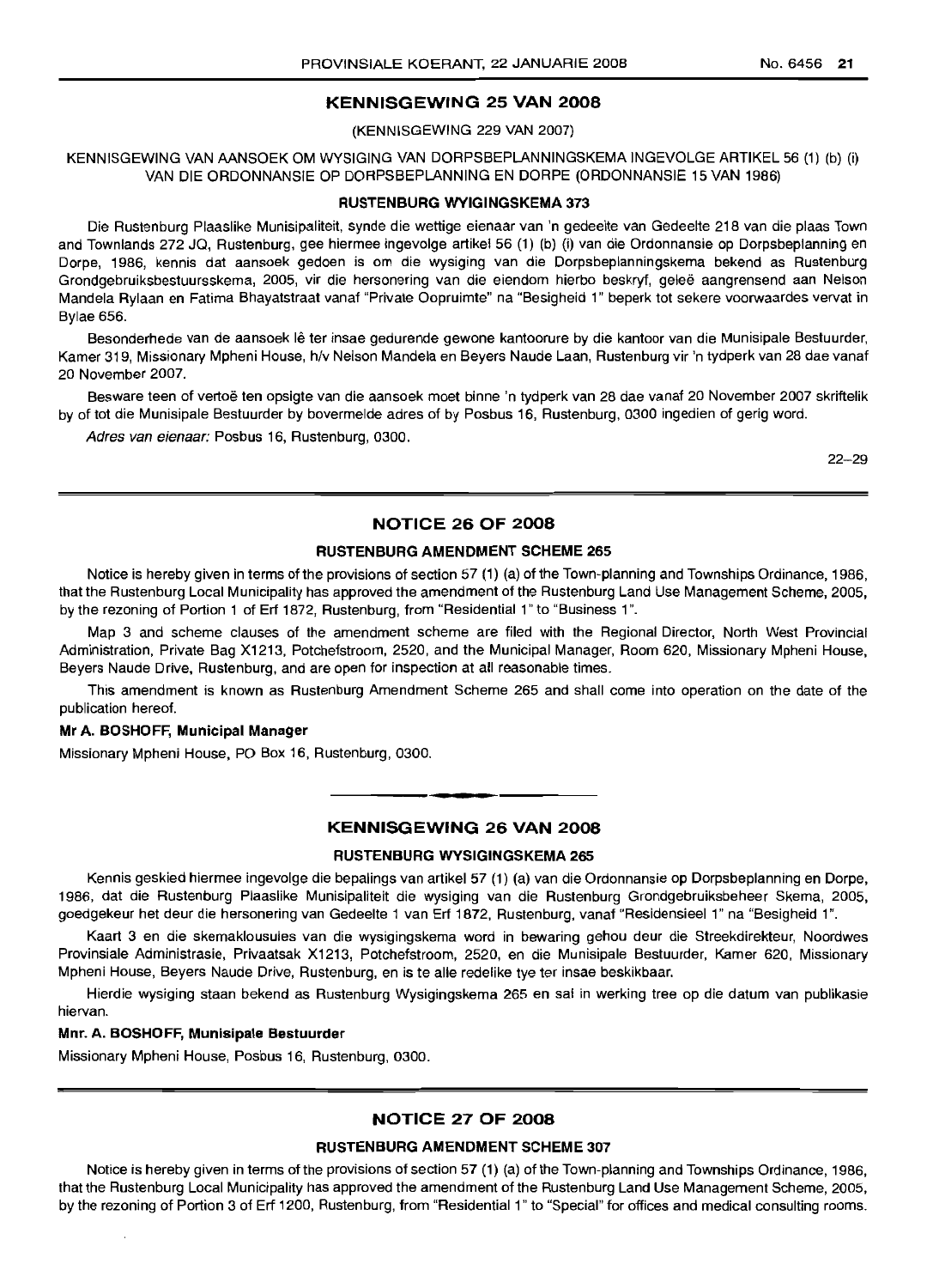## KENNISGEWING 25 VAN 2008

(KENNISGEWING 229 VAN 2007)

KENNISGEWING VAN AANSOEK OM WYSIGING VAN DORPSBEPLANNINGSKEMA INGEVOLGE ARTIKEL 56 (1) (b) (i) VAN DIE ORDONNANSIE OP DORPSBEPLANNING EN DORPE (ORDONNANSIE 15 VAN 1986)

### RUSTENBURG WYIGINGSKEMA 373

Die Rustenburg Plaaslike Munisipaliteit, synde die wettige eienaar van 'n gedeelte van Gedeelte 218 van die plaas Town and Townlands 272 JQ, Rustenburg, gee hiermee ingevolge artikel 56 (1) (b) (i) van die Ordonnansie op Dorpsbeplanning en Dorpe, 1986, kennis dat aansoek gedoen is om die wysiging van die Dorpsbeplanningskema bekend as Rustenburg Grondgebruiksbestuursskema, 2005, vir die hersonering van die eiendom hierbo beskryf, geleë aangrensend aan Nelson Mandela Rylaan en Fatima Bhayatstraat vanaf "Private Oopruimte" na "Besigheid 1" beperk tot sekere voorwaardes vervat in Bylae 656.

Besonderhede van de aansoek lê ter insae gedurende gewone kantoorure by die kantoor van die Munisipale Bestuurder, Kamer 319, Missionary Mpheni House, h/v Nelson Mandela en Beyers Naude Laan, Rustenburg vir 'n tydperk van 28 dae vanaf 20 November 2007.

Besware teen of vertoë ten opsigte van die aansoek moet binne 'n tydperk van 28 dae vanaf 20 November 2007 skriftelik by of tot die Munisipale Bestuurder by bovermelde adres of by Posbus 16, Rustenburg, 0300 ingedien of gerig word.

*Adres van eienaar:* Posbus 16, Rustenburg, 0300.

22–29

---

## NOTICE 26 OF 2008

### RUSTENBURG AMENDMENT SCHEME 265

Notice is hereby given in terms of the provisions of section 57 (1) (a) of the Town-planning and Townships Ordinance, 1986, that the Rustenburg Local Municipality has approved the amendment of the Rustenburg Land Use Management Scheme, 2005, by the rezoning of Portion 1 of Erf 1872, Rustenburg, from "Residential 1" to "Business 1".

Map 3 and scheme clauses of the amendment scheme are filed with the Regional Director, North West Provincial Administration, Private Bag X1213, Potchefstroom, 2520, and the Municipal Manager, Room 620, Missionary Mpheni House, Beyers Naude Drive, Rustenburg, and are open for inspection at all reasonable times.

This amendment is known as Rustenburg Amendment Scheme 265 and shall come into operation on the date of the publication hereof.

**Mr A. BOSHOFF, Municipal Manager**

Missionary Mpheni House, PO Box 16, Rustenburg, 0300.

---

## KENNISGEWING 26 VAN 2008

### RUSTENBURG WYSIGINGSKEMA 265

Kennis geskied hiermee ingevolge die bepalings van artikel 57 (1) (a) van die Ordonnansie op Dorpsbeplanning en Dorpe, 1986, dat die Rustenburg Plaaslike Munisipaliteit die wysiging van die Rustenburg Grondgebruiksbeheer Skema, 2005, goedgekeur het deur die hersonering van Gedeelte 1 van Erf 1872, Rustenburg, vanaf "Residensieel 1" na "Besigheid 1".

Kaart 3 en die skemaklousules van die wysigingskema word in bewaring gehou deur die Streekdirekteur, Noordwes Provinsiale Administrasie, Privaatsak X1213, Potchefstroom, 2520, en die Munisipale Bestuurder, Kamer 620, Missionary Mpheni House, Beyers Naude Drive, Rustenburg, en is te alle redelike tye ter insae beskikbaar.

Hierdie wysiging staan bekend as Rustenburg Wysigingskema 265 en sal in werking tree op die datum van publikasie hiervan.

**Mnr. A. BOSHOFF, Munisipale Bestuurder**

Missionary Mpheni House, Posbus 16, Rustenburg, 0300.

---

## NOTICE 27 OF 2008

### RUSTENBURG AMENDMENT SCHEME 307

Notice is hereby given in terms of the provisions of section 57 (1) (a) of the Town-planning and Townships Ordinance, 1986, that the Rustenburg Local Municipality has approved the amendment of the Rustenburg Land Use Management Scheme, 2005, by the rezoning of Portion 3 of Erf 1200, Rustenburg, from "Residential 1" to "Special" for offices and medical consulting rooms.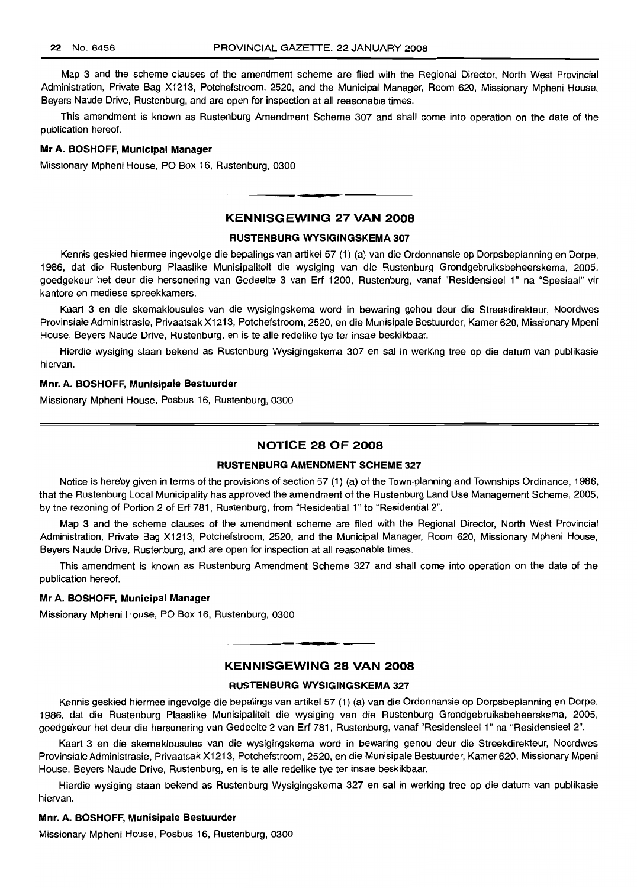Map 3 and the scheme clauses of the amendment scheme are filed with the Regional Director, North West Provincial Administration, Private Bag X1213, Potchefstroom, 2520, and the Municipal Manager, Room 620, Missionary Mpheni House, Beyers Naude Drive, Rustenburg, and are open for inspection at all reasonable times.

This amendment is known as Rustenburg Amendment Scheme 307 and shall come into operation on the date of the publication hereof.

**Mr A. BOSHOFF, Municipal Manager**

Missionary Mpheni House, PO Box 16, Rustenburg, 0300

## KENNISGEWING 27 VAN 2008

### RUSTENBURG WYSIGINGSKEMA 307

Kennis geskied hiermee ingevolge die bepalings van artikel 57 (1) (a) van die Ordonnansie op Dorpsbeplanning en Dorpe, 1986, dat die Rustenburg Plaaslike Munisipaliteit die wysiging van die Rustenburg Grondgebruiksbeheerskema, 2005, goedgekeur het deur die hersonering van Gedeelte 3 van Erf 1200, Rustenburg, vanaf "Residensieel 1" na "Spesiaal" vir kantore en mediese spreekkamers.

Kaart 3 en die skemaklousules van die wysigingskema word in bewaring gehou deur die Streekdirekteur, Noordwes Provinsiale Administrasie, Privaatsak X1213, Potchefstroom, 2520, en die Munisipale Bestuurder, Kamer 620, Missionary Mpeni House, Beyers Naude Drive, Rustenburg, en is te alle redelike tye ter insae beskikbaar.

Hierdie wysiging staan bekend as Rustenburg Wysigingskema 307 en sal in werking tree op die datum van publikasie hiervan.

**Mnr. A. BOSHOFF, Munisipale Bestuurder**

Missionary Mpheni House, Posbus 16, Rustenburg, 0300

## NOTICE 28 OF 2008

### RUSTENBURG AMENDMENT SCHEME 327

Notice is hereby given in terms of the provisions of section 57 (1) (a) of the Town-planning and Townships Ordinance, 1986, that the Rustenburg Local Municipality has approved the amendment of the Rustenburg Land Use Management Scheme, 2005, by the rezoning of Portion 2 of Erf 781, Rustenburg, from "Residential 1" to "Residential 2".

Map 3 and the scheme clauses of the amendment scheme are filed with the Regional Director, North West Provincial Administration, Private Bag X1213, Potchefstroom, 2520, and the Municipal Manager, Room 620, Missionary Mpheni House, Beyers Naude Drive, Rustenburg, and are open for inspection at all reasonable times.

This amendment is known as Rustenburg Amendment Scheme 327 and shall come into operation on the date of the publication hereof.

**Mr A. BOSHOFF, Municipal Manager**

Missionary Mpheni House, PO Box 16, Rustenburg, 0300

## KENNISGEWING 28 VAN 2008

### RUSTENBURG WYSIGINGSKEMA 327

Kennis geskied hiermee ingevolge die bepalings van artikel 57 (1) (a) van die Ordonnansie op Dorpsbeplanning en Dorpe, 1986, dat die Rustenburg Plaaslike Munisipaliteit die wysiging van die Rustenburg Grondgebruiksbeheerskema, 2005, goedgekeur het deur die hersonering van Gedeelte 2 van Erf 781, Rustenburg, vanaf "Residensieel 1" na "Residensieel 2".

Kaart 3 en die skemaklousules van die wysigingskema word in bewaring gehou deur die Streekdirekteur, Noordwes Provinsiale Administrasie, Privaatsak X1213, Potchefstroom, 2520, en die Munisipale Bestuurder, Kamer 620, Missionary Mpeni House, Beyers Naude Drive, Rustenburg, en is te alle redelike tye ter insae beskikbaar.

Hierdie wysiging staan bekend as Rustenburg Wysigingskema 327 en sal in werking tree op die datum van publikasie hiervan.

**Mnr. A. BOSHOFF, Munisipale Bestuurder**

Missionary Mpheni House, Posbus 16, Rustenburg, 0300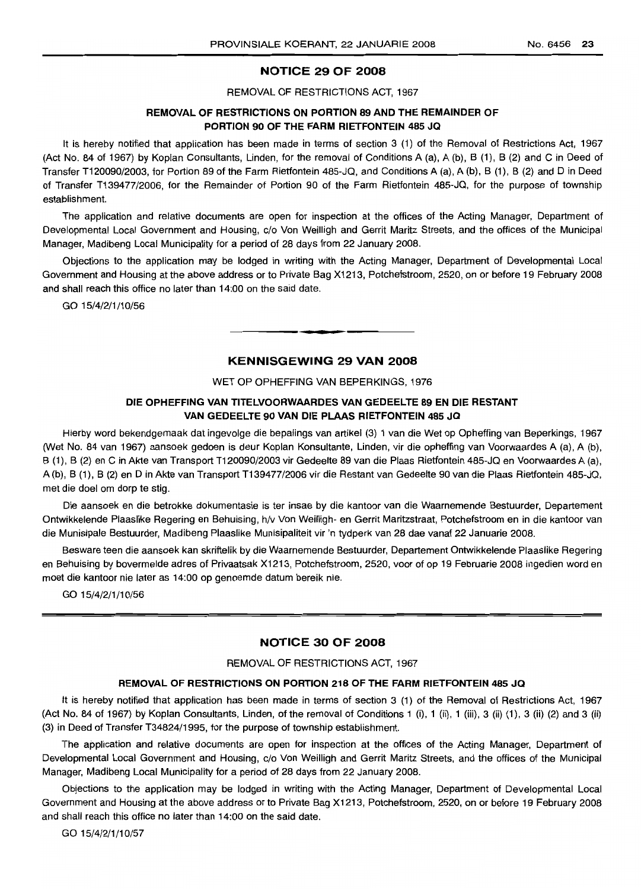## NOTICE 29 OF 2008

REMOVAL OF RESTRICTIONS ACT, 1967

### REMOVAL OF RESTRICTIONS ON PORTION 89 AND THE REMAINDER OF PORTION 90 OF THE FARM RIETFONTEIN 485 JQ

It is hereby notified that application has been made in terms of section 3 (1) of the Removal of Restrictions Act, 1967 (Act No. 84 of 1967) by Koplan Consultants, Linden, for the removal of Conditions A (a), A (b), B (1), B (2) and C in Deed of Transfer T120090/2003, for Portion 89 of the Farm Rietfontein 485-JQ, and Conditions A (a), A (b), B (1), B (2) and D in Deed of Transfer T139477/2006, for the Remainder of Portion 90 of the Farm Rietfontein 485-JQ, for the purpose of township establishment.

The application and relative documents are open for inspection at the offices of the Acting Manager, Department of Developmental Local Government and Housing, c/o Von Weilligh and Gerrit Maritz Streets, and the offices of the Municipal Manager, Madibeng Local Municipality for a period of 28 days from 22 January 2008.

Objections to the application may be lodged in writing with the Acting Manager, Department of Developmental Local Government and Housing at the above address or to Private Bag X1213, Potchefstroom, 2520, on or before 19 February 2008 and shall reach this office no later than 14:00 on the said date.

GO 15/4/2/1/10/56

---

## KENNISGEWING 29 VAN 2008

WET OP OPHEFFING VAN BEPERKINGS, 1976

### DIE OPHEFFING VAN TITELVOORWAARDES VAN GEDEELTE 89 EN DIE RESTANT VAN GEDEELTE 90 VAN DIE PLAAS RIETFONTEIN 485 JQ

Hierby word bekendgemaak dat ingevolge die bepalings van artikel (3) 1 van die Wet op Opheffing van Beperkings, 1967 (Wet No. 84 van 1967) aansoek gedoen is deur Koplan Konsultante, Linden, vir die opheffing van Voorwaardes A (a), A (b), B (1), B (2) en C in Akte van Transport T120090/2003 vir Gedeelte 89 van die Plaas Rietfontein 485-JQ en Voorwaardes A (a), A (b), B (1), B (2) en D in Akte van Transport T139477/2006 vir die Restant van Gedeelte 90 van die Plaas Rietfontein 485-JQ, met die doel om dorp te stig.

Die aansoek en die betrokke dokumentasie is ter insae by die kantoor van die Waarnemende Bestuurder, Departement Ontwikkelende Plaaslike Regering en Behuising, h/v Von Weilligh- en Gerrit Maritzstraat, Potchefstroom en in die kantoor van die Munisipale Bestuurder, Madibeng Plaaslike Munisipaliteit vir 'n tydperk van 28 dae vanaf 22 Januarie 2008.

Besware teen die aansoek kan skriftelik by die Waarnemende Bestuurder, Departement Ontwikkelende Plaaslike Regering en Behuising by bovermelde adres of Privaatsak X1213, Potchefstroom, 2520, voor of op 19 Februarie 2008 ingedien word en moet die kantoor nie later as 14:00 op genoemde datum bereik nie.

GO 15/4/2/1/10/56

---

## NOTICE 30 OF 2008

REMOVAL OF RESTRICTIONS ACT, 1967

### REMOVAL OF RESTRICTIONS ON PORTION 218 OF THE FARM RIETFONTEIN 485 JQ

It is hereby notified that application has been made in terms of section 3 (1) of the Removal of Restrictions Act, 1967 (Act No. 84 of 1967) by Koplan Consultants, Linden, of the removal of Conditions 1 (i), 1 (ii), 1 (iii), 3 (ii) (1), 3 (ii) (2) and 3 (ii) (3) in Deed of Transfer T34824/1995, for the purpose of township establishment.

The application and relative documents are open for inspection at the offices of the Acting Manager, Department of Developmental Local Government and Housing, c/o Von Weilligh and Gerrit Maritz Streets, and the offices of the Municipal Manager, Madibeng Local Municipality for a period of 28 days from 22 January 2008.

Objections to the application may be lodged in writing with the Acting Manager, Department of Developmental Local Government and Housing at the above address or to Private Bag X1213, Potchefstroom, 2520, on or before 19 February 2008 and shall reach this office no later than 14:00 on the said date.

GO 15/4/2/1/10/57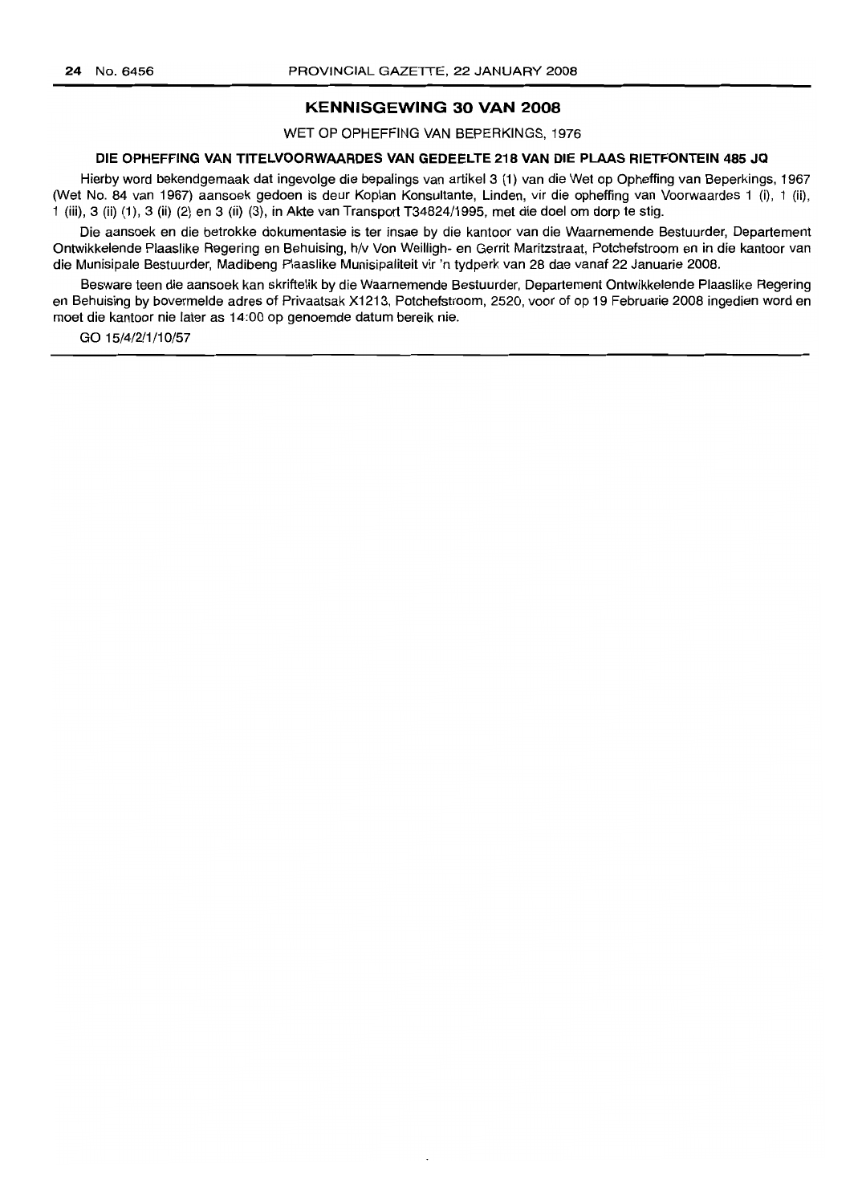## KENNISGEWING 30 VAN 2008

WET OP OPHEFFING VAN BEPERKINGS, 1976

**DIE OPHEFFING VAN TITELVOORWAARDES VAN GEDEELTE 218 VAN DIE PLAAS RIETFONTEIN 485 JQ**

Hierby word bekendgemaak dat ingevolge die bepalings van artikel 3 (1) van die Wet op Opheffing van Beperkings, 1967 (Wet No. 84 van 1967) aansoek gedoen is deur Koplan Konsultante, Linden, vir die opheffing van Voorwaardes 1 (i), 1 (ii), 1 (iii), 3 (ii) (1), 3 (ii) (2) en 3 (ii) (3), in Akte van Transport T34824/1995, met die doel om dorp te stig.

Die aansoek en die betrokke dokumentasie is ter insae by die kantoor van die Waarnemende Bestuurder, Departement Ontwikkelende Plaaslike Regering en Behuising, h/v Von Weilligh- en Gerrit Maritzstraat, Potchefstroom en in die kantoor van die Munisipale Bestuurder, Madibeng Plaaslike Munisipaliteit vir 'n tydperk van 28 dae vanaf 22 Januarie 2008.

Besware teen die aansoek kan skriftelik by die Waarnemende Bestuurder, Departement Ontwikkelende Plaaslike Regering en Behuising by bovermelde adres of Privaatsak X1213, Potchefstroom, 2520, voor of op 19 Februarie 2008 ingedien word en moet die kantoor nie later as 14:00 op genoemde datum bereik nie.

GO 15/4/2/1/10/57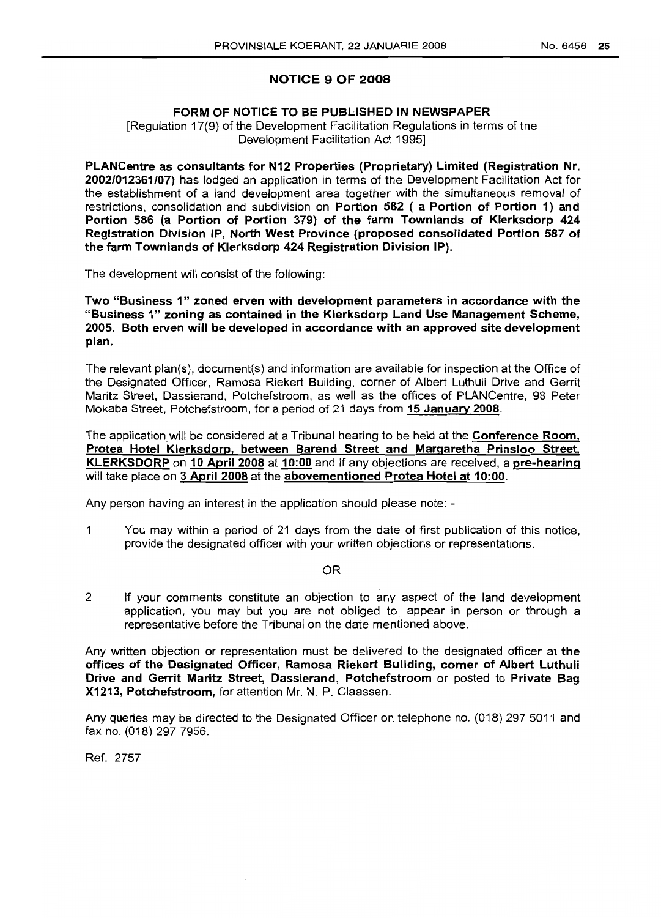## NOTICE 9 OF 2008

### FORM OF NOTICE TO BE PUBLISHED IN NEWSPAPER

[Regulation 17(9) of the Development Facilitation Regulations in terms of the Development Facilitation Act 1995]

**PLANCentre as consultants for N12 Properties (Proprietary) Limited (Registration Nr. 2002/012361/07)** has lodged an application in terms of the Development Facilitation Act for the establishment of a land development area together with the simultaneous removal of restrictions, consolidation and subdivision on **Portion 582 ( a Portion of Portion 1) and Portion 586 (a Portion of Portion 379) of the farm Townlands of Klerksdorp 424 Registration Division IP, North West Province (proposed consolidated Portion 587 of the farm Townlands of Klerksdorp 424 Registration Division IP).**

The development will consist of the following:

**Two "Business 1" zoned erven with development parameters in accordance with the "Business 1" zoning as contained in the Klerksdorp Land Use Management Scheme, 2005. Both erven will be developed in accordance with an approved site development plan.**

The relevant plan(s), document(s) and information are available for inspection at the Office of the Designated Officer, Ramosa Riekert Building, corner of Albert Luthuli Drive and Gerrit Maritz Street, Dassierand, Potchefstroom, as well as the offices of PLANCentre, 98 Peter Mokaba Street, Potchefstroom, for a period of 21 days from **15 January 2008**.

The application will be considered at a Tribunal hearing to be held at the **Conference Room, Protea Hotel Klerksdorp, between Barend Street and Margaretha Prinsloo Street, KLERKSDORP** on **10 April 2008** at **10:00** and if any objections are received, a **pre-hearing** will take place on **3 April 2008** at the **abovementioned Protea Hotel at 10:00**.

Any person having an interest in the application should please note: -

1 You may within a period of 21 days from the date of first publication of this notice, provide the designated officer with your written objections or representations.

OR

2 If your comments constitute an objection to any aspect of the land development application, you may but you are not obliged to, appear in person or through a representative before the Tribunal on the date mentioned above.

Any written objection or representation must be delivered to the designated officer at **the offices of the Designated Officer, Ramosa Riekert Building, corner of Albert Luthuli Drive and Gerrit Maritz Street, Dassierand, Potchefstroom** or posted to **Private Bag X1213, Potchefstroom,** for attention Mr. N. P. Claassen.

Any queries may be directed to the Designated Officer on telephone no. (018) 297 5011 and fax no. (018) 297 7956.

Ref. 2757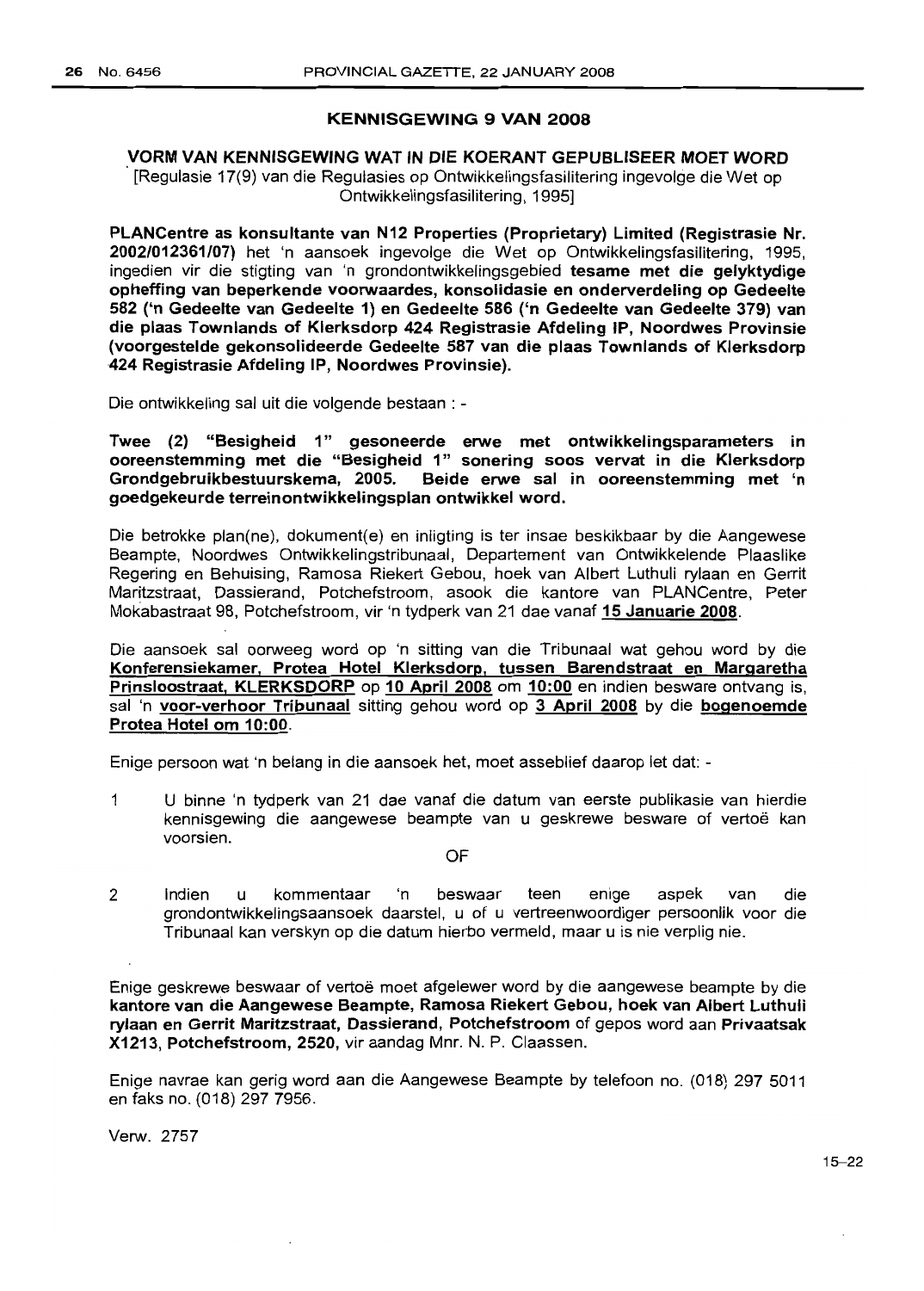## KENNISGEWING 9 VAN 2008

### VORM VAN KENNISGEWING WAT IN DIE KOERANT GEPUBLISEER MOET WORD

[Regulasie 17(9) van die Regulasies op Ontwikkelingsfasilitering ingevolge die Wet op Ontwikkelingsfasilitering, 1995]

**PLANCentre as konsultante van N12 Properties (Proprietary) Limited (Registrasie Nr. 2002/012361/07)** het 'n aansoek ingevolge die Wet op Ontwikkelingsfasilitering, 1995, ingedien vir die stigting van 'n grondontwikkelingsgebied **tesame met die gelyktydige opheffing van beperkende voorwaardes, konsolidasie en onderverdeling op Gedeelte 582 ('n Gedeelte van Gedeelte 1) en Gedeelte 586 ('n Gedeelte van Gedeelte 379) van die plaas Townlands of Klerksdorp 424 Registrasie Afdeling IP, Noordwes Provinsie (voorgestelde gekonsolideerde Gedeelte 587 van die plaas Townlands of Klerksdorp 424 Registrasie Afdeling IP, Noordwes Provinsie).**

Die ontwikkeling sal uit die volgende bestaan : -

**Twee (2) "Besigheid 1" gesoneerde erwe met ontwikkelingsparameters in ooreenstemming met die "Besigheid 1" sonering soos vervat in die Klerksdorp Grondgebruikbestuurskema, 2005. Beide erwe sal in ooreenstemming met 'n goedgekeurde terreinontwikkelingsplan ontwikkel word.**

Die betrokke plan(ne), dokument(e) en inligting is ter insae beskikbaar by die Aangewese Beampte, Noordwes Ontwikkelingstribunaal, Departement van Ontwikkelende Plaaslike Regering en Behuising, Ramosa Riekert Gebou, hoek van Albert Luthuli rylaan en Gerrit Maritzstraat, Dassierand, Potchefstroom, asook die kantore van PLANCentre, Peter Mokabastraat 98, Potchefstroom, vir 'n tydperk van 21 dae vanaf **15 Januarie 2008**.

Die aansoek sal oorweeg word op 'n sitting van die Tribunaal wat gehou word by die **Konferensiekamer, Protea Hotel Klerksdorp, tussen Barendstraat en Margaretha Prinsloostraat, KLERKSDORP** op **10 April 2008** om **10:00** en indien besware ontvang is, sal 'n **voor-verhoor Tribunaal** sitting gehou word op **3 April 2008** by die **bogenoemde Protea Hotel om 10:00**.

Enige persoon wat 'n belang in die aansoek het, moet asseblief daarop let dat: -

1 U binne 'n tydperk van 21 dae vanaf die datum van eerste publikasie van hierdie kennisgewing die aangewese beampte van u geskrewe besware of vertoë kan voorsien.

OF

2 Indien u kommentaar 'n beswaar teen enige aspek van die grondontwikkelingsaansoek daarstel, u of u vertreenwoordiger persoonlik voor die Tribunaal kan verskyn op die datum hierbo vermeld, maar u is nie verplig nie.

Enige geskrewe beswaar of vertoë moet afgelewer word by die aangewese beampte by die **kantore van die Aangewese Beampte, Ramosa Riekert Gebou, hoek van Albert Luthuli rylaan en Gerrit Maritzstraat, Dassierand, Potchefstroom** of gepos word aan **Privaatsak X1213, Potchefstroom, 2520,** vir aandag Mnr. N. P. Claassen.

Enige navrae kan gerig word aan die Aangewese Beampte by telefoon no. (018) 297 5011 en faks no. (018) 297 7956.

Verw. 2757

15–22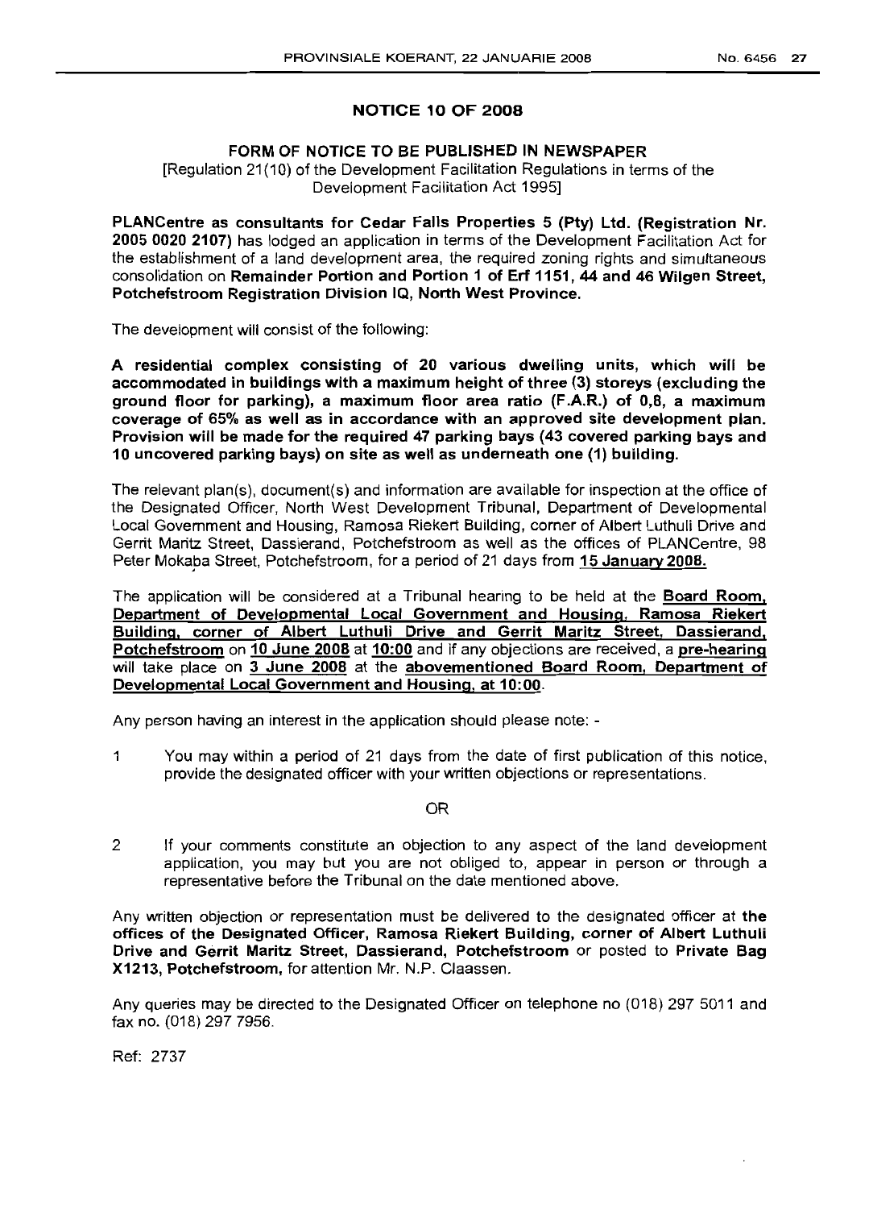## NOTICE 10 OF 2008

### FORM OF NOTICE TO BE PUBLISHED IN NEWSPAPER

[Regulation 21(10) of the Development Facilitation Regulations in terms of the Development Facilitation Act 1995]

**PLANCentre as consultants for Cedar Falls Properties 5 (Pty) Ltd. (Registration Nr. 2005 0020 2107)** has lodged an application in terms of the Development Facilitation Act for the establishment of a land development area, the required zoning rights and simultaneous consolidation on **Remainder Portion and Portion 1 of Erf 1151, 44 and 46 Wilgen Street, Potchefstroom Registration Division IQ, North West Province.**

The development will consist of the following:

**A residential complex consisting of 20 various dwelling units, which will be accommodated in buildings with a maximum height of three (3) storeys (excluding the ground floor for parking), a maximum floor area ratio (F.A.R.) of 0,8, a maximum coverage of 65% as well as in accordance with an approved site development plan. Provision will be made for the required 47 parking bays (43 covered parking bays and 10 uncovered parking bays) on site as well as underneath one (1) building.**

The relevant plan(s), document(s) and information are available for inspection at the office of the Designated Officer, North West Development Tribunal, Department of Developmental Local Government and Housing, Ramosa Riekert Building, corner of Albert Luthuli Drive and Gerrit Maritz Street, Dassierand, Potchefstroom as well as the offices of PLANCentre, 98 Peter Mokaba Street, Potchefstroom, for a period of 21 days from **15 January 2008.**

The application will be considered at a Tribunal hearing to be held at the **Board Room, Department of Developmental Local Government and Housing, Ramosa Riekert Building, corner of Albert Luthuli Drive and Gerrit Maritz Street, Dassierand, Potchefstroom** on **10 June 2008** at **10:00** and if any objections are received, a **pre-hearing** will take place on **3 June 2008** at the **abovementioned Board Room, Department of Developmental Local Government and Housing, at 10:00**.

Any person having an interest in the application should please note: -

1. You may within a period of 21 days from the date of first publication of this notice, provide the designated officer with your written objections or representations.

OR

2. If your comments constitute an objection to any aspect of the land development application, you may but you are not obliged to, appear in person or through a representative before the Tribunal on the date mentioned above.

Any written objection or representation must be delivered to the designated officer at **the offices of the Designated Officer, Ramosa Riekert Building, corner of Albert Luthuli Drive and Gerrit Maritz Street, Dassierand, Potchefstroom** or posted to **Private Bag X1213, Potchefstroom,** for attention Mr. N.P. Claassen.

Any queries may be directed to the Designated Officer on telephone no (018) 297 5011 and fax no. (018) 297 7956.

Ref: 2737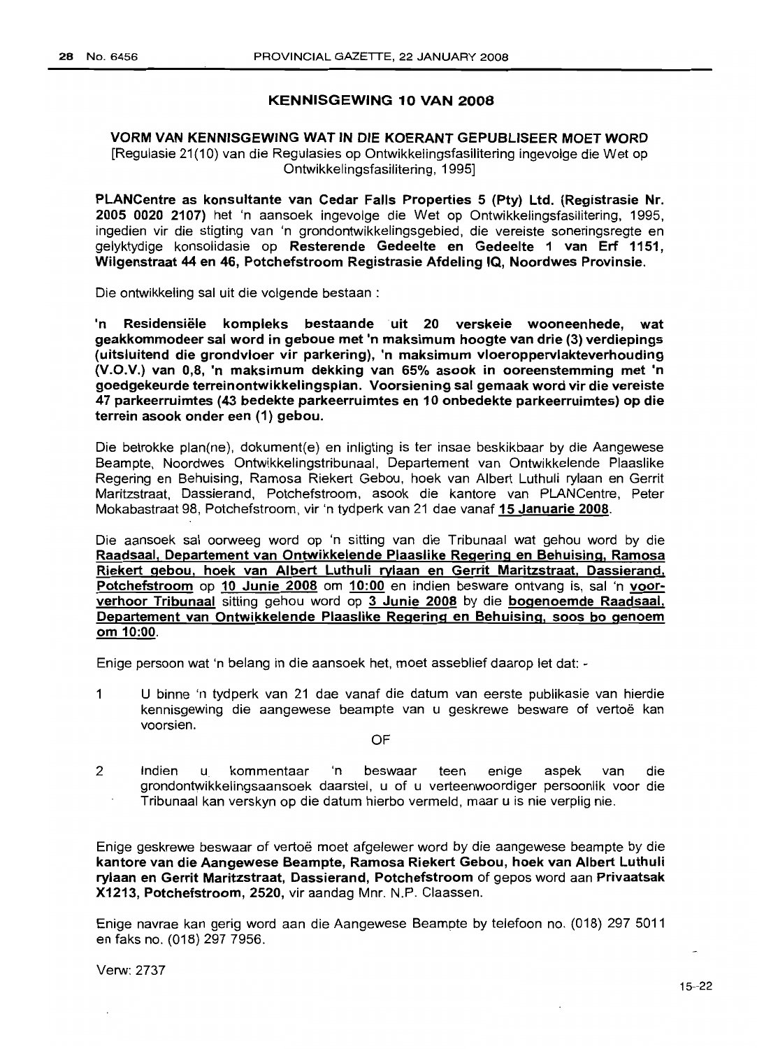## KENNISGEWING 10 VAN 2008

### VORM VAN KENNISGEWING WAT IN DIE KOERANT GEPUBLISEER MOET WORD

[Regulasie 21(10) van die Regulasies op Ontwikkelingsfasilitering ingevolge die Wet op Ontwikkelingsfasilitering, 1995]

**PLANCentre as konsultante van Cedar Falls Properties 5 (Pty) Ltd. (Registrasie Nr. 2005 0020 2107)** het 'n aansoek ingevolge die Wet op Ontwikkelingsfasilitering, 1995, ingedien vir die stigting van 'n grondontwikkelingsgebied, die vereiste soneringsregte en gelyktydige konsolidasie op **Resterende Gedeelte en Gedeelte 1 van Erf 1151, Wilgenstraat 44 en 46, Potchefstroom Registrasie Afdeling IQ, Noordwes Provinsie.**

Die ontwikkeling sal uit die volgende bestaan :

**'n Residensiële kompleks bestaande uit 20 verskeie wooneenhede, wat geakkommodeer sal word in geboue met 'n maksimum hoogte van drie (3) verdiepings (uitsluitend die grondvloer vir parkering), 'n maksimum vloeroppervlakteverhouding (V.O.V.) van 0,8, 'n maksimum dekking van 65% asook in ooreenstemming met 'n goedgekeurde terreinontwikkelingsplan. Voorsiening sal gemaak word vir die vereiste 47 parkeerruimtes (43 bedekte parkeerruimtes en 10 onbedekte parkeerruimtes) op die terrein asook onder een (1) gebou.**

Die betrokke plan(ne), dokument(e) en inligting is ter insae beskikbaar by die Aangewese Beampte, Noordwes Ontwikkelingstribunaal, Departement van Ontwikkelende Plaaslike Regering en Behuising, Ramosa Riekert Gebou, hoek van Albert Luthuli rylaan en Gerrit Maritzstraat, Dassierand, Potchefstroom, asook die kantore van PLANCentre, Peter Mokabastraat 98, Potchefstroom, vir 'n tydperk van 21 dae vanaf **15 Januarie 2008**.

Die aansoek sal oorweeg word op 'n sitting van die Tribunaal wat gehou word by die **Raadsaal, Departement van Ontwikkelende Plaaslike Regering en Behuising, Ramosa Riekert gebou, hoek van Albert Luthuli rylaan en Gerrit Maritzstraat, Dassierand, Potchefstroom** op **10 Junie 2008** om **10:00** en indien besware ontvang is, sal 'n **voorverhoor Tribunaal** sitting gehou word op **3 Junie 2008** by die **bogenoemde Raadsaal, Departement van Ontwikkelende Plaaslike Regering en Behuising, soos bo genoem om 10:00**.

Enige persoon wat 'n belang in die aansoek het, moet asseblief daarop let dat: -

1 U binne 'n tydperk van 21 dae vanaf die datum van eerste publikasie van hierdie kennisgewing die aangewese beampte van u geskrewe besware of vertoë kan voorsien.

OF

2 Indien u kommentaar 'n beswaar teen enige aspek van die grondontwikkelingsaansoek daarstel, u of u verteenwoordiger persoonlik voor die Tribunaal kan verskyn op die datum hierbo vermeld, maar u is nie verplig nie.

Enige geskrewe beswaar of vertoë moet afgelewer word by die aangewese beampte by die **kantore van die Aangewese Beampte, Ramosa Riekert Gebou, hoek van Albert Luthuli rylaan en Gerrit Maritzstraat, Dassierand, Potchefstroom** of gepos word aan **Privaatsak X1213, Potchefstroom, 2520,** vir aandag Mnr. N.P. Claassen.

Enige navrae kan gerig word aan die Aangewese Beampte by telefoon no. (018) 297 5011 en faks no. (018) 297 7956.

Verw: 2737

15–22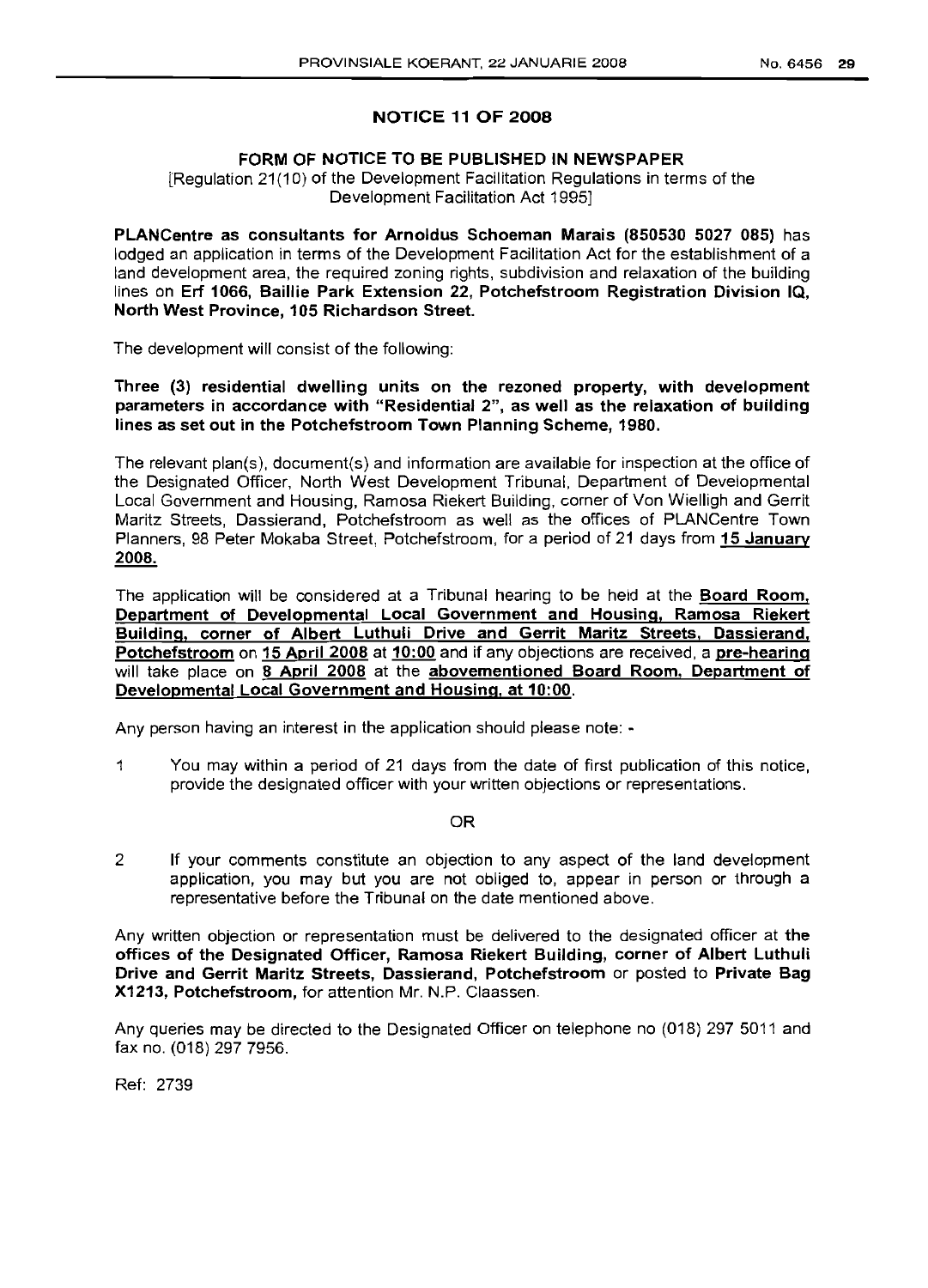## NOTICE 11 OF 2008

### FORM OF NOTICE TO BE PUBLISHED IN NEWSPAPER

[Regulation 21(10) of the Development Facilitation Regulations in terms of the Development Facilitation Act 1995]

**PLANCentre as consultants for Arnoldus Schoeman Marais (850530 5027 085)** has lodged an application in terms of the Development Facilitation Act for the establishment of a land development area, the required zoning rights, subdivision and relaxation of the building lines on **Erf 1066, Baillie Park Extension 22, Potchefstroom Registration Division IQ, North West Province, 105 Richardson Street.**

The development will consist of the following:

**Three (3) residential dwelling units on the rezoned property, with development parameters in accordance with "Residential 2", as well as the relaxation of building lines as set out in the Potchefstroom Town Planning Scheme, 1980.**

The relevant plan(s), document(s) and information are available for inspection at the office of the Designated Officer, North West Development Tribunal, Department of Developmental Local Government and Housing, Ramosa Riekert Building, corner of Von Wielligh and Gerrit Maritz Streets, Dassierand, Potchefstroom as well as the offices of PLANCentre Town Planners, 98 Peter Mokaba Street, Potchefstroom, for a period of 21 days from **15 January 2008.**

The application will be considered at a Tribunal hearing to be held at the **Board Room, Department of Developmental Local Government and Housing, Ramosa Riekert Building, corner of Albert Luthuli Drive and Gerrit Maritz Streets, Dassierand, Potchefstroom** on **15 April 2008** at **10:00** and if any objections are received, a **pre-hearing** will take place on **8 April 2008** at the **abovementioned Board Room, Department of Developmental Local Government and Housing, at 10:00.**

Any person having an interest in the application should please note: -

1 You may within a period of 21 days from the date of first publication of this notice, provide the designated officer with your written objections or representations.

OR

2 If your comments constitute an objection to any aspect of the land development application, you may but you are not obliged to, appear in person or through a representative before the Tribunal on the date mentioned above.

Any written objection or representation must be delivered to the designated officer at **the offices of the Designated Officer, Ramosa Riekert Building, corner of Albert Luthuli Drive and Gerrit Maritz Streets, Dassierand, Potchefstroom** or posted to **Private Bag X1213, Potchefstroom,** for attention Mr. N.P. Claassen.

Any queries may be directed to the Designated Officer on telephone no (018) 297 5011 and fax no. (018) 297 7956.

Ref: 2739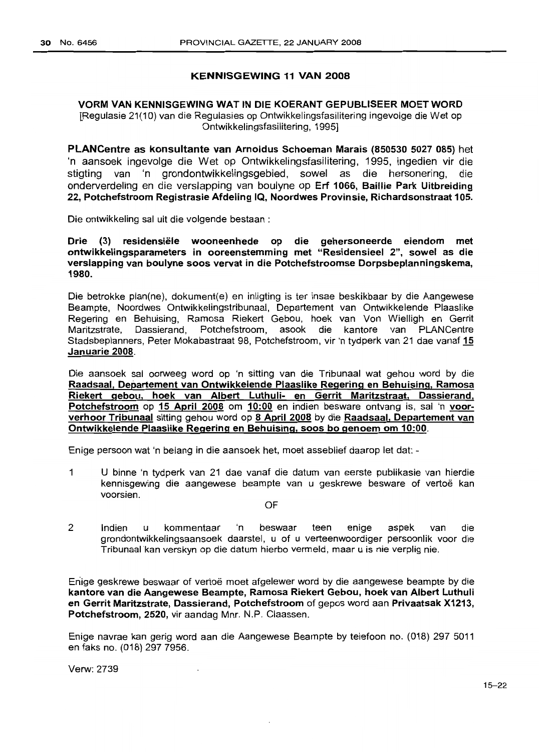## KENNISGEWING 11 VAN 2008

### VORM VAN KENNISGEWING WAT IN DIE KOERANT GEPUBLISEER MOET WORD

[Regulasie 21(10) van die Regulasies op Ontwikkelingsfasilitering ingevolge die Wet op Ontwikkelingsfasilitering, 1995]

**PLANCentre as konsultante van Arnoldus Schoeman Marais (850530 5027 085)** het 'n aansoek ingevolge die Wet op Ontwikkelingsfasilitering, 1995, ingedien vir die stigting van 'n grondontwikkelingsgebied, sowel as die hersonering, die onderverdeling en die verslapping van boulyne op **Erf 1066, Baillie Park Uitbreiding 22, Potchefstroom Registrasie Afdeling IQ, Noordwes Provinsie, Richardsonstraat 105.**

Die ontwikkeling sal uit die volgende bestaan :

**Drie (3) residensiële wooneenhede op die gehersoneerde eiendom met ontwikkelingsparameters in ooreenstemming met "Residensieel 2", sowel as die verslapping van boulyne soos vervat in die Potchefstroomse Dorpsbeplanningskema, 1980.**

Die betrokke plan(ne), dokument(e) en inligting is ter insae beskikbaar by die Aangewese Beampte, Noordwes Ontwikkelingstribunaal, Departement van Ontwikkelende Plaaslike Regering en Behuising, Ramosa Riekert Gebou, hoek van Von Wielligh en Gerrit Maritzstrate, Dassierand, Potchefstroom, asook die kantore van PLANCentre Stadsbeplanners, Peter Mokabastraat 98, Potchefstroom, vir 'n tydperk van 21 dae vanaf **15 Januarie 2008**.

Die aansoek sal oorweeg word op 'n sitting van die Tribunaal wat gehou word by die **Raadsaal, Departement van Ontwikkelende Plaaslike Regering en Behuising, Ramosa Riekert gebou, hoek van Albert Luthuli- en Gerrit Maritzstraat, Dassierand, Potchefstroom** op **15 April 2008** om **10:00** en indien besware ontvang is, sal 'n **voorverhoor Tribunaal** sitting gehou word op **8 April 2008** by die **Raadsaal, Departement van Ontwikkelende Plaaslike Regering en Behuising, soos bo genoem om 10:00**.

Enige persoon wat 'n belang in die aansoek het, moet asseblief daarop let dat: -

1. U binne 'n tydperk van 21 dae vanaf die datum van eerste publikasie van hierdie kennisgewing die aangewese beampte van u geskrewe besware of vertoë kan voorsien.

OF

2. Indien u kommentaar 'n beswaar teen enige aspek van die grondontwikkelingsaansoek daarstel, u of u verteenwoordiger persoonlik voor die Tribunaal kan verskyn op die datum hierbo vermeld, maar u is nie verplig nie.

Enige geskrewe beswaar of vertoë moet afgelewer word by die aangewese beampte by die **kantore van die Aangewese Beampte, Ramosa Riekert Gebou, hoek van Albert Luthuli en Gerrit Maritzstrate, Dassierand, Potchefstroom** of gepos word aan **Privaatsak X1213, Potchefstroom, 2520**, vir aandag Mnr. N.P. Claassen.

Enige navrae kan gerig word aan die Aangewese Beampte by telefoon no. (018) 297 5011 en faks no. (018) 297 7956.

Verw: 2739

15–22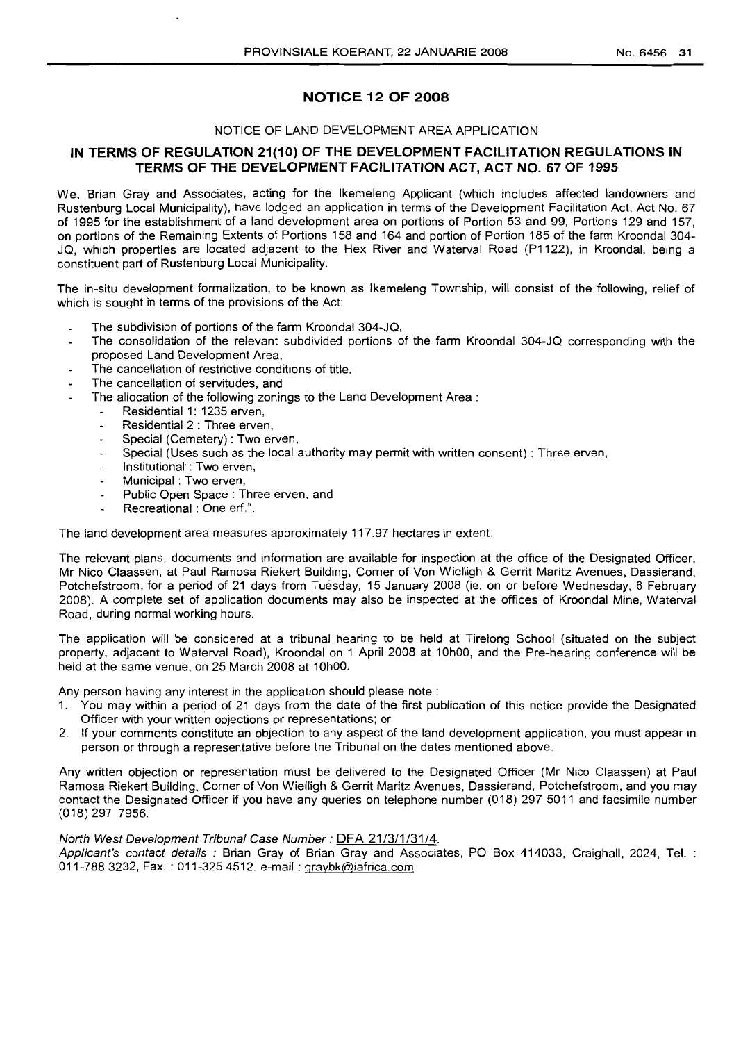## NOTICE 12 OF 2008

NOTICE OF LAND DEVELOPMENT AREA APPLICATION

### IN TERMS OF REGULATION 21(10) OF THE DEVELOPMENT FACILITATION REGULATIONS IN TERMS OF THE DEVELOPMENT FACILITATION ACT, ACT NO. 67 OF 1995

We, Brian Gray and Associates, acting for the Ikemeleng Applicant (which includes affected landowners and Rustenburg Local Municipality), have lodged an application in terms of the Development Facilitation Act, Act No. 67 of 1995 for the establishment of a land development area on portions of Portion 53 and 99, Portions 129 and 157, on portions of the Remaining Extents of Portions 158 and 164 and portion of Portion 185 of the farm Kroondal 304-JQ, which properties are located adjacent to the Hex River and Waterval Road (P1122), in Kroondal, being a constituent part of Rustenburg Local Municipality.

The in-situ development formalization, to be known as Ikemeleng Township, will consist of the following, relief of which is sought in terms of the provisions of the Act:

- The subdivision of portions of the farm Kroondal 304-JQ,
- The consolidation of the relevant subdivided portions of the farm Kroondal 304-JQ corresponding with the proposed Land Development Area,
- The cancellation of restrictive conditions of title,
- The cancellation of servitudes, and
- The allocation of the following zonings to the Land Development Area :
  - Residential 1: 1235 erven,
  - Residential 2 : Three erven,
  - Special (Cemetery) : Two erven,
  - Special (Uses such as the local authority may permit with written consent) : Three erven,
  - Institutional : Two erven,
  - Municipal : Two erven,
  - Public Open Space : Three erven, and
  - Recreational : One erf.".

The land development area measures approximately 117.97 hectares in extent.

The relevant plans, documents and information are available for inspection at the office of the Designated Officer, Mr Nico Claassen, at Paul Ramosa Riekert Building, Corner of Von Wielligh & Gerrit Maritz Avenues, Dassierand, Potchefstroom, for a period of 21 days from Tuesday, 15 January 2008 (ie. on or before Wednesday, 6 February 2008). A complete set of application documents may also be inspected at the offices of Kroondal Mine, Waterval Road, during normal working hours.

The application will be considered at a tribunal hearing to be held at Tirelong School (situated on the subject property, adjacent to Waterval Road), Kroondal on 1 April 2008 at 10h00, and the Pre-hearing conference will be held at the same venue, on 25 March 2008 at 10h00.

Any person having any interest in the application should please note :

1. You may within a period of 21 days from the date of the first publication of this notice provide the Designated Officer with your written objections or representations; or
2. If your comments constitute an objection to any aspect of the land development application, you must appear in person or through a representative before the Tribunal on the dates mentioned above.

Any written objection or representation must be delivered to the Designated Officer (Mr Nico Claassen) at Paul Ramosa Riekert Building, Corner of Von Wielligh & Gerrit Maritz Avenues, Dassierand, Potchefstroom, and you may contact the Designated Officer if you have any queries on telephone number (018) 297 5011 and facsimile number (018) 297 7956.

*North West Development Tribunal Case Number :* DFA 21/3/1/31/4.
*Applicant's contact details :* Brian Gray of Brian Gray and Associates, PO Box 414033, Craighall, 2024, Tel. : 011-788 3232, Fax. : 011-325 4512. e-mail : graybk@iafrica.com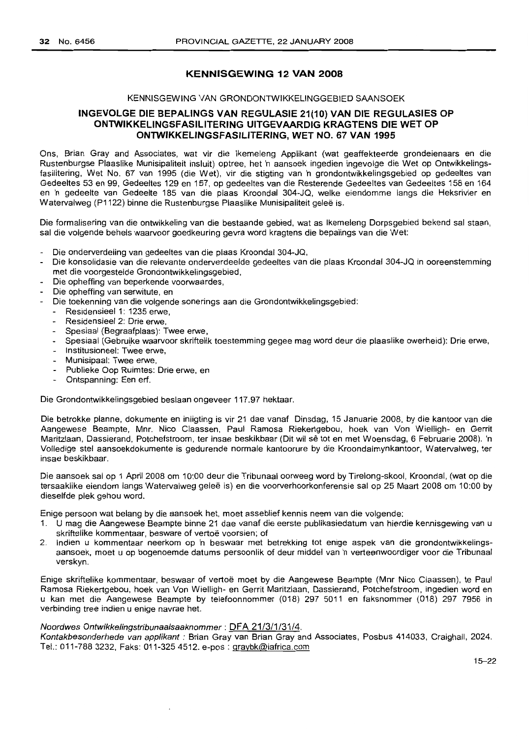## KENNISGEWING 12 VAN 2008

KENNISGEWING VAN GRONDONTWIKKELINGGEBIED SAANSOEK

### INGEVOLGE DIE BEPALINGS VAN REGULASIE 21(10) VAN DIE REGULASIES OP ONTWIKKELINGSFASILITERING UITGEVAARDIG KRAGTENS DIE WET OP ONTWIKKELINGSFASILITERING, WET NO. 67 VAN 1995

Ons, Brian Gray and Associates, wat vir die Ikemeleng Applikant (wat geaffekteerde grondeienaars en die Rustenburgse Plaaslike Munisipaliteit insluit) optree, het 'n aansoek ingedien ingevolge die Wet op Ontwikkelingsfasilitering, Wet No. 67 van 1995 (die Wet), vir die stigting van 'n grondontwikkelingsgebied op gedeeltes van Gedeeltes 53 en 99, Gedeeltes 129 en 157, op gedeeltes van die Resterende Gedeeltes van Gedeeltes 158 en 164 en 'n gedeelte van Gedeelte 185 van die plaas Kroondal 304-JQ, welke eiendomme langs die Heksrivier en Watervalweg (P1122) binne die Rustenburgse Plaaslike Munisipaliteit geleë is.

Die formalisering van die ontwikkeling van die bestaande gebied, wat as Ikemeleng Dorpsgebied bekend sal staan, sal die volgende behels waarvoor goedkeuring gevra word kragtens die bepalings van die Wet:

- Die onderverdeling van gedeeltes van die plaas Kroondal 304-JQ,
- Die konsolidasie van die relevante onderverdeelde gedeeltes van die plaas Kroondal 304-JQ in ooreenstemming met die voorgestelde Grondontwikkelingsgebied,
- Die opheffing van beperkende voorwaardes,
- Die opheffing van serwitute, en
- Die toekenning van die volgende sonerings aan die Grondontwikkelingsgebied:
  - Residensieel 1: 1235 erwe,
  - Residensieel 2: Drie erwe,
  - Spesiaal (Begraafplaas): Twee erwe,
  - Spesiaal (Gebruike waarvoor skriftelik toestemming gegee mag word deur die plaaslike owerheid): Drie erwe,
  - Institusioneel: Twee erwe,
  - Munisipaal: Twee erwe,
  - Publieke Oop Ruimtes: Drie erwe, en
  - Ontspanning: Een erf.

Die Grondontwikkelingsgebied beslaan ongeveer 117.97 hektaar.

Die betrokke planne, dokumente en inligting is vir 21 dae vanaf Dinsdag, 15 Januarie 2008, by die kantoor van die Aangewese Beampte, Mnr. Nico Claassen, Paul Ramosa Riekertgebou, hoek van Von Wielligh- en Gerrit Maritzlaan, Dassierand, Potchefstroom, ter insae beskikbaar (Dit wil sê tot en met Woensdag, 6 Februarie 2008). 'n Volledige stel aansoekdokumente is gedurende normale kantoorure by die Kroondalmynkantoor, Watervalweg, ter insae beskikbaar.

Die aansoek sal op 1 April 2008 om 10:00 deur die Tribunaal oorweeg word by Tirelong-skool, Kroondal, (wat op die tersaaklike eiendom langs Watervalweg geleë is) en die voorverhoorkonferensie sal op 25 Maart 2008 om 10:00 by dieselfde plek gehou word.

Enige persoon wat belang by die aansoek het, moet asseblief kennis neem van die volgende:

1. U mag die Aangewese Beampte binne 21 dae vanaf die eerste publikasiedatum van hierdie kennisgewing van u skriftelike kommentaar, besware of vertoë voorsien; of
2. Indien u kommentaar neerkom op 'n beswaar met betrekking tot enige aspek van die grondontwikkelingsaansoek, moet u op bogenoemde datums persoonlik of deur middel van 'n verteenwoordiger voor die Tribunaal verskyn.

Enige skriftelike kommentaar, beswaar of vertoë moet by die Aangewese Beampte (Mnr Nico Claassen), te Paul Ramosa Riekertgebou, hoek van Von Wielligh- en Gerrit Maritzlaan, Dassierand, Potchefstroom, ingedien word en u kan met die Aangewese Beampte by telefoonnommer (018) 297 5011 en faksnommer (018) 297 7956 in verbinding tree indien u enige navrae het.

*Noordwes Ontwikkelingstribunaalsaaknommer* : DFA 21/3/1/31/4.

*Kontakbesonderhede van applikant* : Brian Gray van Brian Gray and Associates, Posbus 414033, Craighall, 2024. Tel.: 011-788 3232, Faks: 011-325 4512. e-pos : graybk@iafrica.com

15–22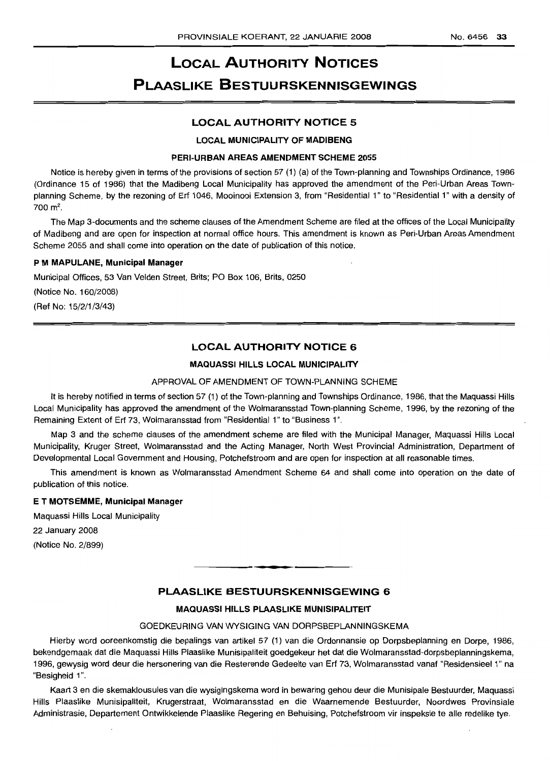# LOCAL AUTHORITY NOTICES

# PLAASLIKE BESTUURSKENNISGEWINGS

## LOCAL AUTHORITY NOTICE 5

### LOCAL MUNICIPALITY OF MADIBENG

### PERI-URBAN AREAS AMENDMENT SCHEME 2055

Notice is hereby given in terms of the provisions of section 57 (1) (a) of the Town-planning and Townships Ordinance, 1986 (Ordinance 15 of 1986) that the Madibeng Local Municipality has approved the amendment of the Peri-Urban Areas Town-planning Scheme, by the rezoning of Erf 1046, Mooinooi Extension 3, from "Residential 1" to "Residential 1" with a density of 700 m$^2$.

The Map 3-documents and the scheme clauses of the Amendment Scheme are filed at the offices of the Local Municipality of Madibeng and are open for inspection at normal office hours. This amendment is known as Peri-Urban Areas Amendment Scheme 2055 and shall come into operation on the date of publication of this notice.

**P M MAPULANE, Municipal Manager**

Municipal Offices, 53 Van Velden Street, Brits; PO Box 106, Brits, 0250

(Notice No. 160/2008)

(Ref No: 15/2/1/3/43)

## LOCAL AUTHORITY NOTICE 6

### MAQUASSI HILLS LOCAL MUNICIPALITY

APPROVAL OF AMENDMENT OF TOWN-PLANNING SCHEME

It is hereby notified in terms of section 57 (1) of the Town-planning and Townships Ordinance, 1986, that the Maquassi Hills Local Municipality has approved the amendment of the Wolmaransstad Town-planning Scheme, 1996, by the rezoning of the Remaining Extent of Erf 73, Wolmaransstad from "Residential 1" to "Business 1".

Map 3 and the scheme clauses of the amendment scheme are filed with the Municipal Manager, Maquassi Hills Local Municipality, Kruger Street, Wolmaransstad and the Acting Manager, North West Provincial Administration, Department of Developmental Local Government and Housing, Potchefstroom and are open for inspection at all reasonable times.

This amendment is known as Wolmaransstad Amendment Scheme 64 and shall come into operation on the date of publication of this notice.

**E T MOTSEMME, Municipal Manager**

Maquassi Hills Local Municipality

22 January 2008

(Notice No. 2/899)

## PLAASLIKE BESTUURSKENNISGEWING 6

### MAQUASSI HILLS PLAASLIKE MUNISIPALITEIT

GOEDKEURING VAN WYSIGING VAN DORPSBEPLANNINGSKEMA

Hierby word ooreenkomstig die bepalings van artikel 57 (1) van die Ordonnansie op Dorpsbeplanning en Dorpe, 1986, bekendgemaak dat die Maquassi Hills Plaaslike Munisipaliteit goedgekeur het dat die Wolmaransstad-dorpsbeplanningskema, 1996, gewysig word deur die hersonering van die Resterende Gedeelte van Erf 73, Wolmaransstad vanaf "Residensieel 1" na "Besigheid 1".

Kaart 3 en die skemaklousules van die wysigingskema word in bewaring gehou deur die Munisipale Bestuurder, Maquassi Hills Plaaslike Munisipaliteit, Krugerstraat, Wolmaransstad en die Waarnemende Bestuurder, Noordwes Provinsiale Administrasie, Departement Ontwikkelende Plaaslike Regering en Behuising, Potchefstroom vir inspeksie te alle redelike tye.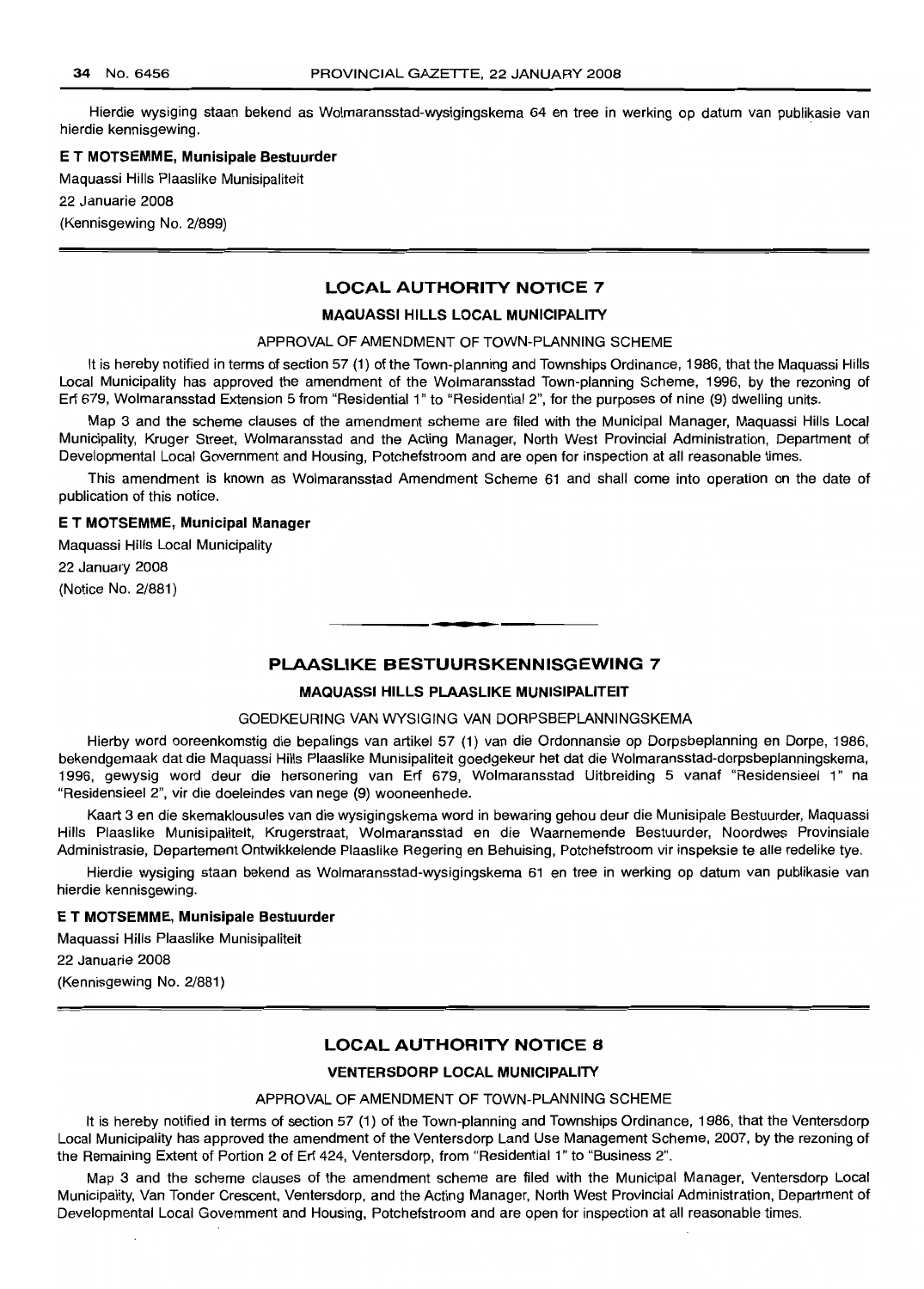Hierdie wysiging staan bekend as Wolmaransstad-wysigingskema 64 en tree in werking op datum van publikasie van hierdie kennisgewing.

**E T MOTSEMME, Munisipale Bestuurder**

Maquassi Hills Plaaslike Munisipaliteit

22 Januarie 2008

(Kennisgewing No. 2/899)

---

## LOCAL AUTHORITY NOTICE 7

### MAQUASSI HILLS LOCAL MUNICIPALITY

APPROVAL OF AMENDMENT OF TOWN-PLANNING SCHEME

It is hereby notified in terms of section 57 (1) of the Town-planning and Townships Ordinance, 1986, that the Maquassi Hills Local Municipality has approved the amendment of the Wolmaransstad Town-planning Scheme, 1996, by the rezoning of Erf 679, Wolmaransstad Extension 5 from "Residential 1" to "Residential 2", for the purposes of nine (9) dwelling units.

Map 3 and the scheme clauses of the amendment scheme are filed with the Municipal Manager, Maquassi Hills Local Municipality, Kruger Street, Wolmaransstad and the Acting Manager, North West Provincial Administration, Department of Developmental Local Government and Housing, Potchefstroom and are open for inspection at all reasonable times.

This amendment is known as Wolmaransstad Amendment Scheme 61 and shall come into operation on the date of publication of this notice.

**E T MOTSEMME, Municipal Manager**

Maquassi Hills Local Municipality

22 January 2008

(Notice No. 2/881)

---

## PLAASLIKE BESTUURSKENNISGEWING 7

### MAQUASSI HILLS PLAASLIKE MUNISIPALITEIT

GOEDKEURING VAN WYSIGING VAN DORPSBEPLANNINGSKEMA

Hierby word ooreenkomstig die bepalings van artikel 57 (1) van die Ordonnansie op Dorpsbeplanning en Dorpe, 1986, bekendgemaak dat die Maquassi Hills Plaaslike Munisipaliteit goedgekeur het dat die Wolmaransstad-dorpsbeplanningskema, 1996, gewysig word deur die hersonering van Erf 679, Wolmaransstad Uitbreiding 5 vanaf "Residensieel 1" na "Residensieel 2", vir die doeleindes van nege (9) wooneenhede.

Kaart 3 en die skemaklousules van die wysigingskema word in bewaring gehou deur die Munisipale Bestuurder, Maquassi Hills Plaaslike Munisipaliteit, Krugerstraat, Wolmaransstad en die Waarnemende Bestuurder, Noordwes Provinsiale Administrasie, Departement Ontwikkelende Plaaslike Regering en Behuising, Potchefstroom vir inspeksie te alle redelike tye.

Hierdie wysiging staan bekend as Wolmaransstad-wysigingskema 61 en tree in werking op datum van publikasie van hierdie kennisgewing.

**E T MOTSEMME, Munisipale Bestuurder**

Maquassi Hills Plaaslike Munisipaliteit

22 Januarie 2008

(Kennisgewing No. 2/881)

---

## LOCAL AUTHORITY NOTICE 8

### VENTERSDORP LOCAL MUNICIPALITY

APPROVAL OF AMENDMENT OF TOWN-PLANNING SCHEME

It is hereby notified in terms of section 57 (1) of the Town-planning and Townships Ordinance, 1986, that the Ventersdorp Local Municipality has approved the amendment of the Ventersdorp Land Use Management Scheme, 2007, by the rezoning of the Remaining Extent of Portion 2 of Erf 424, Ventersdorp, from "Residential 1" to "Business 2".

Map 3 and the scheme clauses of the amendment scheme are filed with the Municipal Manager, Ventersdorp Local Municipality, Van Tonder Crescent, Ventersdorp, and the Acting Manager, North West Provincial Administration, Department of Developmental Local Government and Housing, Potchefstroom and are open for inspection at all reasonable times.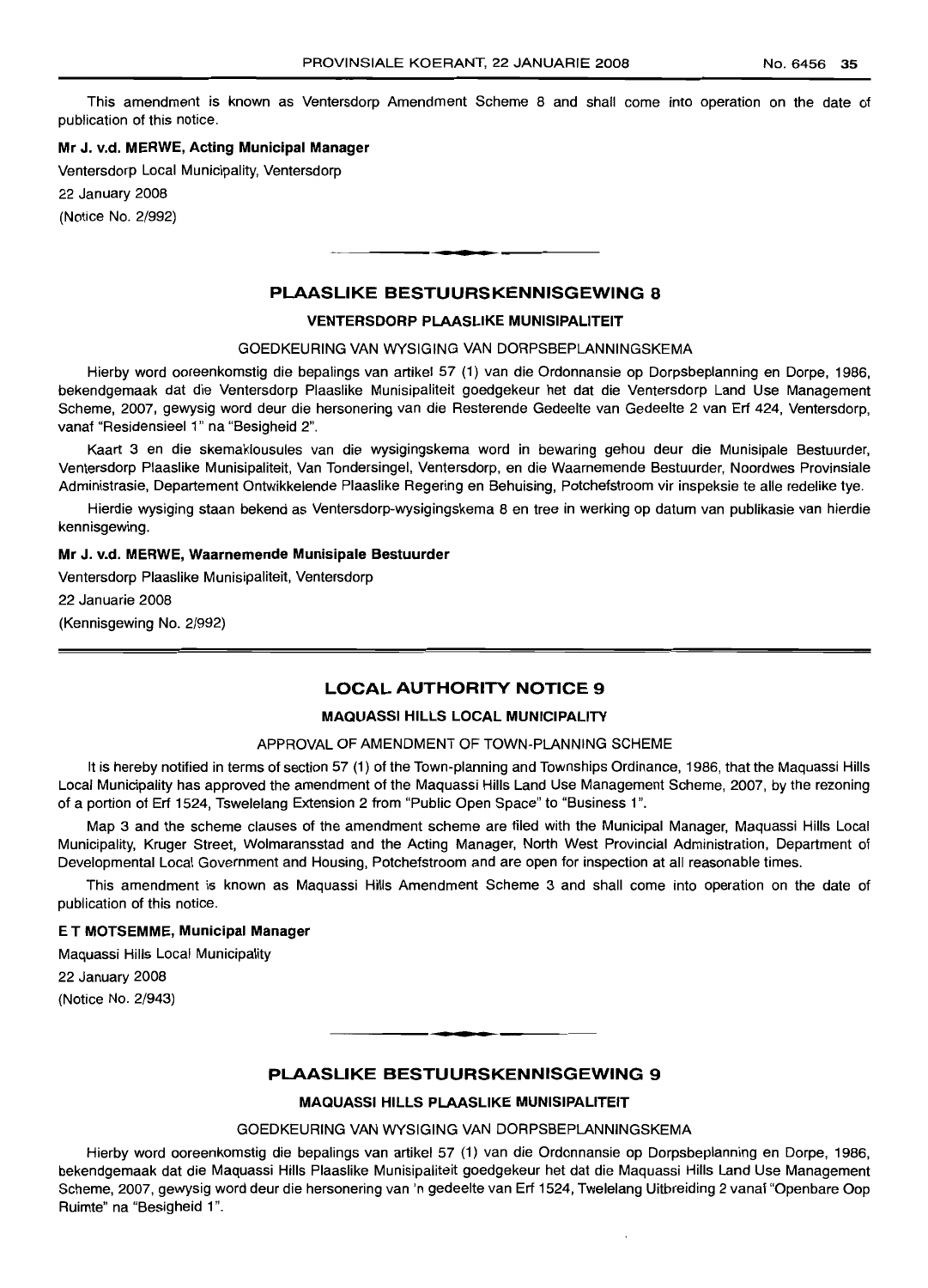This amendment is known as Ventersdorp Amendment Scheme 8 and shall come into operation on the date of publication of this notice.

**Mr J. v.d. MERWE, Acting Municipal Manager**

Ventersdorp Local Municipality, Ventersdorp

22 January 2008

(Notice No. 2/992)

---

## PLAASLIKE BESTUURSKENNISGEWING 8

### VENTERSDORP PLAASLIKE MUNISIPALITEIT

GOEDKEURING VAN WYSIGING VAN DORPSBEPLANNINGSKEMA

Hierby word ooreenkomstig die bepalings van artikel 57 (1) van die Ordonnansie op Dorpsbeplanning en Dorpe, 1986, bekendgemaak dat die Ventersdorp Plaaslike Munisipaliteit goedgekeur het dat die Ventersdorp Land Use Management Scheme, 2007, gewysig word deur die hersonering van die Resterende Gedeelte van Gedeelte 2 van Erf 424, Ventersdorp, vanaf "Residensieel 1" na "Besigheid 2".

Kaart 3 en die skemaklousules van die wysigingskema word in bewaring gehou deur die Munisipale Bestuurder, Ventersdorp Plaaslike Munisipaliteit, Van Tondersingel, Ventersdorp, en die Waarnemende Bestuurder, Noordwes Provinsiale Administrasie, Departement Ontwikkelende Plaaslike Regering en Behuising, Potchefstroom vir inspeksie te alle redelike tye.

Hierdie wysiging staan bekend as Ventersdorp-wysigingskema 8 en tree in werking op datum van publikasie van hierdie kennisgewing.

**Mr J. v.d. MERWE, Waarnemende Munisipale Bestuurder**

Ventersdorp Plaaslike Munisipaliteit, Ventersdorp

22 Januarie 2008

(Kennisgewing No. 2/992)

---

## LOCAL AUTHORITY NOTICE 9

### MAQUASSI HILLS LOCAL MUNICIPALITY

APPROVAL OF AMENDMENT OF TOWN-PLANNING SCHEME

It is hereby notified in terms of section 57 (1) of the Town-planning and Townships Ordinance, 1986, that the Maquassi Hills Local Municipality has approved the amendment of the Maquassi Hills Land Use Management Scheme, 2007, by the rezoning of a portion of Erf 1524, Tswelelang Extension 2 from "Public Open Space" to "Business 1".

Map 3 and the scheme clauses of the amendment scheme are filed with the Municipal Manager, Maquassi Hills Local Municipality, Kruger Street, Wolmaransstad and the Acting Manager, North West Provincial Administration, Department of Developmental Local Government and Housing, Potchefstroom and are open for inspection at all reasonable times.

This amendment is known as Maquassi Hills Amendment Scheme 3 and shall come into operation on the date of publication of this notice.

**E T MOTSEMME, Municipal Manager**

Maquassi Hills Local Municipality

22 January 2008

(Notice No. 2/943)

---

## PLAASLIKE BESTUURSKENNISGEWING 9

### MAQUASSI HILLS PLAASLIKE MUNISIPALITEIT

GOEDKEURING VAN WYSIGING VAN DORPSBEPLANNINGSKEMA

Hierby word ooreenkomstig die bepalings van artikel 57 (1) van die Ordonnansie op Dorpsbeplanning en Dorpe, 1986, bekendgemaak dat die Maquassi Hills Plaaslike Munisipaliteit goedgekeur het dat die Maquassi Hills Land Use Management Scheme, 2007, gewysig word deur die hersonering van 'n gedeelte van Erf 1524, Twelelang Uitbreiding 2 vanaf "Openbare Oop Ruimte" na "Besigheid 1".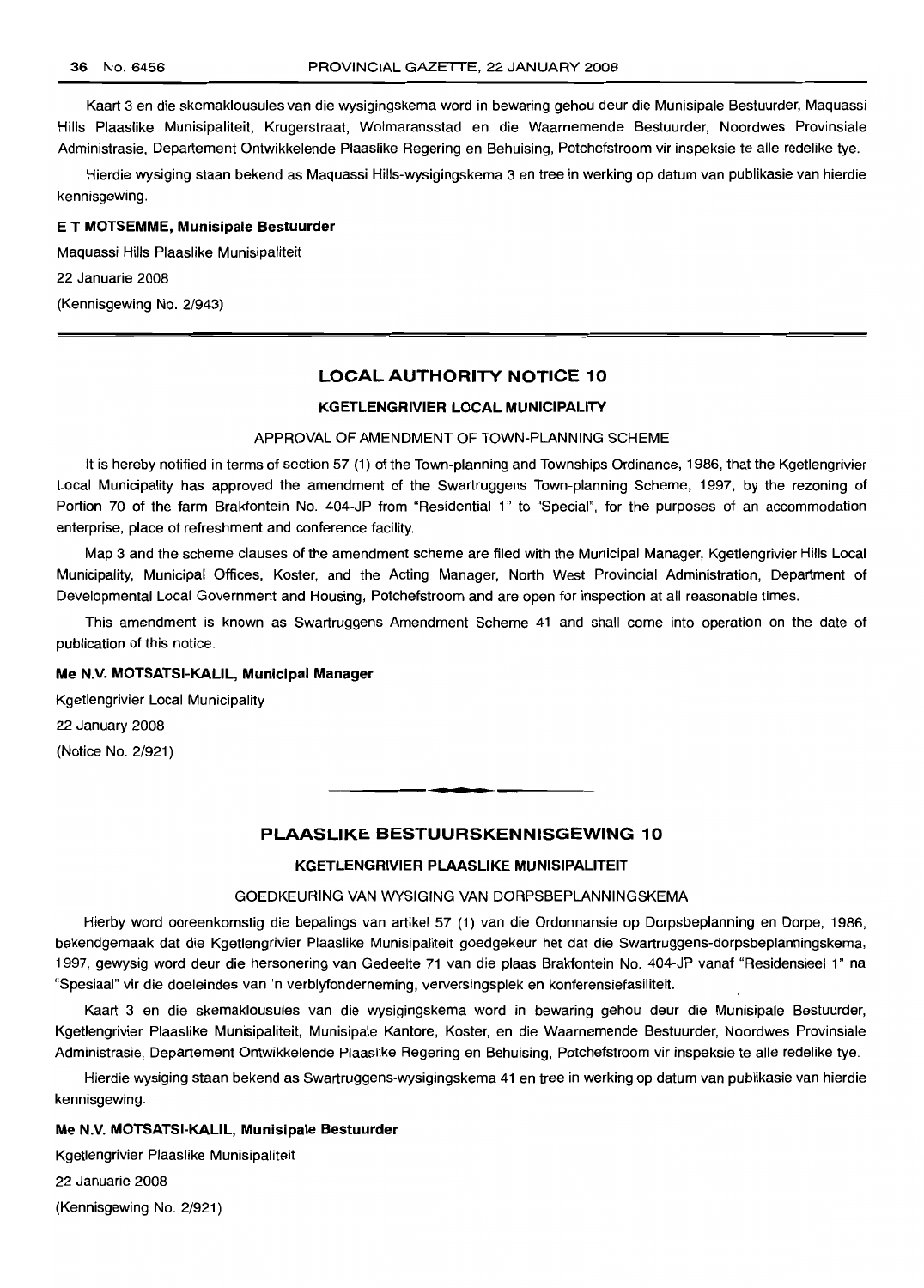Kaart 3 en die skemaklousules van die wysigingskema word in bewaring gehou deur die Munisipale Bestuurder, Maquassi Hills Plaaslike Munisipaliteit, Krugerstraat, Wolmaransstad en die Waarnemende Bestuurder, Noordwes Provinsiale Administrasie, Departement Ontwikkelende Plaaslike Regering en Behuising, Potchefstroom vir inspeksie te alle redelike tye.

Hierdie wysiging staan bekend as Maquassi Hills-wysigingskema 3 en tree in werking op datum van publikasie van hierdie kennisgewing.

**E T MOTSEMME, Munisipale Bestuurder**

Maquassi Hills Plaaslike Munisipaliteit

22 Januarie 2008

(Kennisgewing No. 2/943)

---

## LOCAL AUTHORITY NOTICE 10

### KGETLENGRIVIER LOCAL MUNICIPALITY

APPROVAL OF AMENDMENT OF TOWN-PLANNING SCHEME

It is hereby notified in terms of section 57 (1) of the Town-planning and Townships Ordinance, 1986, that the Kgetlengrivier Local Municipality has approved the amendment of the Swartruggens Town-planning Scheme, 1997, by the rezoning of Portion 70 of the farm Brakfontein No. 404-JP from "Residential 1" to "Special", for the purposes of an accommodation enterprise, place of refreshment and conference facility.

Map 3 and the scheme clauses of the amendment scheme are filed with the Municipal Manager, Kgetlengrivier Hills Local Municipality, Municipal Offices, Koster, and the Acting Manager, North West Provincial Administration, Department of Developmental Local Government and Housing, Potchefstroom and are open for inspection at all reasonable times.

This amendment is known as Swartruggens Amendment Scheme 41 and shall come into operation on the date of publication of this notice.

**Me N.V. MOTSATSI-KALIL, Municipal Manager**

Kgetlengrivier Local Municipality

22 January 2008

(Notice No. 2/921)

---

## PLAASLIKE BESTUURSKENNISGEWING 10

### KGETLENGRIVIER PLAASLIKE MUNISIPALITEIT

GOEDKEURING VAN WYSIGING VAN DORPSBEPLANNINGSKEMA

Hierby word ooreenkomstig die bepalings van artikel 57 (1) van die Ordonnansie op Dorpsbeplanning en Dorpe, 1986, bekendgemaak dat die Kgetlengrivier Plaaslike Munisipaliteit goedgekeur het dat die Swartruggens-dorpsbeplanningskema, 1997, gewysig word deur die hersonering van Gedeelte 71 van die plaas Brakfontein No. 404-JP vanaf "Residensieel 1" na "Spesiaal" vir die doeleindes van 'n verblyfonderneming, verversingsplek en konferensiefasiliteit.

Kaart 3 en die skemaklousules van die wysigingskema word in bewaring gehou deur die Munisipale Bestuurder, Kgetlengrivier Plaaslike Munisipaliteit, Munisipale Kantore, Koster, en die Waarnemende Bestuurder, Noordwes Provinsiale Administrasie, Departement Ontwikkelende Plaaslike Regering en Behuising, Potchefstroom vir inspeksie te alle redelike tye.

Hierdie wysiging staan bekend as Swartruggens-wysigingskema 41 en tree in werking op datum van publikasie van hierdie kennisgewing.

**Me N.V. MOTSATSI-KALIL, Munisipale Bestuurder**

Kgetlengrivier Plaaslike Munisipaliteit

22 Januarie 2008

(Kennisgewing No. 2/921)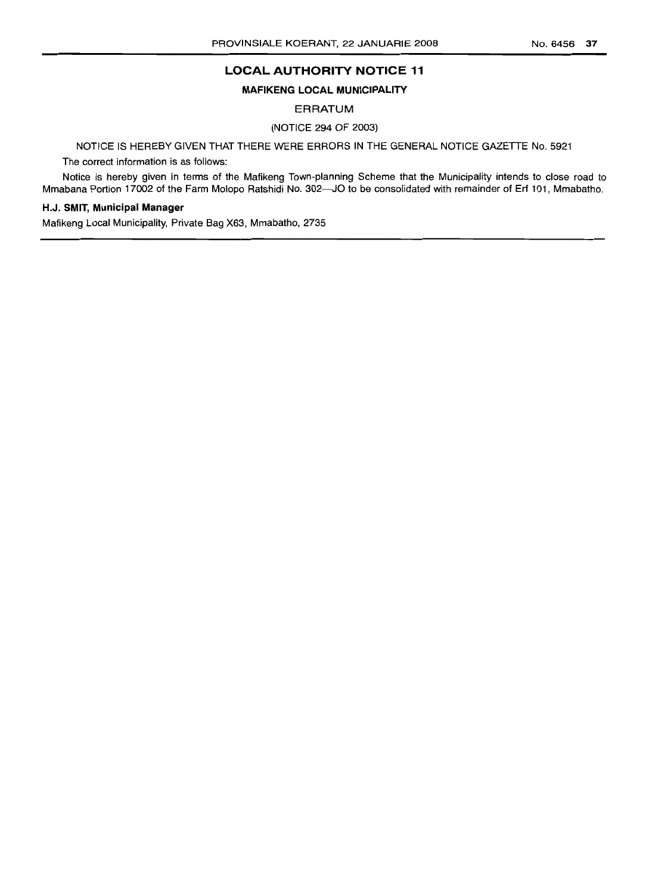## LOCAL AUTHORITY NOTICE 11

### MAFIKENG LOCAL MUNICIPALITY

ERRATUM

(NOTICE 294 OF 2003)

NOTICE IS HEREBY GIVEN THAT THERE WERE ERRORS IN THE GENERAL NOTICE GAZETTE No. 5921

The correct information is as follows:

Notice is hereby given in terms of the Mafikeng Town-planning Scheme that the Municipality intends to close road to Mmabana Portion 17002 of the Farm Molopo Ratshidi No. 302—JO to be consolidated with remainder of Erf 101, Mmabatho.

**H.J. SMIT, Municipal Manager**

Mafikeng Local Municipality, Private Bag X63, Mmabatho, 2735